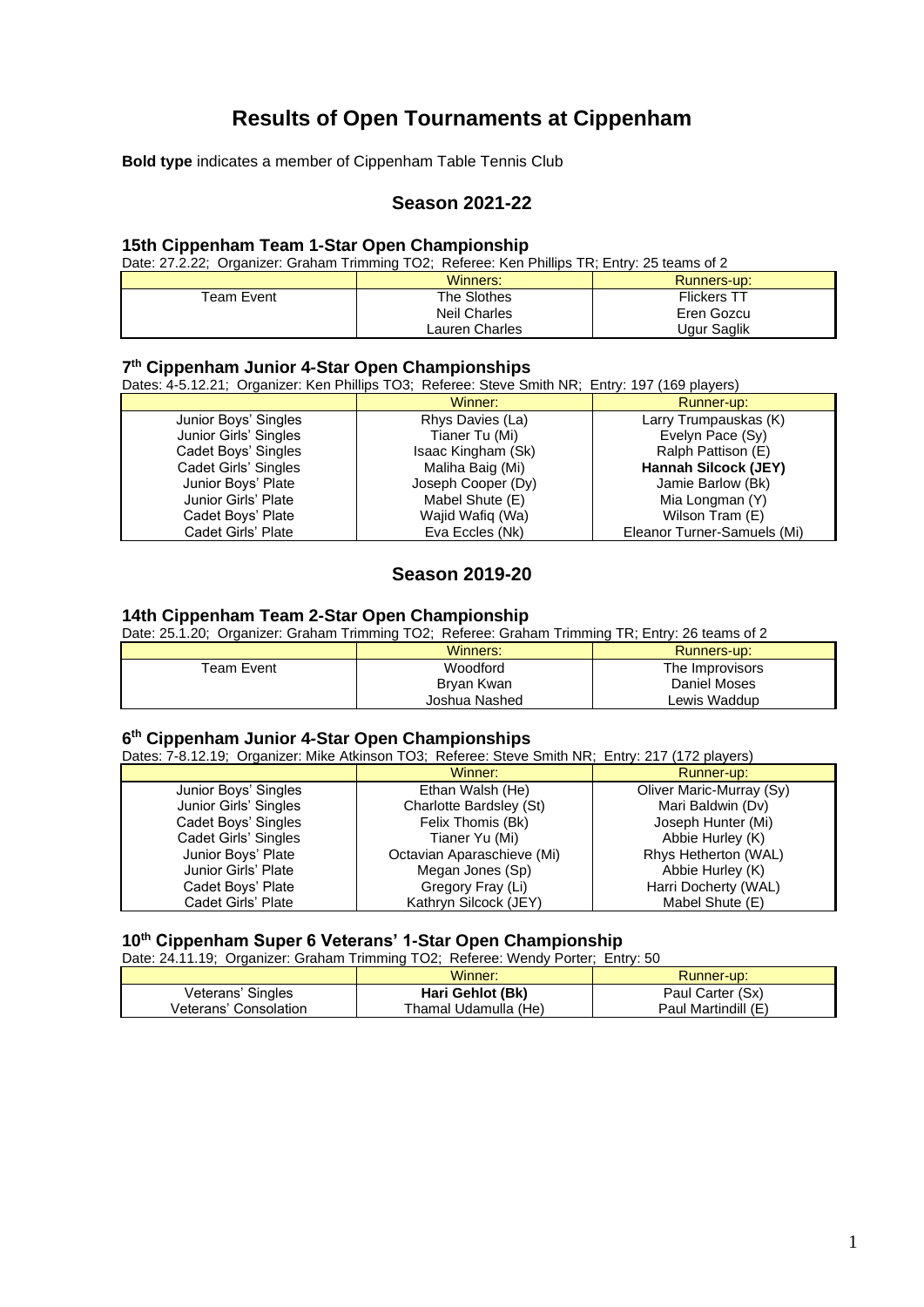# Results of Open Tournaments at Cippenham

**Bold type** indicates a member of Cippenham Table Tennis Club

## Season 2021-22

### 15th Cippenham Team 1-Star Open Championship

Date: 27.2.22; Organizer: Graham Trimming TO2; Referee: Ken Phillips TR; Entry: 25 teams of 2

| | Winners: | Runners-up: |
|---|---|---|
| Team Event | The Slothes<br>Neil Charles<br>Lauren Charles | Flickers TT<br>Eren Gozcu<br>Ugur Saglik |

### 7th Cippenham Junior 4-Star Open Championships

Dates: 4-5.12.21; Organizer: Ken Phillips TO3; Referee: Steve Smith NR; Entry: 197 (169 players)

| | Winner: | Runner-up: |
|---|---|---|
| Junior Boys' Singles | Rhys Davies (La) | Larry Trumpauskas (K) |
| Junior Girls' Singles | Tianer Tu (Mi) | Evelyn Pace (Sy) |
| Cadet Boys' Singles | Isaac Kingham (Sk) | Ralph Pattison (E) |
| Cadet Girls' Singles | Maliha Baig (Mi) | **Hannah Silcock (JEY)** |
| Junior Boys' Plate | Joseph Cooper (Dy) | Jamie Barlow (Bk) |
| Junior Girls' Plate | Mabel Shute (E) | Mia Longman (Y) |
| Cadet Boys' Plate | Wajid Wafiq (Wa) | Wilson Tram (E) |
| Cadet Girls' Plate | Eva Eccles (Nk) | Eleanor Turner-Samuels (Mi) |

## Season 2019-20

### 14th Cippenham Team 2-Star Open Championship

Date: 25.1.20; Organizer: Graham Trimming TO2; Referee: Graham Trimming TR; Entry: 26 teams of 2

| | Winners: | Runners-up: |
|---|---|---|
| Team Event | Woodford<br>Bryan Kwan<br>Joshua Nashed | The Improvisors<br>Daniel Moses<br>Lewis Waddup |

### 6th Cippenham Junior 4-Star Open Championships

Dates: 7-8.12.19; Organizer: Mike Atkinson TO3; Referee: Steve Smith NR; Entry: 217 (172 players)

| | Winner: | Runner-up: |
|---|---|---|
| Junior Boys' Singles | Ethan Walsh (He) | Oliver Maric-Murray (Sy) |
| Junior Girls' Singles | Charlotte Bardsley (St) | Mari Baldwin (Dv) |
| Cadet Boys' Singles | Felix Thomis (Bk) | Joseph Hunter (Mi) |
| Cadet Girls' Singles | Tianer Yu (Mi) | Abbie Hurley (K) |
| Junior Boys' Plate | Octavian Aparaschieve (Mi) | Rhys Hetherton (WAL) |
| Junior Girls' Plate | Megan Jones (Sp) | Abbie Hurley (K) |
| Cadet Boys' Plate | Gregory Fray (Li) | Harri Docherty (WAL) |
| Cadet Girls' Plate | Kathryn Silcock (JEY) | Mabel Shute (E) |

### 10th Cippenham Super 6 Veterans' 1-Star Open Championship

Date: 24.11.19; Organizer: Graham Trimming TO2; Referee: Wendy Porter; Entry: 50

| | Winner: | Runner-up: |
|---|---|---|
| Veterans' Singles | **Hari Gehlot (Bk)** | Paul Carter (Sx) |
| Veterans' Consolation | Thamal Udamulla (He) | Paul Martindill (E) |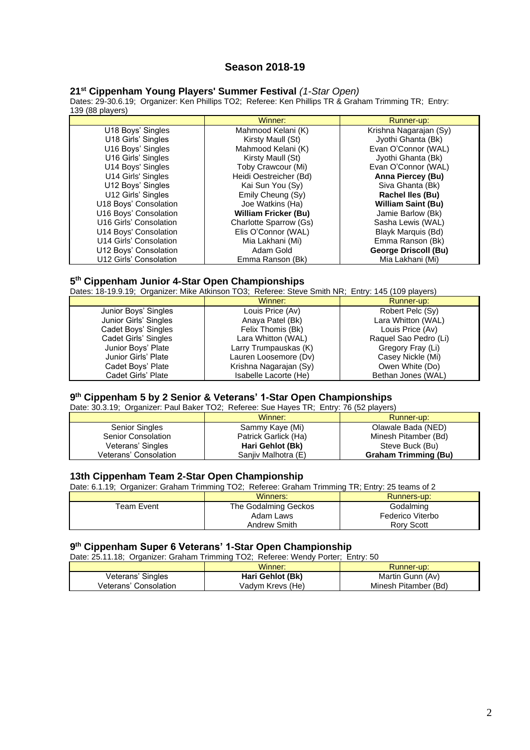# Season 2018-19

### 21st Cippenham Young Players' Summer Festival *(1-Star Open)*

Dates: 29-30.6.19; Organizer: Ken Phillips TO2; Referee: Ken Phillips TR & Graham Trimming TR; Entry: 139 (88 players)

| | Winner: | Runner-up: |
|---|---|---|
| U18 Boys' Singles | Mahmood Kelani (K) | Krishna Nagarajan (Sy) |
| U18 Girls' Singles | Kirsty Maull (St) | Jyothi Ghanta (Bk) |
| U16 Boys' Singles | Mahmood Kelani (K) | Evan O'Connor (WAL) |
| U16 Girls' Singles | Kirsty Maull (St) | Jyothi Ghanta (Bk) |
| U14 Boys' Singles | Toby Crawcour (Mi) | Evan O'Connor (WAL) |
| U14 Girls' Singles | Heidi Oestreicher (Bd) | **Anna Piercey (Bu)** |
| U12 Boys' Singles | Kai Sun You (Sy) | Siva Ghanta (Bk) |
| U12 Girls' Singles | Emily Cheung (Sy) | **Rachel Iles (Bu)** |
| U18 Boys' Consolation | Joe Watkins (Ha) | **William Saint (Bu)** |
| U16 Boys' Consolation | **William Fricker (Bu)** | Jamie Barlow (Bk) |
| U16 Girls' Consolation | Charlotte Sparrow (Gs) | Sasha Lewis (WAL) |
| U14 Boys' Consolation | Elis O'Connor (WAL) | Blayk Marquis (Bd) |
| U14 Girls' Consolation | Mia Lakhani (Mi) | Emma Ranson (Bk) |
| U12 Boys' Consolation | Adam Gold | **George Driscoll (Bu)** |
| U12 Girls' Consolation | Emma Ranson (Bk) | Mia Lakhani (Mi) |

### 5th Cippenham Junior 4-Star Open Championships

Dates: 18-19.9.19; Organizer: Mike Atkinson TO3; Referee: Steve Smith NR; Entry: 145 (109 players)

| | Winner: | Runner-up: |
|---|---|---|
| Junior Boys' Singles | Louis Price (Av) | Robert Pelc (Sy) |
| Junior Girls' Singles | Anaya Patel (Bk) | Lara Whitton (WAL) |
| Cadet Boys' Singles | Felix Thomis (Bk) | Louis Price (Av) |
| Cadet Girls' Singles | Lara Whitton (WAL) | Raquel Sao Pedro (Li) |
| Junior Boys' Plate | Larry Trumpauskas (K) | Gregory Fray (Li) |
| Junior Girls' Plate | Lauren Loosemore (Dv) | Casey Nickle (Mi) |
| Cadet Boys' Plate | Krishna Nagarajan (Sy) | Owen White (Do) |
| Cadet Girls' Plate | Isabelle Lacorte (He) | Bethan Jones (WAL) |

### 9th Cippenham 5 by 2 Senior & Veterans' 1-Star Open Championships

Date: 30.3.19; Organizer: Paul Baker TO2; Referee: Sue Hayes TR; Entry: 76 (52 players)

| | Winner: | Runner-up: |
|---|---|---|
| Senior Singles | Sammy Kaye (Mi) | Olawale Bada (NED) |
| Senior Consolation | Patrick Garlick (Ha) | Minesh Pitamber (Bd) |
| Veterans' Singles | **Hari Gehlot (Bk)** | Steve Buck (Bu) |
| Veterans' Consolation | Sanjiv Malhotra (E) | **Graham Trimming (Bu)** |

### 13th Cippenham Team 2-Star Open Championship

Date: 6.1.19; Organizer: Graham Trimming TO2; Referee: Graham Trimming TR; Entry: 25 teams of 2

| | Winners: | Runners-up: |
|---|---|---|
| Team Event | The Godalming Geckos<br>Adam Laws<br>Andrew Smith | Godalming<br>Federico Viterbo<br>Rory Scott |

### 9th Cippenham Super 6 Veterans' 1-Star Open Championship

Date: 25.11.18; Organizer: Graham Trimming TO2; Referee: Wendy Porter; Entry: 50

| | Winner: | Runner-up: |
|---|---|---|
| Veterans' Singles | **Hari Gehlot (Bk)** | Martin Gunn (Av) |
| Veterans' Consolation | Vadym Krevs (He) | Minesh Pitamber (Bd) |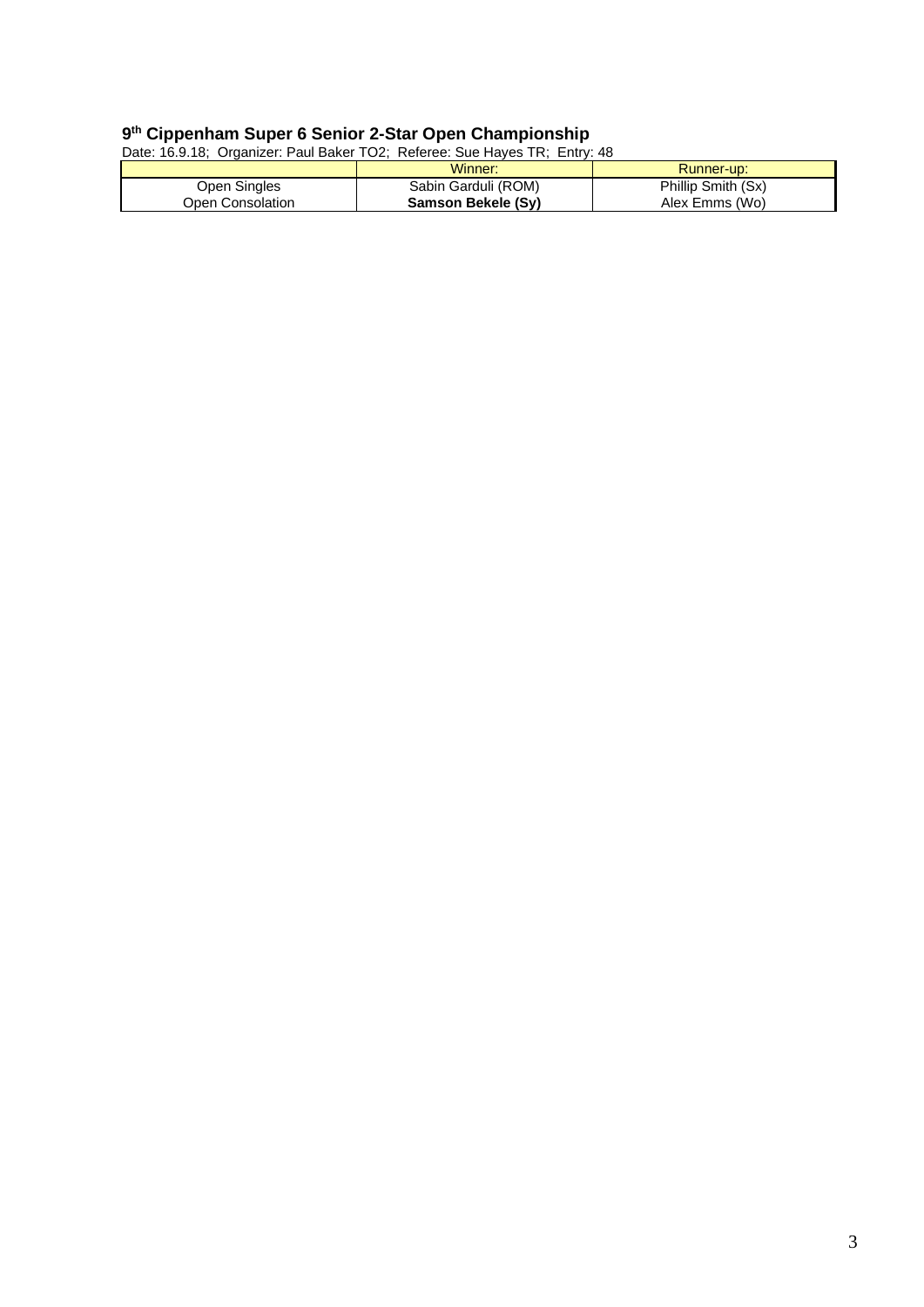### 9th Cippenham Super 6 Senior 2-Star Open Championship

Date: 16.9.18; Organizer: Paul Baker TO2; Referee: Sue Hayes TR; Entry: 48

| | Winner: | Runner-up: |
|---|---|---|
| Open Singles | Sabin Garduli (ROM) | Phillip Smith (Sx) |
| Open Consolation | **Samson Bekele (Sy)** | Alex Emms (Wo) |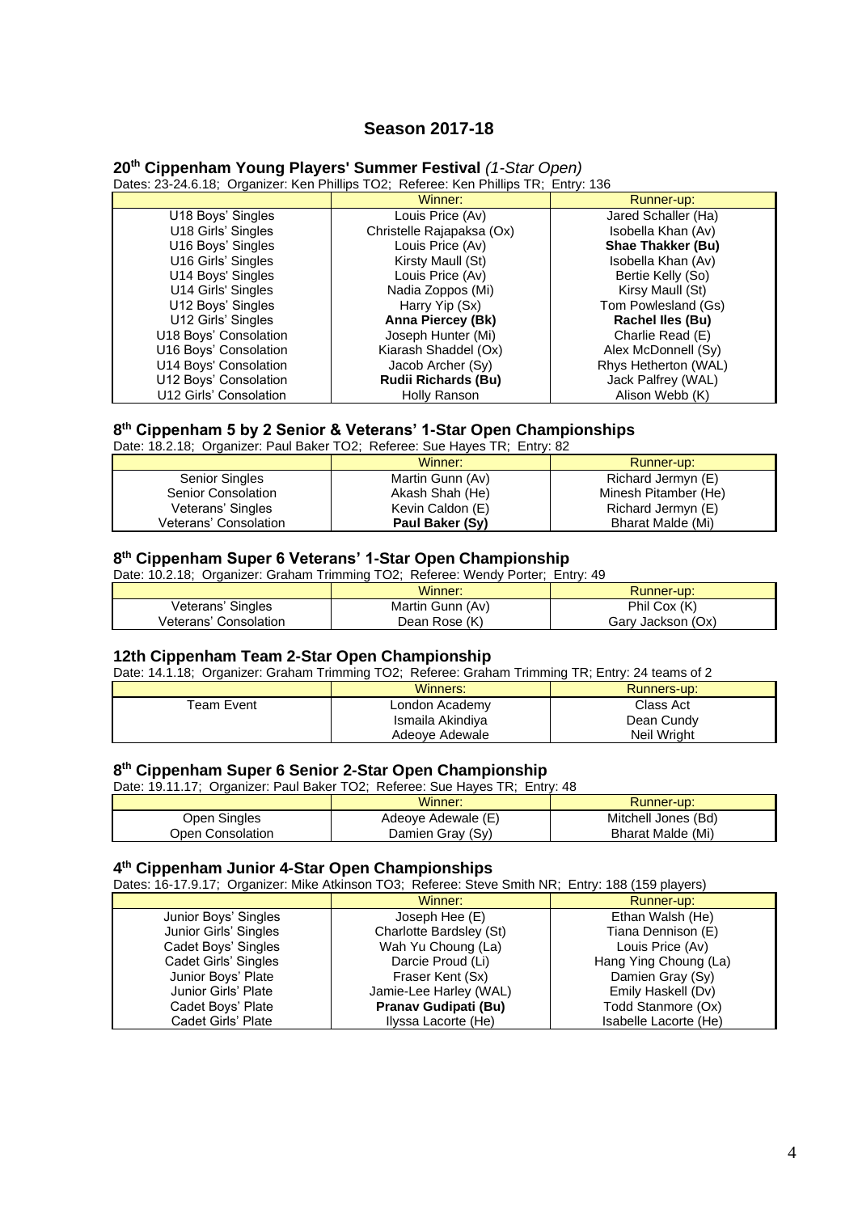# Season 2017-18

## 20th Cippenham Young Players' Summer Festival *(1-Star Open)*

Dates: 23-24.6.18; Organizer: Ken Phillips TO2; Referee: Ken Phillips TR; Entry: 136

| | Winner: | Runner-up: |
|---|---|---|
| U18 Boys' Singles | Louis Price (Av) | Jared Schaller (Ha) |
| U18 Girls' Singles | Christelle Rajapaksa (Ox) | Isobella Khan (Av) |
| U16 Boys' Singles | Louis Price (Av) | **Shae Thakker (Bu)** |
| U16 Girls' Singles | Kirsty Maull (St) | Isobella Khan (Av) |
| U14 Boys' Singles | Louis Price (Av) | Bertie Kelly (So) |
| U14 Girls' Singles | Nadia Zoppos (Mi) | Kirsy Maull (St) |
| U12 Boys' Singles | Harry Yip (Sx) | Tom Powlesland (Gs) |
| U12 Girls' Singles | **Anna Piercey (Bk)** | **Rachel Iles (Bu)** |
| U18 Boys' Consolation | Joseph Hunter (Mi) | Charlie Read (E) |
| U16 Boys' Consolation | Kiarash Shaddel (Ox) | Alex McDonnell (Sy) |
| U14 Boys' Consolation | Jacob Archer (Sy) | Rhys Hetherton (WAL) |
| U12 Boys' Consolation | **Rudii Richards (Bu)** | Jack Palfrey (WAL) |
| U12 Girls' Consolation | Holly Ranson | Alison Webb (K) |

## 8th Cippenham 5 by 2 Senior & Veterans' 1-Star Open Championships

Date: 18.2.18; Organizer: Paul Baker TO2; Referee: Sue Hayes TR; Entry: 82

| | Winner: | Runner-up: |
|---|---|---|
| Senior Singles | Martin Gunn (Av) | Richard Jermyn (E) |
| Senior Consolation | Akash Shah (He) | Minesh Pitamber (He) |
| Veterans' Singles | Kevin Caldon (E) | Richard Jermyn (E) |
| Veterans' Consolation | **Paul Baker (Sy)** | Bharat Malde (Mi) |

## 8th Cippenham Super 6 Veterans' 1-Star Open Championship

Date: 10.2.18; Organizer: Graham Trimming TO2; Referee: Wendy Porter; Entry: 49

| | Winner: | Runner-up: |
|---|---|---|
| Veterans' Singles | Martin Gunn (Av) | Phil Cox (K) |
| Veterans' Consolation | Dean Rose (K) | Gary Jackson (Ox) |

## 12th Cippenham Team 2-Star Open Championship

Date: 14.1.18; Organizer: Graham Trimming TO2; Referee: Graham Trimming TR; Entry: 24 teams of 2

| | Winners: | Runners-up: |
|---|---|---|
| Team Event | London Academy<br>Ismaila Akindiya<br>Adeoye Adewale | Class Act<br>Dean Cundy<br>Neil Wright |

## 8th Cippenham Super 6 Senior 2-Star Open Championship

Date: 19.11.17; Organizer: Paul Baker TO2; Referee: Sue Hayes TR; Entry: 48

| | Winner: | Runner-up: |
|---|---|---|
| Open Singles | Adeoye Adewale (E) | Mitchell Jones (Bd) |
| Open Consolation | Damien Gray (Sy) | Bharat Malde (Mi) |

## 4th Cippenham Junior 4-Star Open Championships

Dates: 16-17.9.17; Organizer: Mike Atkinson TO3; Referee: Steve Smith NR; Entry: 188 (159 players)

| | Winner: | Runner-up: |
|---|---|---|
| Junior Boys' Singles | Joseph Hee (E) | Ethan Walsh (He) |
| Junior Girls' Singles | Charlotte Bardsley (St) | Tiana Dennison (E) |
| Cadet Boys' Singles | Wah Yu Choung (La) | Louis Price (Av) |
| Cadet Girls' Singles | Darcie Proud (Li) | Hang Ying Choung (La) |
| Junior Boys' Plate | Fraser Kent (Sx) | Damien Gray (Sy) |
| Junior Girls' Plate | Jamie-Lee Harley (WAL) | Emily Haskell (Dv) |
| Cadet Boys' Plate | **Pranav Gudipati (Bu)** | Todd Stanmore (Ox) |
| Cadet Girls' Plate | Ilyssa Lacorte (He) | Isabelle Lacorte (He) |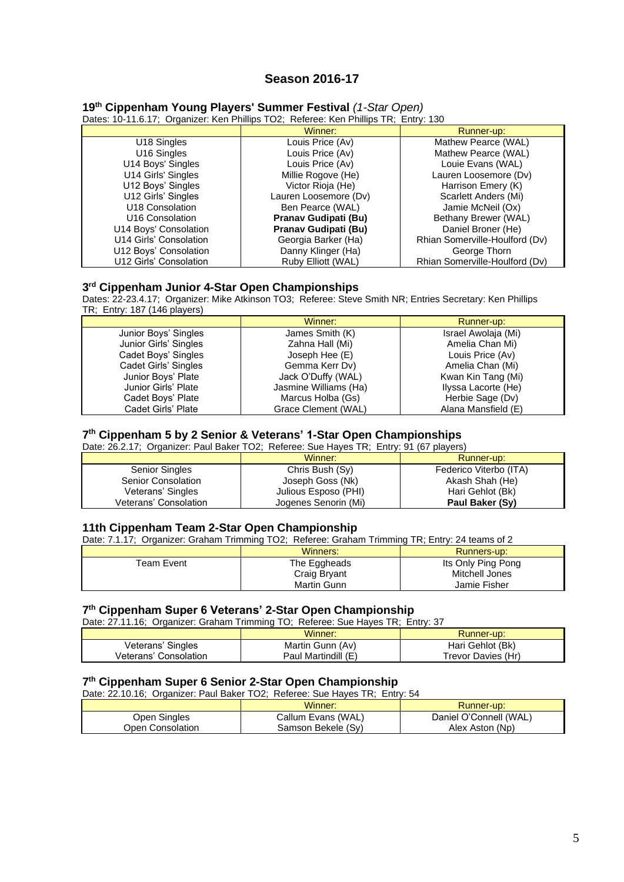# Season 2016-17

### 19th Cippenham Young Players' Summer Festival *(1-Star Open)*

Dates: 10-11.6.17; Organizer: Ken Phillips TO2; Referee: Ken Phillips TR; Entry: 130

| | Winner: | Runner-up: |
|---|---|---|
| U18 Singles | Louis Price (Av) | Mathew Pearce (WAL) |
| U16 Singles | Louis Price (Av) | Mathew Pearce (WAL) |
| U14 Boys' Singles | Louis Price (Av) | Louie Evans (WAL) |
| U14 Girls' Singles | Millie Rogove (He) | Lauren Loosemore (Dv) |
| U12 Boys' Singles | Victor Rioja (He) | Harrison Emery (K) |
| U12 Girls' Singles | Lauren Loosemore (Dv) | Scarlett Anders (Mi) |
| U18 Consolation | Ben Pearce (WAL) | Jamie McNeil (Ox) |
| U16 Consolation | **Pranav Gudipati (Bu)** | Bethany Brewer (WAL) |
| U14 Boys' Consolation | **Pranav Gudipati (Bu)** | Daniel Broner (He) |
| U14 Girls' Consolation | Georgia Barker (Ha) | Rhian Somerville-Houlford (Dv) |
| U12 Boys' Consolation | Danny Klinger (Ha) | George Thorn |
| U12 Girls' Consolation | Ruby Elliott (WAL) | Rhian Somerville-Houlford (Dv) |

### 3rd Cippenham Junior 4-Star Open Championships

Dates: 22-23.4.17; Organizer: Mike Atkinson TO3; Referee: Steve Smith NR; Entries Secretary: Ken Phillips TR; Entry: 187 (146 players)

| | Winner: | Runner-up: |
|---|---|---|
| Junior Boys' Singles | James Smith (K) | Israel Awolaja (Mi) |
| Junior Girls' Singles | Zahna Hall (Mi) | Amelia Chan Mi) |
| Cadet Boys' Singles | Joseph Hee (E) | Louis Price (Av) |
| Cadet Girls' Singles | Gemma Kerr Dv) | Amelia Chan (Mi) |
| Junior Boys' Plate | Jack O'Duffy (WAL) | Kwan Kin Tang (Mi) |
| Junior Girls' Plate | Jasmine Williams (Ha) | Ilyssa Lacorte (He) |
| Cadet Boys' Plate | Marcus Holba (Gs) | Herbie Sage (Dv) |
| Cadet Girls' Plate | Grace Clement (WAL) | Alana Mansfield (E) |

### 7th Cippenham 5 by 2 Senior & Veterans' 1-Star Open Championships

Date: 26.2.17; Organizer: Paul Baker TO2; Referee: Sue Hayes TR; Entry: 91 (67 players)

| | Winner: | Runner-up: |
|---|---|---|
| Senior Singles | Chris Bush (Sy) | Federico Viterbo (ITA) |
| Senior Consolation | Joseph Goss (Nk) | Akash Shah (He) |
| Veterans' Singles | Julious Esposo (PHI) | Hari Gehlot (Bk) |
| Veterans' Consolation | Jogenes Senorin (Mi) | **Paul Baker (Sy)** |

### 11th Cippenham Team 2-Star Open Championship

Date: 7.1.17; Organizer: Graham Trimming TO2; Referee: Graham Trimming TR; Entry: 24 teams of 2

| | Winners: | Runners-up: |
|---|---|---|
| Team Event | The Eggheads<br>Craig Bryant<br>Martin Gunn | Its Only Ping Pong<br>Mitchell Jones<br>Jamie Fisher |

### 7th Cippenham Super 6 Veterans' 2-Star Open Championship

Date: 27.11.16; Organizer: Graham Trimming TO; Referee: Sue Hayes TR; Entry: 37

| | Winner: | Runner-up: |
|---|---|---|
| Veterans' Singles | Martin Gunn (Av) | Hari Gehlot (Bk) |
| Veterans' Consolation | Paul Martindill (E) | Trevor Davies (Hr) |

### 7th Cippenham Super 6 Senior 2-Star Open Championship

Date: 22.10.16; Organizer: Paul Baker TO2; Referee: Sue Hayes TR; Entry: 54

| | Winner: | Runner-up: |
|---|---|---|
| Open Singles | Callum Evans (WAL) | Daniel O'Connell (WAL) |
| Open Consolation | Samson Bekele (Sy) | Alex Aston (Np) |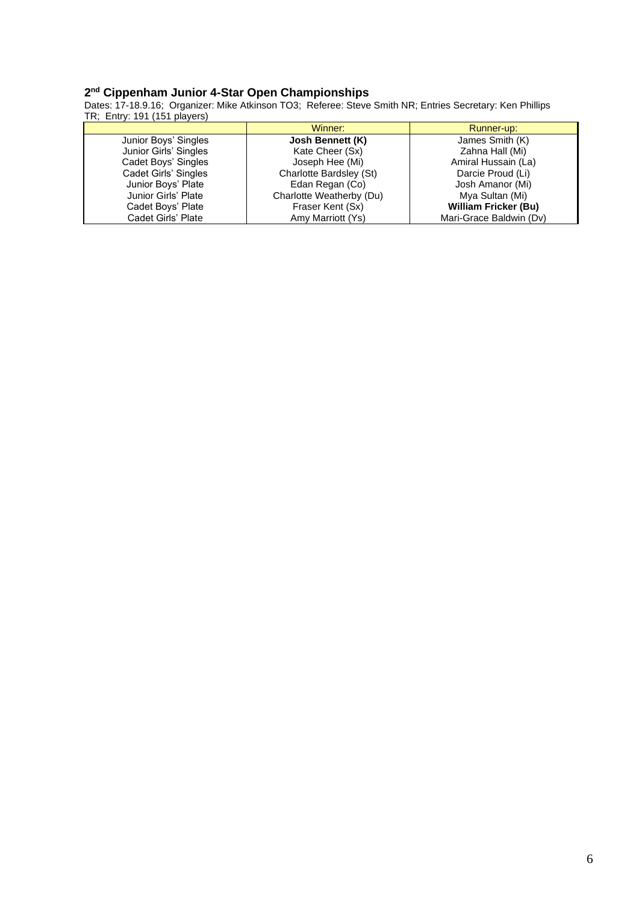### 2nd Cippenham Junior 4-Star Open Championships

Dates: 17-18.9.16; Organizer: Mike Atkinson TO3; Referee: Steve Smith NR; Entries Secretary: Ken Phillips TR; Entry: 191 (151 players)

| | Winner: | Runner-up: |
|---|---|---|
| Junior Boys' Singles | **Josh Bennett (K)** | James Smith (K) |
| Junior Girls' Singles | Kate Cheer (Sx) | Zahna Hall (Mi) |
| Cadet Boys' Singles | Joseph Hee (Mi) | Amiral Hussain (La) |
| Cadet Girls' Singles | Charlotte Bardsley (St) | Darcie Proud (Li) |
| Junior Boys' Plate | Edan Regan (Co) | Josh Amanor (Mi) |
| Junior Girls' Plate | Charlotte Weatherby (Du) | Mya Sultan (Mi) |
| Cadet Boys' Plate | Fraser Kent (Sx) | **William Fricker (Bu)** |
| Cadet Girls' Plate | Amy Marriott (Ys) | Mari-Grace Baldwin (Dv) |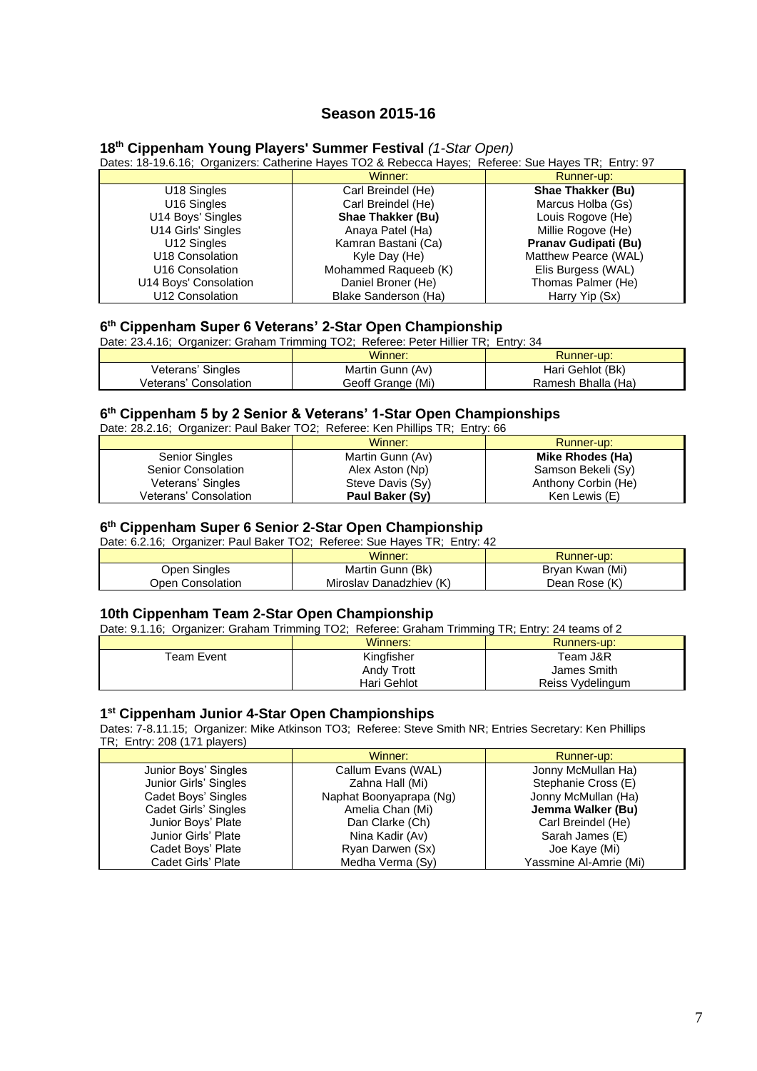## Season 2015-16

### 18th Cippenham Young Players' Summer Festival *(1-Star Open)*

Dates: 18-19.6.16; Organizers: Catherine Hayes TO2 & Rebecca Hayes; Referee: Sue Hayes TR; Entry: 97

| | Winner: | Runner-up: |
|---|---|---|
| U18 Singles | Carl Breindel (He) | **Shae Thakker (Bu)** |
| U16 Singles | Carl Breindel (He) | Marcus Holba (Gs) |
| U14 Boys' Singles | **Shae Thakker (Bu)** | Louis Rogove (He) |
| U14 Girls' Singles | Anaya Patel (Ha) | Millie Rogove (He) |
| U12 Singles | Kamran Bastani (Ca) | **Pranav Gudipati (Bu)** |
| U18 Consolation | Kyle Day (He) | Matthew Pearce (WAL) |
| U16 Consolation | Mohammed Raqueeb (K) | Elis Burgess (WAL) |
| U14 Boys' Consolation | Daniel Broner (He) | Thomas Palmer (He) |
| U12 Consolation | Blake Sanderson (Ha) | Harry Yip (Sx) |

### 6th Cippenham Super 6 Veterans' 2-Star Open Championship

Date: 23.4.16; Organizer: Graham Trimming TO2; Referee: Peter Hillier TR; Entry: 34

| | Winner: | Runner-up: |
|---|---|---|
| Veterans' Singles | Martin Gunn (Av) | Hari Gehlot (Bk) |
| Veterans' Consolation | Geoff Grange (Mi) | Ramesh Bhalla (Ha) |

### 6th Cippenham 5 by 2 Senior & Veterans' 1-Star Open Championships

Date: 28.2.16; Organizer: Paul Baker TO2; Referee: Ken Phillips TR; Entry: 66

| | Winner: | Runner-up: |
|---|---|---|
| Senior Singles | Martin Gunn (Av) | **Mike Rhodes (Ha)** |
| Senior Consolation | Alex Aston (Np) | Samson Bekeli (Sy) |
| Veterans' Singles | Steve Davis (Sy) | Anthony Corbin (He) |
| Veterans' Consolation | **Paul Baker (Sy)** | Ken Lewis (E) |

### 6th Cippenham Super 6 Senior 2-Star Open Championship

Date: 6.2.16; Organizer: Paul Baker TO2; Referee: Sue Hayes TR; Entry: 42

| | Winner: | Runner-up: |
|---|---|---|
| Open Singles | Martin Gunn (Bk) | Bryan Kwan (Mi) |
| Open Consolation | Miroslav Danadzhiev (K) | Dean Rose (K) |

### 10th Cippenham Team 2-Star Open Championship

Date: 9.1.16; Organizer: Graham Trimming TO2; Referee: Graham Trimming TR; Entry: 24 teams of 2

| | Winners: | Runners-up: |
|---|---|---|
| Team Event | Kingfisher<br>Andy Trott<br>Hari Gehlot | Team J&R<br>James Smith<br>Reiss Vydelingum |

### 1st Cippenham Junior 4-Star Open Championships

Dates: 7-8.11.15; Organizer: Mike Atkinson TO3; Referee: Steve Smith NR; Entries Secretary: Ken Phillips TR; Entry: 208 (171 players)

| | Winner: | Runner-up: |
|---|---|---|
| Junior Boys' Singles | Callum Evans (WAL) | Jonny McMullan Ha) |
| Junior Girls' Singles | Zahna Hall (Mi) | Stephanie Cross (E) |
| Cadet Boys' Singles | Naphat Boonyaprapa (Ng) | Jonny McMullan (Ha) |
| Cadet Girls' Singles | Amelia Chan (Mi) | **Jemma Walker (Bu)** |
| Junior Boys' Plate | Dan Clarke (Ch) | Carl Breindel (He) |
| Junior Girls' Plate | Nina Kadir (Av) | Sarah James (E) |
| Cadet Boys' Plate | Ryan Darwen (Sx) | Joe Kaye (Mi) |
| Cadet Girls' Plate | Medha Verma (Sy) | Yassmine Al-Amrie (Mi) |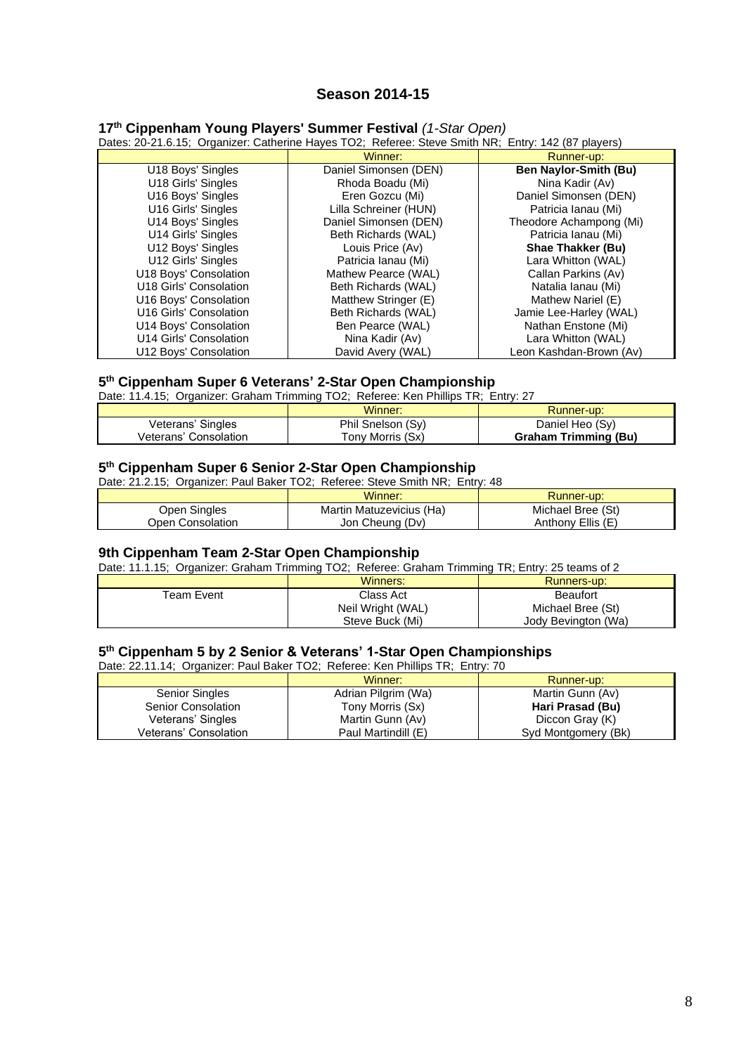## Season 2014-15

### 17th Cippenham Young Players' Summer Festival *(1-Star Open)*

Dates: 20-21.6.15; Organizer: Catherine Hayes TO2; Referee: Steve Smith NR; Entry: 142 (87 players)

| | Winner: | Runner-up: |
|---|---|---|
| U18 Boys' Singles | Daniel Simonsen (DEN) | **Ben Naylor-Smith (Bu)** |
| U18 Girls' Singles | Rhoda Boadu (Mi) | Nina Kadir (Av) |
| U16 Boys' Singles | Eren Gozcu (Mi) | Daniel Simonsen (DEN) |
| U16 Girls' Singles | Lilla Schreiner (HUN) | Patricia Ianau (Mi) |
| U14 Boys' Singles | Daniel Simonsen (DEN) | Theodore Achampong (Mi) |
| U14 Girls' Singles | Beth Richards (WAL) | Patricia Ianau (Mi) |
| U12 Boys' Singles | Louis Price (Av) | **Shae Thakker (Bu)** |
| U12 Girls' Singles | Patricia Ianau (Mi) | Lara Whitton (WAL) |
| U18 Boys' Consolation | Mathew Pearce (WAL) | Callan Parkins (Av) |
| U18 Girls' Consolation | Beth Richards (WAL) | Natalia Ianau (Mi) |
| U16 Boys' Consolation | Matthew Stringer (E) | Mathew Nariel (E) |
| U16 Girls' Consolation | Beth Richards (WAL) | Jamie Lee-Harley (WAL) |
| U14 Boys' Consolation | Ben Pearce (WAL) | Nathan Enstone (Mi) |
| U14 Girls' Consolation | Nina Kadir (Av) | Lara Whitton (WAL) |
| U12 Boys' Consolation | David Avery (WAL) | Leon Kashdan-Brown (Av) |

### 5th Cippenham Super 6 Veterans' 2-Star Open Championship

Date: 11.4.15; Organizer: Graham Trimming TO2; Referee: Ken Phillips TR; Entry: 27

| | Winner: | Runner-up: |
|---|---|---|
| Veterans' Singles | Phil Snelson (Sy) | Daniel Heo (Sy) |
| Veterans' Consolation | Tony Morris (Sx) | **Graham Trimming (Bu)** |

### 5th Cippenham Super 6 Senior 2-Star Open Championship

Date: 21.2.15; Organizer: Paul Baker TO2; Referee: Steve Smith NR; Entry: 48

| | Winner: | Runner-up: |
|---|---|---|
| Open Singles | Martin Matuzevicius (Ha) | Michael Bree (St) |
| Open Consolation | Jon Cheung (Dv) | Anthony Ellis (E) |

### 9th Cippenham Team 2-Star Open Championship

Date: 11.1.15; Organizer: Graham Trimming TO2; Referee: Graham Trimming TR; Entry: 25 teams of 2

| | Winners: | Runners-up: |
|---|---|---|
| Team Event | Class Act | Beaufort |
| | Neil Wright (WAL) | Michael Bree (St) |
| | Steve Buck (Mi) | Jody Bevington (Wa) |

### 5th Cippenham 5 by 2 Senior & Veterans' 1-Star Open Championships

Date: 22.11.14; Organizer: Paul Baker TO2; Referee: Ken Phillips TR; Entry: 70

| | Winner: | Runner-up: |
|---|---|---|
| Senior Singles | Adrian Pilgrim (Wa) | Martin Gunn (Av) |
| Senior Consolation | Tony Morris (Sx) | **Hari Prasad (Bu)** |
| Veterans' Singles | Martin Gunn (Av) | Diccon Gray (K) |
| Veterans' Consolation | Paul Martindill (E) | Syd Montgomery (Bk) |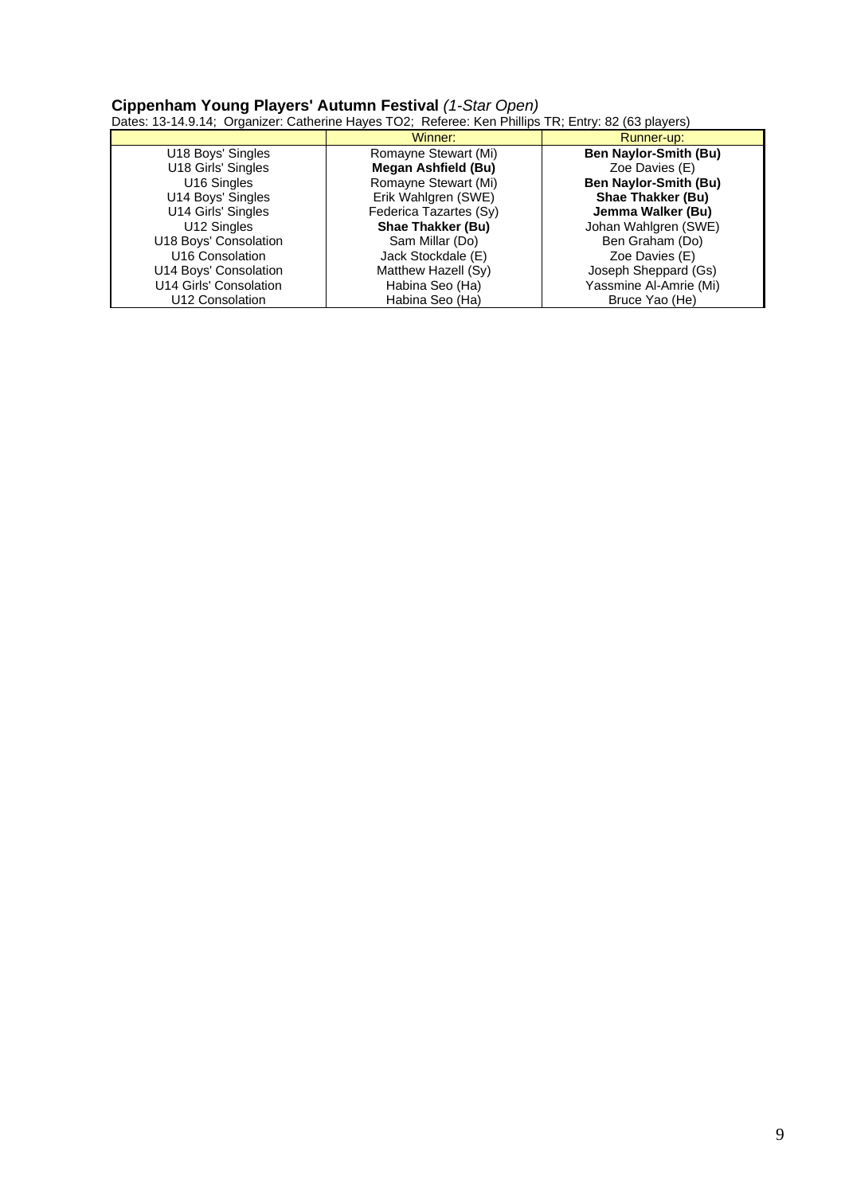**Cippenham Young Players' Autumn Festival** *(1-Star Open)*

Dates: 13-14.9.14; Organizer: Catherine Hayes TO2; Referee: Ken Phillips TR; Entry: 82 (63 players)

| | Winner: | Runner-up: |
|---|---|---|
| U18 Boys' Singles | Romayne Stewart (Mi) | **Ben Naylor-Smith (Bu)** |
| U18 Girls' Singles | **Megan Ashfield (Bu)** | Zoe Davies (E) |
| U16 Singles | Romayne Stewart (Mi) | **Ben Naylor-Smith (Bu)** |
| U14 Boys' Singles | Erik Wahlgren (SWE) | **Shae Thakker (Bu)** |
| U14 Girls' Singles | Federica Tazartes (Sy) | **Jemma Walker (Bu)** |
| U12 Singles | **Shae Thakker (Bu)** | Johan Wahlgren (SWE) |
| U18 Boys' Consolation | Sam Millar (Do) | Ben Graham (Do) |
| U16 Consolation | Jack Stockdale (E) | Zoe Davies (E) |
| U14 Boys' Consolation | Matthew Hazell (Sy) | Joseph Sheppard (Gs) |
| U14 Girls' Consolation | Habina Seo (Ha) | Yassmine Al-Amrie (Mi) |
| U12 Consolation | Habina Seo (Ha) | Bruce Yao (He) |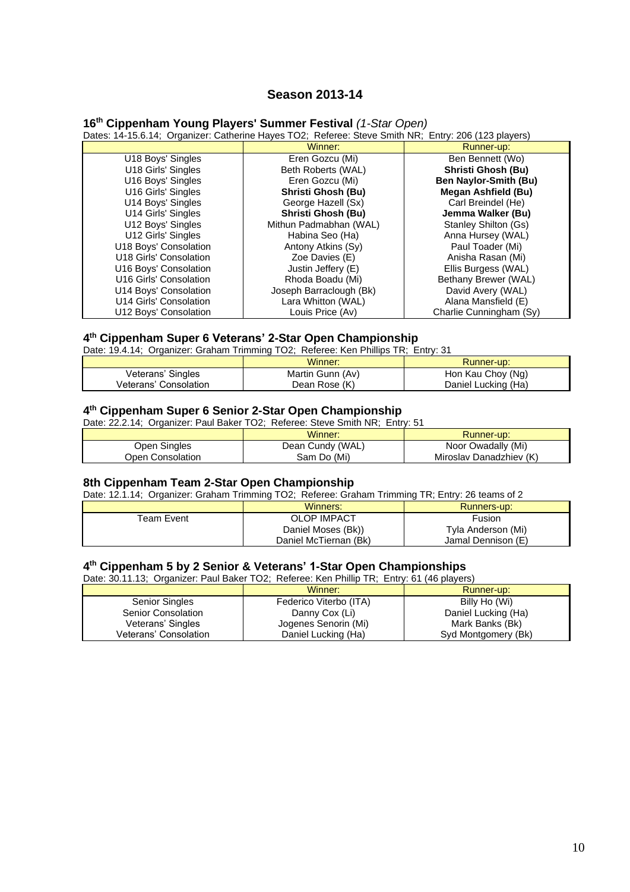## Season 2013-14

### 16th Cippenham Young Players' Summer Festival *(1-Star Open)*

Dates: 14-15.6.14; Organizer: Catherine Hayes TO2; Referee: Steve Smith NR; Entry: 206 (123 players)

| | Winner: | Runner-up: |
|---|---|---|
| U18 Boys' Singles | Eren Gozcu (Mi) | Ben Bennett (Wo) |
| U18 Girls' Singles | Beth Roberts (WAL) | **Shristi Ghosh (Bu)** |
| U16 Boys' Singles | Eren Gozcu (Mi) | **Ben Naylor-Smith (Bu)** |
| U16 Girls' Singles | **Shristi Ghosh (Bu)** | **Megan Ashfield (Bu)** |
| U14 Boys' Singles | George Hazell (Sx) | Carl Breindel (He) |
| U14 Girls' Singles | **Shristi Ghosh (Bu)** | **Jemma Walker (Bu)** |
| U12 Boys' Singles | Mithun Padmabhan (WAL) | Stanley Shilton (Gs) |
| U12 Girls' Singles | Habina Seo (Ha) | Anna Hursey (WAL) |
| U18 Boys' Consolation | Antony Atkins (Sy) | Paul Toader (Mi) |
| U18 Girls' Consolation | Zoe Davies (E) | Anisha Rasan (Mi) |
| U16 Boys' Consolation | Justin Jeffery (E) | Ellis Burgess (WAL) |
| U16 Girls' Consolation | Rhoda Boadu (Mi) | Bethany Brewer (WAL) |
| U14 Boys' Consolation | Joseph Barraclough (Bk) | David Avery (WAL) |
| U14 Girls' Consolation | Lara Whitton (WAL) | Alana Mansfield (E) |
| U12 Boys' Consolation | Louis Price (Av) | Charlie Cunningham (Sy) |

### 4th Cippenham Super 6 Veterans' 2-Star Open Championship

Date: 19.4.14; Organizer: Graham Trimming TO2; Referee: Ken Phillips TR; Entry: 31

| | Winner: | Runner-up: |
|---|---|---|
| Veterans' Singles | Martin Gunn (Av) | Hon Kau Choy (Ng) |
| Veterans' Consolation | Dean Rose (K) | Daniel Lucking (Ha) |

### 4th Cippenham Super 6 Senior 2-Star Open Championship

Date: 22.2.14; Organizer: Paul Baker TO2; Referee: Steve Smith NR; Entry: 51

| | Winner: | Runner-up: |
|---|---|---|
| Open Singles | Dean Cundy (WAL) | Noor Owadally (Mi) |
| Open Consolation | Sam Do (Mi) | Miroslav Danadzhiev (K) |

### 8th Cippenham Team 2-Star Open Championship

Date: 12.1.14; Organizer: Graham Trimming TO2; Referee: Graham Trimming TR; Entry: 26 teams of 2

| | Winners: | Runners-up: |
|---|---|---|
| Team Event | OLOP IMPACT | Fusion |
| | Daniel Moses (Bk)) | Tyla Anderson (Mi) |
| | Daniel McTiernan (Bk) | Jamal Dennison (E) |

### 4th Cippenham 5 by 2 Senior & Veterans' 1-Star Open Championships

Date: 30.11.13; Organizer: Paul Baker TO2; Referee: Ken Phillip TR; Entry: 61 (46 players)

| | Winner: | Runner-up: |
|---|---|---|
| Senior Singles | Federico Viterbo (ITA) | Billy Ho (Wi) |
| Senior Consolation | Danny Cox (Li) | Daniel Lucking (Ha) |
| Veterans' Singles | Jogenes Senorin (Mi) | Mark Banks (Bk) |
| Veterans' Consolation | Daniel Lucking (Ha) | Syd Montgomery (Bk) |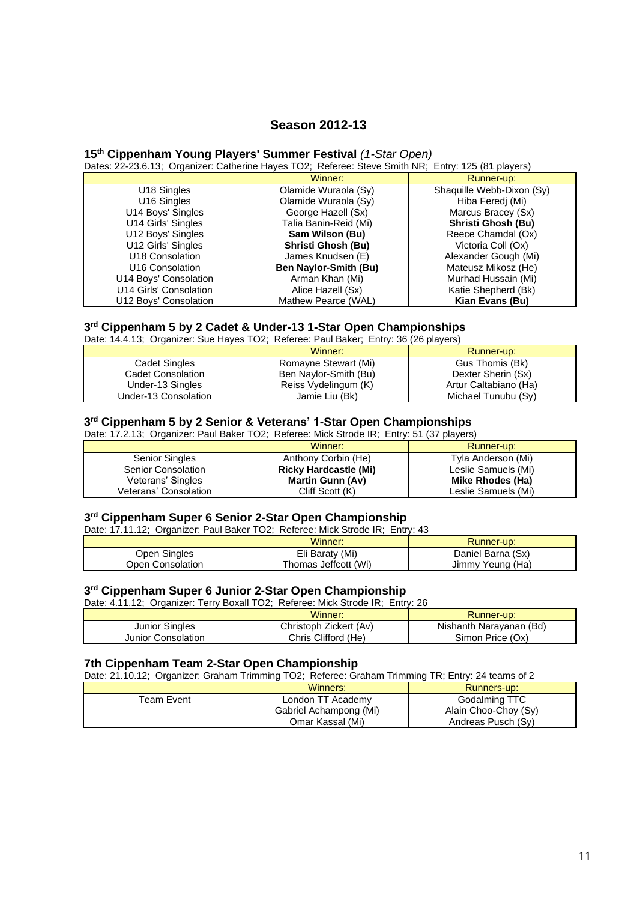## Season 2012-13

### 15th Cippenham Young Players' Summer Festival *(1-Star Open)*

Dates: 22-23.6.13; Organizer: Catherine Hayes TO2; Referee: Steve Smith NR; Entry: 125 (81 players)

| | Winner: | Runner-up: |
|---|---|---|
| U18 Singles | Olamide Wuraola (Sy) | Shaquille Webb-Dixon (Sy) |
| U16 Singles | Olamide Wuraola (Sy) | Hiba Feredj (Mi) |
| U14 Boys' Singles | George Hazell (Sx) | Marcus Bracey (Sx) |
| U14 Girls' Singles | Talia Banin-Reid (Mi) | **Shristi Ghosh (Bu)** |
| U12 Boys' Singles | **Sam Wilson (Bu)** | Reece Chamdal (Ox) |
| U12 Girls' Singles | **Shristi Ghosh (Bu)** | Victoria Coll (Ox) |
| U18 Consolation | James Knudsen (E) | Alexander Gough (Mi) |
| U16 Consolation | **Ben Naylor-Smith (Bu)** | Mateusz Mikosz (He) |
| U14 Boys' Consolation | Arman Khan (Mi) | Murhad Hussain (Mi) |
| U14 Girls' Consolation | Alice Hazell (Sx) | Katie Shepherd (Bk) |
| U12 Boys' Consolation | Mathew Pearce (WAL) | **Kian Evans (Bu)** |

### 3rd Cippenham 5 by 2 Cadet & Under-13 1-Star Open Championships

Date: 14.4.13; Organizer: Sue Hayes TO2; Referee: Paul Baker; Entry: 36 (26 players)

| | Winner: | Runner-up: |
|---|---|---|
| Cadet Singles | Romayne Stewart (Mi) | Gus Thomis (Bk) |
| Cadet Consolation | Ben Naylor-Smith (Bu) | Dexter Sherin (Sx) |
| Under-13 Singles | Reiss Vydelingum (K) | Artur Caltabiano (Ha) |
| Under-13 Consolation | Jamie Liu (Bk) | Michael Tunubu (Sy) |

### 3rd Cippenham 5 by 2 Senior & Veterans' 1-Star Open Championships

Date: 17.2.13; Organizer: Paul Baker TO2; Referee: Mick Strode IR; Entry: 51 (37 players)

| | Winner: | Runner-up: |
|---|---|---|
| Senior Singles | Anthony Corbin (He) | Tyla Anderson (Mi) |
| Senior Consolation | **Ricky Hardcastle (Mi)** | Leslie Samuels (Mi) |
| Veterans' Singles | **Martin Gunn (Av)** | **Mike Rhodes (Ha)** |
| Veterans' Consolation | Cliff Scott (K) | Leslie Samuels (Mi) |

### 3rd Cippenham Super 6 Senior 2-Star Open Championship

Date: 17.11.12; Organizer: Paul Baker TO2; Referee: Mick Strode IR; Entry: 43

| | Winner: | Runner-up: |
|---|---|---|
| Open Singles | Eli Baraty (Mi) | Daniel Barna (Sx) |
| Open Consolation | Thomas Jeffcott (Wi) | Jimmy Yeung (Ha) |

### 3rd Cippenham Super 6 Junior 2-Star Open Championship

Date: 4.11.12; Organizer: Terry Boxall TO2; Referee: Mick Strode IR; Entry: 26

| | Winner: | Runner-up: |
|---|---|---|
| Junior Singles | Christoph Zickert (Av) | Nishanth Narayanan (Bd) |
| Junior Consolation | Chris Clifford (He) | Simon Price (Ox) |

### 7th Cippenham Team 2-Star Open Championship

Date: 21.10.12; Organizer: Graham Trimming TO2; Referee: Graham Trimming TR; Entry: 24 teams of 2

| | Winners: | Runners-up: |
|---|---|---|
| Team Event | London TT Academy<br>Gabriel Achampong (Mi)<br>Omar Kassal (Mi) | Godalming TTC<br>Alain Choo-Choy (Sy)<br>Andreas Pusch (Sy) |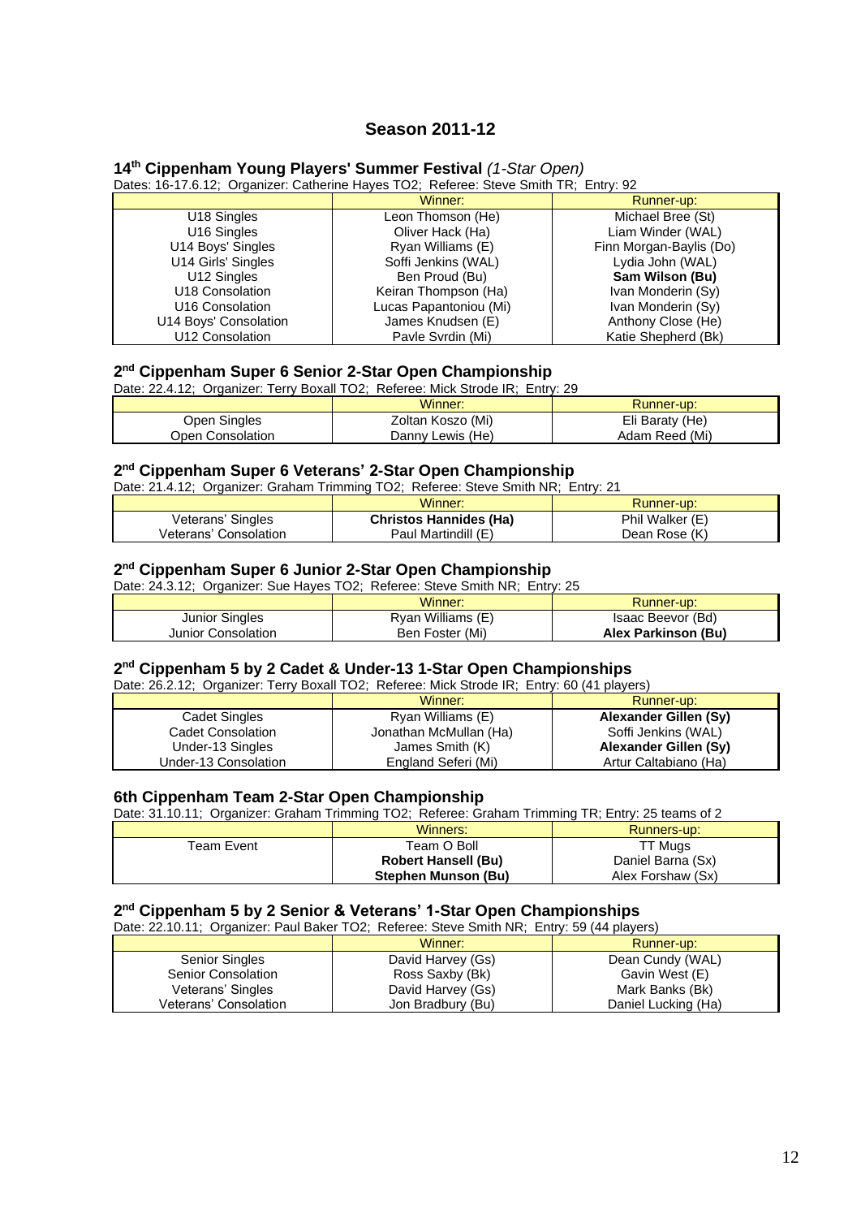## Season 2011-12

### 14th Cippenham Young Players' Summer Festival *(1-Star Open)*

Dates: 16-17.6.12; Organizer: Catherine Hayes TO2; Referee: Steve Smith TR; Entry: 92

| | Winner: | Runner-up: |
|---|---|---|
| U18 Singles | Leon Thomson (He) | Michael Bree (St) |
| U16 Singles | Oliver Hack (Ha) | Liam Winder (WAL) |
| U14 Boys' Singles | Ryan Williams (E) | Finn Morgan-Baylis (Do) |
| U14 Girls' Singles | Soffi Jenkins (WAL) | Lydia John (WAL) |
| U12 Singles | Ben Proud (Bu) | **Sam Wilson (Bu)** |
| U18 Consolation | Keiran Thompson (Ha) | Ivan Monderin (Sy) |
| U16 Consolation | Lucas Papantoniou (Mi) | Ivan Monderin (Sy) |
| U14 Boys' Consolation | James Knudsen (E) | Anthony Close (He) |
| U12 Consolation | Pavle Svrdin (Mi) | Katie Shepherd (Bk) |

### 2nd Cippenham Super 6 Senior 2-Star Open Championship

Date: 22.4.12; Organizer: Terry Boxall TO2; Referee: Mick Strode IR; Entry: 29

| | Winner: | Runner-up: |
|---|---|---|
| Open Singles | Zoltan Koszo (Mi) | Eli Baraty (He) |
| Open Consolation | Danny Lewis (He) | Adam Reed (Mi) |

### 2nd Cippenham Super 6 Veterans' 2-Star Open Championship

Date: 21.4.12; Organizer: Graham Trimming TO2; Referee: Steve Smith NR; Entry: 21

| | Winner: | Runner-up: |
|---|---|---|
| Veterans' Singles | **Christos Hannides (Ha)** | Phil Walker (E) |
| Veterans' Consolation | Paul Martindill (E) | Dean Rose (K) |

### 2nd Cippenham Super 6 Junior 2-Star Open Championship

Date: 24.3.12; Organizer: Sue Hayes TO2; Referee: Steve Smith NR; Entry: 25

| | Winner: | Runner-up: |
|---|---|---|
| Junior Singles | Ryan Williams (E) | Isaac Beevor (Bd) |
| Junior Consolation | Ben Foster (Mi) | **Alex Parkinson (Bu)** |

### 2nd Cippenham 5 by 2 Cadet & Under-13 1-Star Open Championships

Date: 26.2.12; Organizer: Terry Boxall TO2; Referee: Mick Strode IR; Entry: 60 (41 players)

| | Winner: | Runner-up: |
|---|---|---|
| Cadet Singles | Ryan Williams (E) | **Alexander Gillen (Sy)** |
| Cadet Consolation | Jonathan McMullan (Ha) | Soffi Jenkins (WAL) |
| Under-13 Singles | James Smith (K) | **Alexander Gillen (Sy)** |
| Under-13 Consolation | England Seferi (Mi) | Artur Caltabiano (Ha) |

### 6th Cippenham Team 2-Star Open Championship

Date: 31.10.11; Organizer: Graham Trimming TO2; Referee: Graham Trimming TR; Entry: 25 teams of 2

| | Winners: | Runners-up: |
|---|---|---|
| Team Event | Team O Boll | TT Mugs |
| | **Robert Hansell (Bu)** | Daniel Barna (Sx) |
| | **Stephen Munson (Bu)** | Alex Forshaw (Sx) |

### 2nd Cippenham 5 by 2 Senior & Veterans' 1-Star Open Championships

Date: 22.10.11; Organizer: Paul Baker TO2; Referee: Steve Smith NR; Entry: 59 (44 players)

| | Winner: | Runner-up: |
|---|---|---|
| Senior Singles | David Harvey (Gs) | Dean Cundy (WAL) |
| Senior Consolation | Ross Saxby (Bk) | Gavin West (E) |
| Veterans' Singles | David Harvey (Gs) | Mark Banks (Bk) |
| Veterans' Consolation | Jon Bradbury (Bu) | Daniel Lucking (Ha) |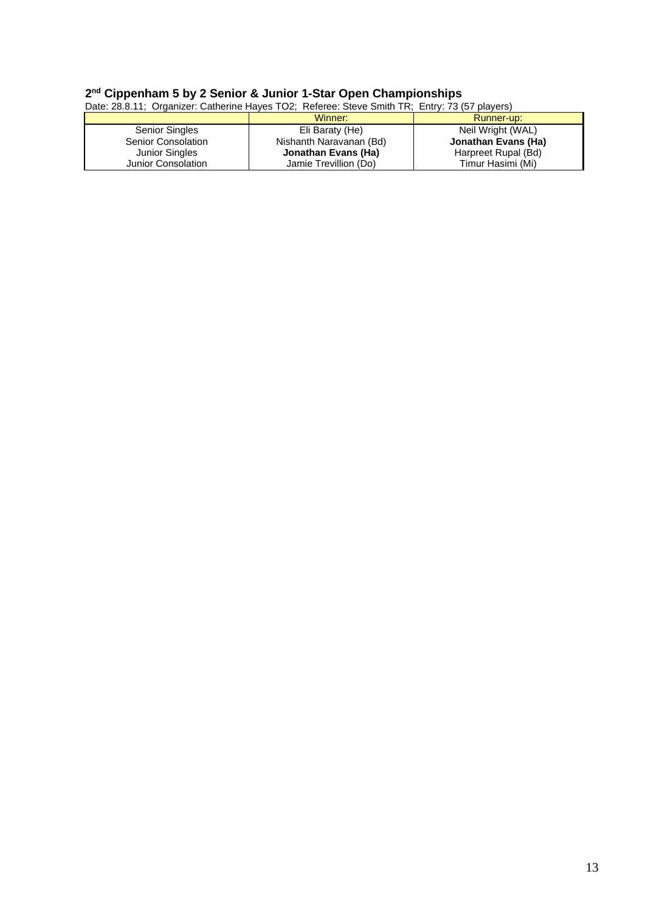## 2nd Cippenham 5 by 2 Senior & Junior 1-Star Open Championships

Date: 28.8.11; Organizer: Catherine Hayes TO2; Referee: Steve Smith TR; Entry: 73 (57 players)

| | Winner: | Runner-up: |
|---|---|---|
| Senior Singles | Eli Baraty (He) | Neil Wright (WAL) |
| Senior Consolation | Nishanth Naravanan (Bd) | **Jonathan Evans (Ha)** |
| Junior Singles | **Jonathan Evans (Ha)** | Harpreet Rupal (Bd) |
| Junior Consolation | Jamie Trevillion (Do) | Timur Hasimi (Mi) |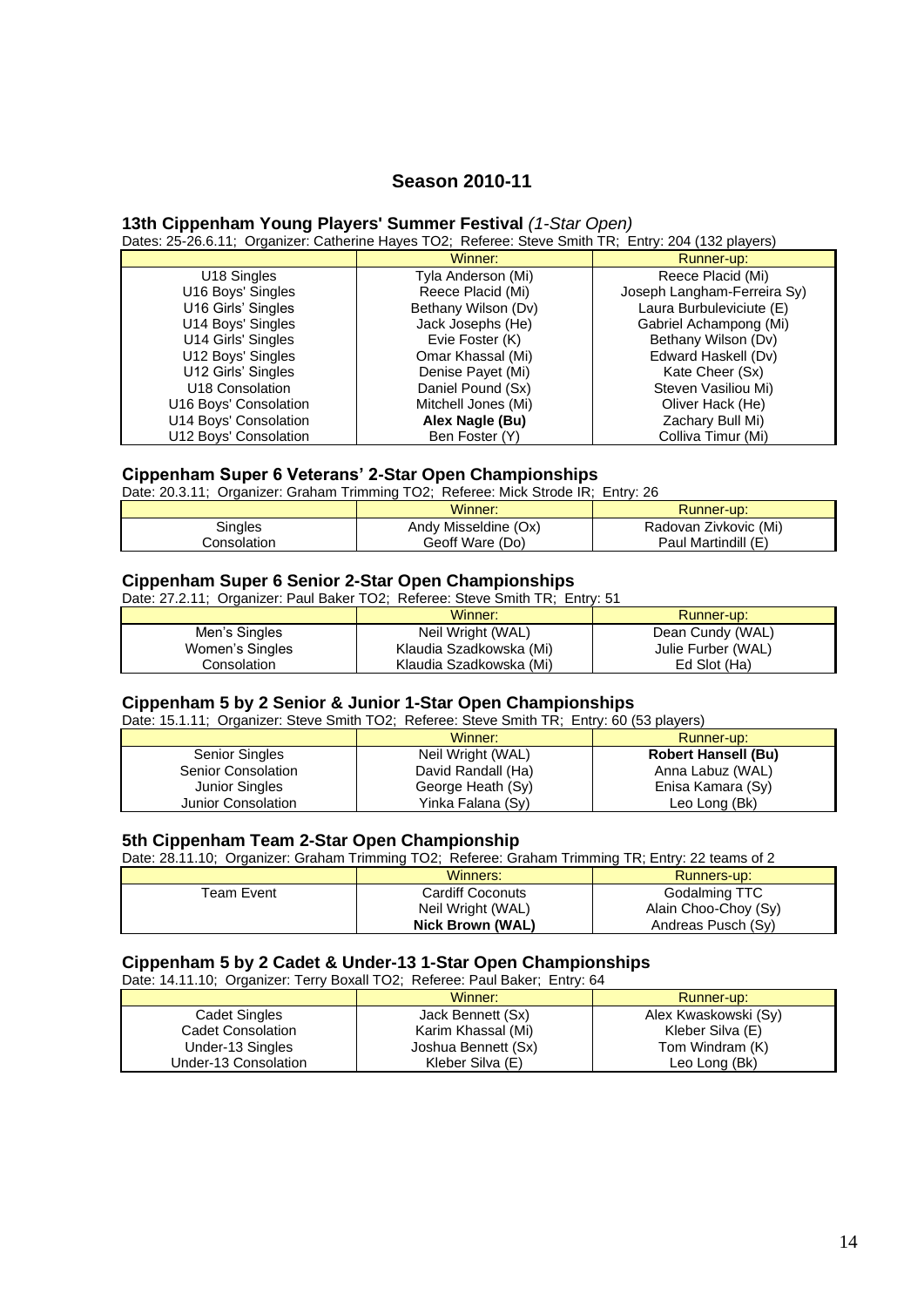## Season 2010-11

### 13th Cippenham Young Players' Summer Festival *(1-Star Open)*

Dates: 25-26.6.11; Organizer: Catherine Hayes TO2; Referee: Steve Smith TR; Entry: 204 (132 players)

| | Winner: | Runner-up: |
|---|---|---|
| U18 Singles | Tyla Anderson (Mi) | Reece Placid (Mi) |
| U16 Boys' Singles | Reece Placid (Mi) | Joseph Langham-Ferreira Sy) |
| U16 Girls' Singles | Bethany Wilson (Dv) | Laura Burbuleviciute (E) |
| U14 Boys' Singles | Jack Josephs (He) | Gabriel Achampong (Mi) |
| U14 Girls' Singles | Evie Foster (K) | Bethany Wilson (Dv) |
| U12 Boys' Singles | Omar Khassal (Mi) | Edward Haskell (Dv) |
| U12 Girls' Singles | Denise Payet (Mi) | Kate Cheer (Sx) |
| U18 Consolation | Daniel Pound (Sx) | Steven Vasiliou Mi) |
| U16 Boys' Consolation | Mitchell Jones (Mi) | Oliver Hack (He) |
| U14 Boys' Consolation | **Alex Nagle (Bu)** | Zachary Bull Mi) |
| U12 Boys' Consolation | Ben Foster (Y) | Colliva Timur (Mi) |

### Cippenham Super 6 Veterans' 2-Star Open Championships

Date: 20.3.11; Organizer: Graham Trimming TO2; Referee: Mick Strode IR; Entry: 26

| | Winner: | Runner-up: |
|---|---|---|
| Singles | Andy Misseldine (Ox) | Radovan Zivkovic (Mi) |
| Consolation | Geoff Ware (Do) | Paul Martindill (E) |

### Cippenham Super 6 Senior 2-Star Open Championships

Date: 27.2.11; Organizer: Paul Baker TO2; Referee: Steve Smith TR; Entry: 51

| | Winner: | Runner-up: |
|---|---|---|
| Men's Singles | Neil Wright (WAL) | Dean Cundy (WAL) |
| Women's Singles | Klaudia Szadkowska (Mi) | Julie Furber (WAL) |
| Consolation | Klaudia Szadkowska (Mi) | Ed Slot (Ha) |

### Cippenham 5 by 2 Senior & Junior 1-Star Open Championships

Date: 15.1.11; Organizer: Steve Smith TO2; Referee: Steve Smith TR; Entry: 60 (53 players)

| | Winner: | Runner-up: |
|---|---|---|
| Senior Singles | Neil Wright (WAL) | **Robert Hansell (Bu)** |
| Senior Consolation | David Randall (Ha) | Anna Labuz (WAL) |
| Junior Singles | George Heath (Sy) | Enisa Kamara (Sy) |
| Junior Consolation | Yinka Falana (Sy) | Leo Long (Bk) |

### 5th Cippenham Team 2-Star Open Championship

Date: 28.11.10; Organizer: Graham Trimming TO2; Referee: Graham Trimming TR; Entry: 22 teams of 2

| | Winners: | Runners-up: |
|---|---|---|
| Team Event | Cardiff Coconuts | Godalming TTC |
| | Neil Wright (WAL) | Alain Choo-Choy (Sy) |
| | **Nick Brown (WAL)** | Andreas Pusch (Sy) |

### Cippenham 5 by 2 Cadet & Under-13 1-Star Open Championships

Date: 14.11.10; Organizer: Terry Boxall TO2; Referee: Paul Baker; Entry: 64

| | Winner: | Runner-up: |
|---|---|---|
| Cadet Singles | Jack Bennett (Sx) | Alex Kwaskowski (Sy) |
| Cadet Consolation | Karim Khassal (Mi) | Kleber Silva (E) |
| Under-13 Singles | Joshua Bennett (Sx) | Tom Windram (K) |
| Under-13 Consolation | Kleber Silva (E) | Leo Long (Bk) |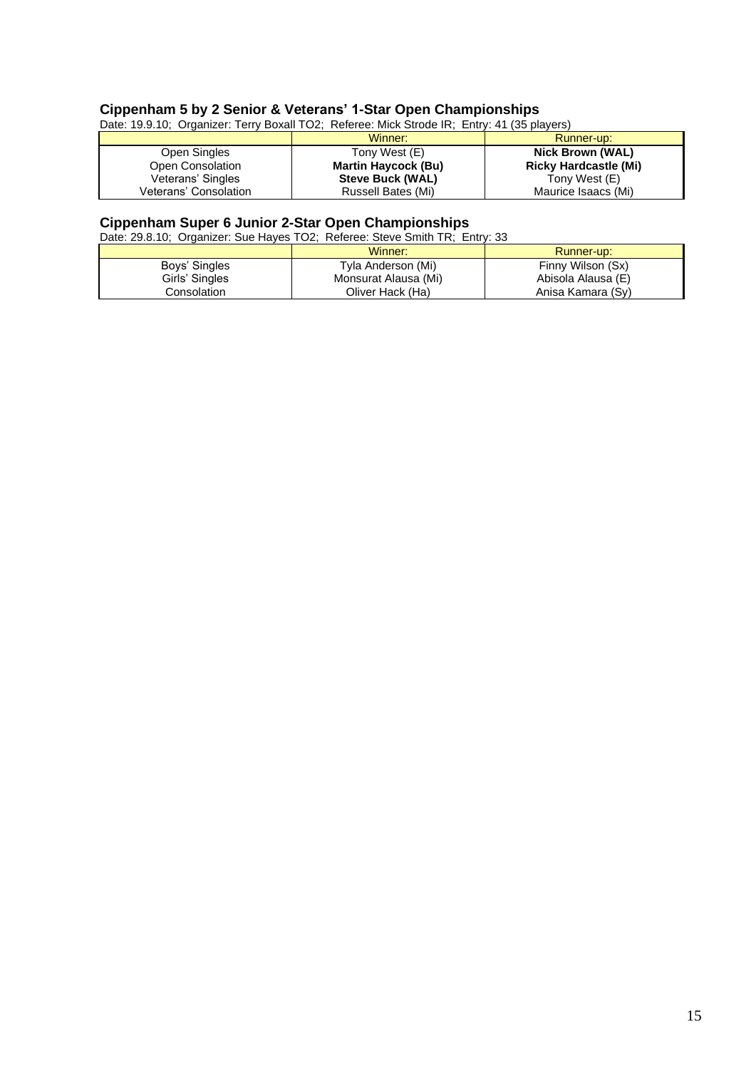### Cippenham 5 by 2 Senior & Veterans' 1-Star Open Championships

Date: 19.9.10; Organizer: Terry Boxall TO2; Referee: Mick Strode IR; Entry: 41 (35 players)

| | Winner: | Runner-up: |
|---|---|---|
| Open Singles | Tony West (E) | **Nick Brown (WAL)** |
| Open Consolation | **Martin Haycock (Bu)** | **Ricky Hardcastle (Mi)** |
| Veterans' Singles | **Steve Buck (WAL)** | Tony West (E) |
| Veterans' Consolation | Russell Bates (Mi) | Maurice Isaacs (Mi) |

### Cippenham Super 6 Junior 2-Star Open Championships

Date: 29.8.10; Organizer: Sue Hayes TO2; Referee: Steve Smith TR; Entry: 33

| | Winner: | Runner-up: |
|---|---|---|
| Boys' Singles | Tyla Anderson (Mi) | Finny Wilson (Sx) |
| Girls' Singles | Monsurat Alausa (Mi) | Abisola Alausa (E) |
| Consolation | Oliver Hack (Ha) | Anisa Kamara (Sy) |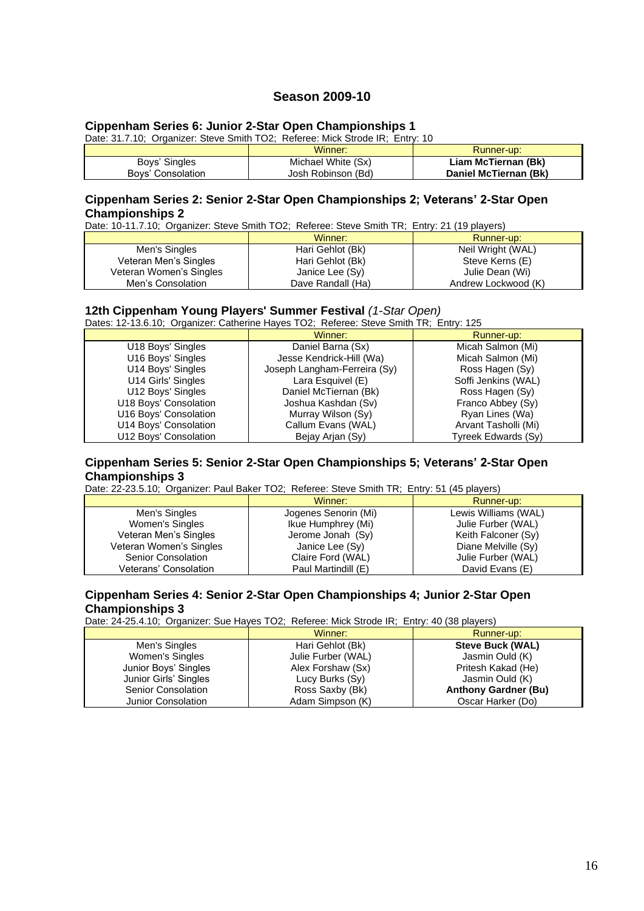## Season 2009-10

### Cippenham Series 6: Junior 2-Star Open Championships 1

Date: 31.7.10; Organizer: Steve Smith TO2; Referee: Mick Strode IR; Entry: 10

| | Winner: | Runner-up: |
|---|---|---|
| Boys' Singles | Michael White (Sx) | **Liam McTiernan (Bk)** |
| Boys' Consolation | Josh Robinson (Bd) | **Daniel McTiernan (Bk)** |

### Cippenham Series 2: Senior 2-Star Open Championships 2; Veterans' 2-Star Open Championships 2

Date: 10-11.7.10; Organizer: Steve Smith TO2; Referee: Steve Smith TR; Entry: 21 (19 players)

| | Winner: | Runner-up: |
|---|---|---|
| Men's Singles | Hari Gehlot (Bk) | Neil Wright (WAL) |
| Veteran Men's Singles | Hari Gehlot (Bk) | Steve Kerns (E) |
| Veteran Women's Singles | Janice Lee (Sy) | Julie Dean (Wi) |
| Men's Consolation | Dave Randall (Ha) | Andrew Lockwood (K) |

### 12th Cippenham Young Players' Summer Festival *(1-Star Open)*

Dates: 12-13.6.10; Organizer: Catherine Hayes TO2; Referee: Steve Smith TR; Entry: 125

| | Winner: | Runner-up: |
|---|---|---|
| U18 Boys' Singles | Daniel Barna (Sx) | Micah Salmon (Mi) |
| U16 Boys' Singles | Jesse Kendrick-Hill (Wa) | Micah Salmon (Mi) |
| U14 Boys' Singles | Joseph Langham-Ferreira (Sy) | Ross Hagen (Sy) |
| U14 Girls' Singles | Lara Esquivel (E) | Soffi Jenkins (WAL) |
| U12 Boys' Singles | Daniel McTiernan (Bk) | Ross Hagen (Sy) |
| U18 Boys' Consolation | Joshua Kashdan (Sv) | Franco Abbey (Sy) |
| U16 Boys' Consolation | Murray Wilson (Sy) | Ryan Lines (Wa) |
| U14 Boys' Consolation | Callum Evans (WAL) | Arvant Tasholli (Mi) |
| U12 Boys' Consolation | Bejay Arjan (Sy) | Tyreek Edwards (Sy) |

### Cippenham Series 5: Senior 2-Star Open Championships 5; Veterans' 2-Star Open Championships 3

Date: 22-23.5.10; Organizer: Paul Baker TO2; Referee: Steve Smith TR; Entry: 51 (45 players)

| | Winner: | Runner-up: |
|---|---|---|
| Men's Singles | Jogenes Senorin (Mi) | Lewis Williams (WAL) |
| Women's Singles | Ikue Humphrey (Mi) | Julie Furber (WAL) |
| Veteran Men's Singles | Jerome Jonah (Sy) | Keith Falconer (Sy) |
| Veteran Women's Singles | Janice Lee (Sy) | Diane Melville (Sy) |
| Senior Consolation | Claire Ford (WAL) | Julie Furber (WAL) |
| Veterans' Consolation | Paul Martindill (E) | David Evans (E) |

### Cippenham Series 4: Senior 2-Star Open Championships 4; Junior 2-Star Open Championships 3

Date: 24-25.4.10; Organizer: Sue Hayes TO2; Referee: Mick Strode IR; Entry: 40 (38 players)

| | Winner: | Runner-up: |
|---|---|---|
| Men's Singles | Hari Gehlot (Bk) | **Steve Buck (WAL)** |
| Women's Singles | Julie Furber (WAL) | Jasmin Ould (K) |
| Junior Boys' Singles | Alex Forshaw (Sx) | Pritesh Kakad (He) |
| Junior Girls' Singles | Lucy Burks (Sy) | Jasmin Ould (K) |
| Senior Consolation | Ross Saxby (Bk) | **Anthony Gardner (Bu)** |
| Junior Consolation | Adam Simpson (K) | Oscar Harker (Do) |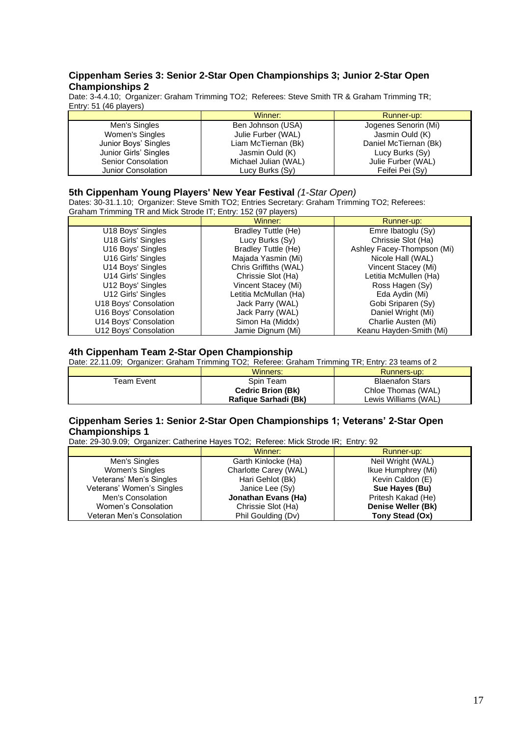### Cippenham Series 3: Senior 2-Star Open Championships 3; Junior 2-Star Open Championships 2

Date: 3-4.4.10; Organizer: Graham Trimming TO2; Referees: Steve Smith TR & Graham Trimming TR; Entry: 51 (46 players)

| | Winner: | Runner-up: |
|---|---|---|
| Men's Singles | Ben Johnson (USA) | Jogenes Senorin (Mi) |
| Women's Singles | Julie Furber (WAL) | Jasmin Ould (K) |
| Junior Boys' Singles | Liam McTiernan (Bk) | Daniel McTiernan (Bk) |
| Junior Girls' Singles | Jasmin Ould (K) | Lucy Burks (Sy) |
| Senior Consolation | Michael Julian (WAL) | Julie Furber (WAL) |
| Junior Consolation | Lucy Burks (Sy) | Feifei Pei (Sy) |

### 5th Cippenham Young Players' New Year Festival *(1-Star Open)*

Dates: 30-31.1.10; Organizer: Steve Smith TO2; Entries Secretary: Graham Trimming TO2; Referees: Graham Trimming TR and Mick Strode IT; Entry: 152 (97 players)

| | Winner: | Runner-up: |
|---|---|---|
| U18 Boys' Singles | Bradley Tuttle (He) | Emre Ibatoglu (Sy) |
| U18 Girls' Singles | Lucy Burks (Sy) | Chrissie Slot (Ha) |
| U16 Boys' Singles | Bradley Tuttle (He) | Ashley Facey-Thompson (Mi) |
| U16 Girls' Singles | Majada Yasmin (Mi) | Nicole Hall (WAL) |
| U14 Boys' Singles | Chris Griffiths (WAL) | Vincent Stacey (Mi) |
| U14 Girls' Singles | Chrissie Slot (Ha) | Letitia McMullen (Ha) |
| U12 Boys' Singles | Vincent Stacey (Mi) | Ross Hagen (Sy) |
| U12 Girls' Singles | Letitia McMullan (Ha) | Eda Aydin (Mi) |
| U18 Boys' Consolation | Jack Parry (WAL) | Gobi Sriparen (Sy) |
| U16 Boys' Consolation | Jack Parry (WAL) | Daniel Wright (Mi) |
| U14 Boys' Consolation | Simon Ha (Middx) | Charlie Austen (Mi) |
| U12 Boys' Consolation | Jamie Dignum (Mi) | Keanu Hayden-Smith (Mi) |

### 4th Cippenham Team 2-Star Open Championship

Date: 22.11.09; Organizer: Graham Trimming TO2; Referee: Graham Trimming TR; Entry: 23 teams of 2

| | Winners: | Runners-up: |
|---|---|---|
| Team Event | Spin Team | Blaenafon Stars |
| | **Cedric Brion (Bk)** | Chloe Thomas (WAL) |
| | **Rafique Sarhadi (Bk)** | Lewis Williams (WAL) |

### Cippenham Series 1: Senior 2-Star Open Championships 1; Veterans' 2-Star Open Championships 1

Date: 29-30.9.09; Organizer: Catherine Hayes TO2; Referee: Mick Strode IR; Entry: 92

| | Winner: | Runner-up: |
|---|---|---|
| Men's Singles | Garth Kinlocke (Ha) | Neil Wright (WAL) |
| Women's Singles | Charlotte Carey (WAL) | Ikue Humphrey (Mi) |
| Veterans' Men's Singles | Hari Gehlot (Bk) | Kevin Caldon (E) |
| Veterans' Women's Singles | Janice Lee (Sy) | **Sue Hayes (Bu)** |
| Men's Consolation | **Jonathan Evans (Ha)** | Pritesh Kakad (He) |
| Women's Consolation | Chrissie Slot (Ha) | **Denise Weller (Bk)** |
| Veteran Men's Consolation | Phil Goulding (Dv) | **Tony Stead (Ox)** |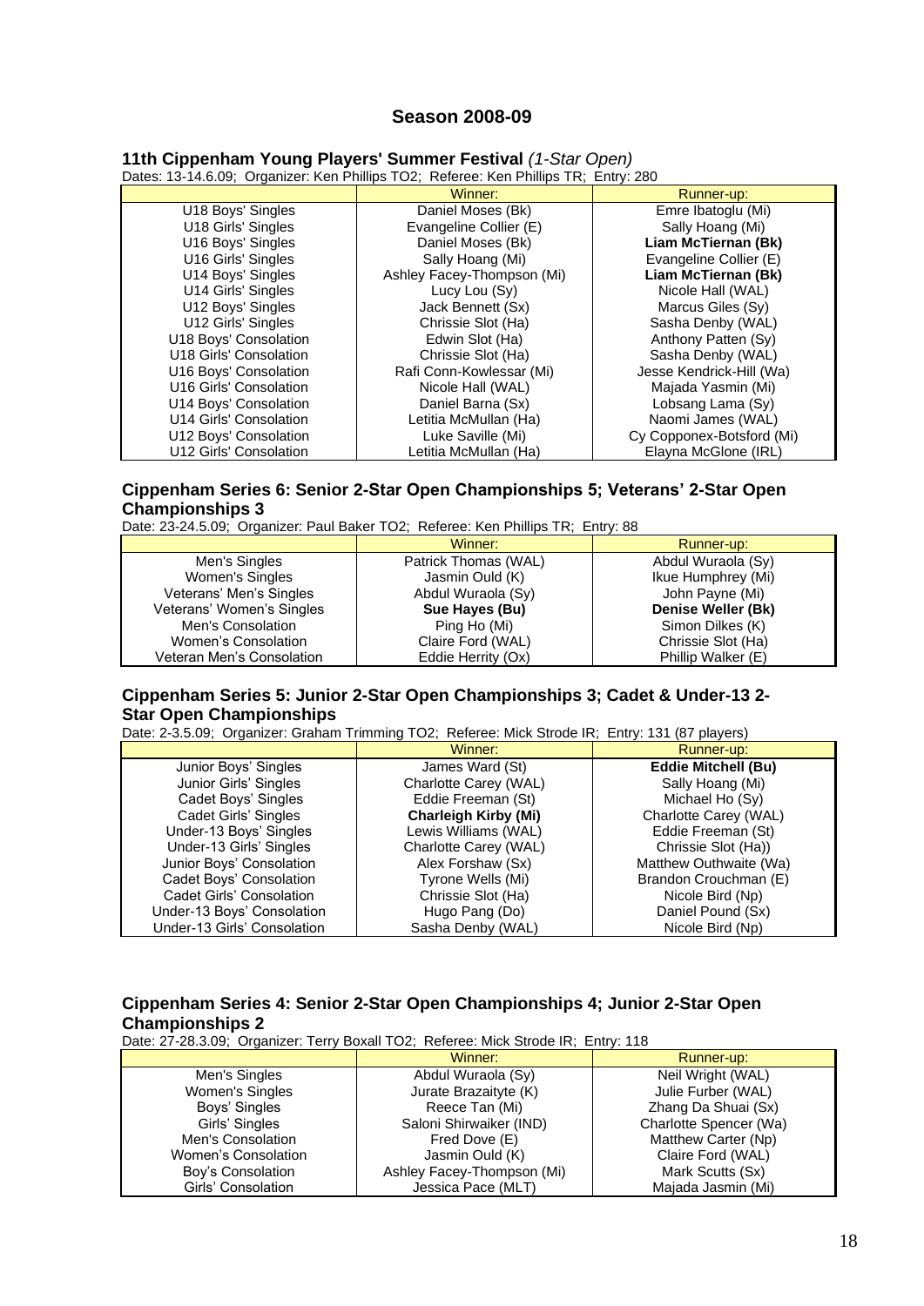## Season 2008-09

### 11th Cippenham Young Players' Summer Festival *(1-Star Open)*

Dates: 13-14.6.09; Organizer: Ken Phillips TO2; Referee: Ken Phillips TR; Entry: 280

| | Winner: | Runner-up: |
|---|---|---|
| U18 Boys' Singles | Daniel Moses (Bk) | Emre Ibatoglu (Mi) |
| U18 Girls' Singles | Evangeline Collier (E) | Sally Hoang (Mi) |
| U16 Boys' Singles | Daniel Moses (Bk) | **Liam McTiernan (Bk)** |
| U16 Girls' Singles | Sally Hoang (Mi) | Evangeline Collier (E) |
| U14 Boys' Singles | Ashley Facey-Thompson (Mi) | **Liam McTiernan (Bk)** |
| U14 Girls' Singles | Lucy Lou (Sy) | Nicole Hall (WAL) |
| U12 Boys' Singles | Jack Bennett (Sx) | Marcus Giles (Sy) |
| U12 Girls' Singles | Chrissie Slot (Ha) | Sasha Denby (WAL) |
| U18 Boys' Consolation | Edwin Slot (Ha) | Anthony Patten (Sy) |
| U18 Girls' Consolation | Chrissie Slot (Ha) | Sasha Denby (WAL) |
| U16 Boys' Consolation | Rafi Conn-Kowlessar (Mi) | Jesse Kendrick-Hill (Wa) |
| U16 Girls' Consolation | Nicole Hall (WAL) | Majada Yasmin (Mi) |
| U14 Boys' Consolation | Daniel Barna (Sx) | Lobsang Lama (Sy) |
| U14 Girls' Consolation | Letitia McMullan (Ha) | Naomi James (WAL) |
| U12 Boys' Consolation | Luke Saville (Mi) | Cy Copponex-Botsford (Mi) |
| U12 Girls' Consolation | Letitia McMullan (Ha) | Elayna McGlone (IRL) |

### Cippenham Series 6: Senior 2-Star Open Championships 5; Veterans' 2-Star Open Championships 3

Date: 23-24.5.09; Organizer: Paul Baker TO2; Referee: Ken Phillips TR; Entry: 88

| | Winner: | Runner-up: |
|---|---|---|
| Men's Singles | Patrick Thomas (WAL) | Abdul Wuraola (Sy) |
| Women's Singles | Jasmin Ould (K) | Ikue Humphrey (Mi) |
| Veterans' Men's Singles | Abdul Wuraola (Sy) | John Payne (Mi) |
| Veterans' Women's Singles | **Sue Hayes (Bu)** | **Denise Weller (Bk)** |
| Men's Consolation | Ping Ho (Mi) | Simon Dilkes (K) |
| Women's Consolation | Claire Ford (WAL) | Chrissie Slot (Ha) |
| Veteran Men's Consolation | Eddie Herrity (Ox) | Phillip Walker (E) |

### Cippenham Series 5: Junior 2-Star Open Championships 3; Cadet & Under-13 2-Star Open Championships

Date: 2-3.5.09; Organizer: Graham Trimming TO2; Referee: Mick Strode IR; Entry: 131 (87 players)

| | Winner: | Runner-up: |
|---|---|---|
| Junior Boys' Singles | James Ward (St) | **Eddie Mitchell (Bu)** |
| Junior Girls' Singles | Charlotte Carey (WAL) | Sally Hoang (Mi) |
| Cadet Boys' Singles | Eddie Freeman (St) | Michael Ho (Sy) |
| Cadet Girls' Singles | **Charleigh Kirby (Mi)** | Charlotte Carey (WAL) |
| Under-13 Boys' Singles | Lewis Williams (WAL) | Eddie Freeman (St) |
| Under-13 Girls' Singles | Charlotte Carey (WAL) | Chrissie Slot (Ha)) |
| Junior Boys' Consolation | Alex Forshaw (Sx) | Matthew Outhwaite (Wa) |
| Cadet Boys' Consolation | Tyrone Wells (Mi) | Brandon Crouchman (E) |
| Cadet Girls' Consolation | Chrissie Slot (Ha) | Nicole Bird (Np) |
| Under-13 Boys' Consolation | Hugo Pang (Do) | Daniel Pound (Sx) |
| Under-13 Girls' Consolation | Sasha Denby (WAL) | Nicole Bird (Np) |

### Cippenham Series 4: Senior 2-Star Open Championships 4; Junior 2-Star Open Championships 2

Date: 27-28.3.09; Organizer: Terry Boxall TO2; Referee: Mick Strode IR; Entry: 118

| | Winner: | Runner-up: |
|---|---|---|
| Men's Singles | Abdul Wuraola (Sy) | Neil Wright (WAL) |
| Women's Singles | Jurate Brazaityte (K) | Julie Furber (WAL) |
| Boys' Singles | Reece Tan (Mi) | Zhang Da Shuai (Sx) |
| Girls' Singles | Saloni Shirwaiker (IND) | Charlotte Spencer (Wa) |
| Men's Consolation | Fred Dove (E) | Matthew Carter (Np) |
| Women's Consolation | Jasmin Ould (K) | Claire Ford (WAL) |
| Boy's Consolation | Ashley Facey-Thompson (Mi) | Mark Scutts (Sx) |
| Girls' Consolation | Jessica Pace (MLT) | Majada Jasmin (Mi) |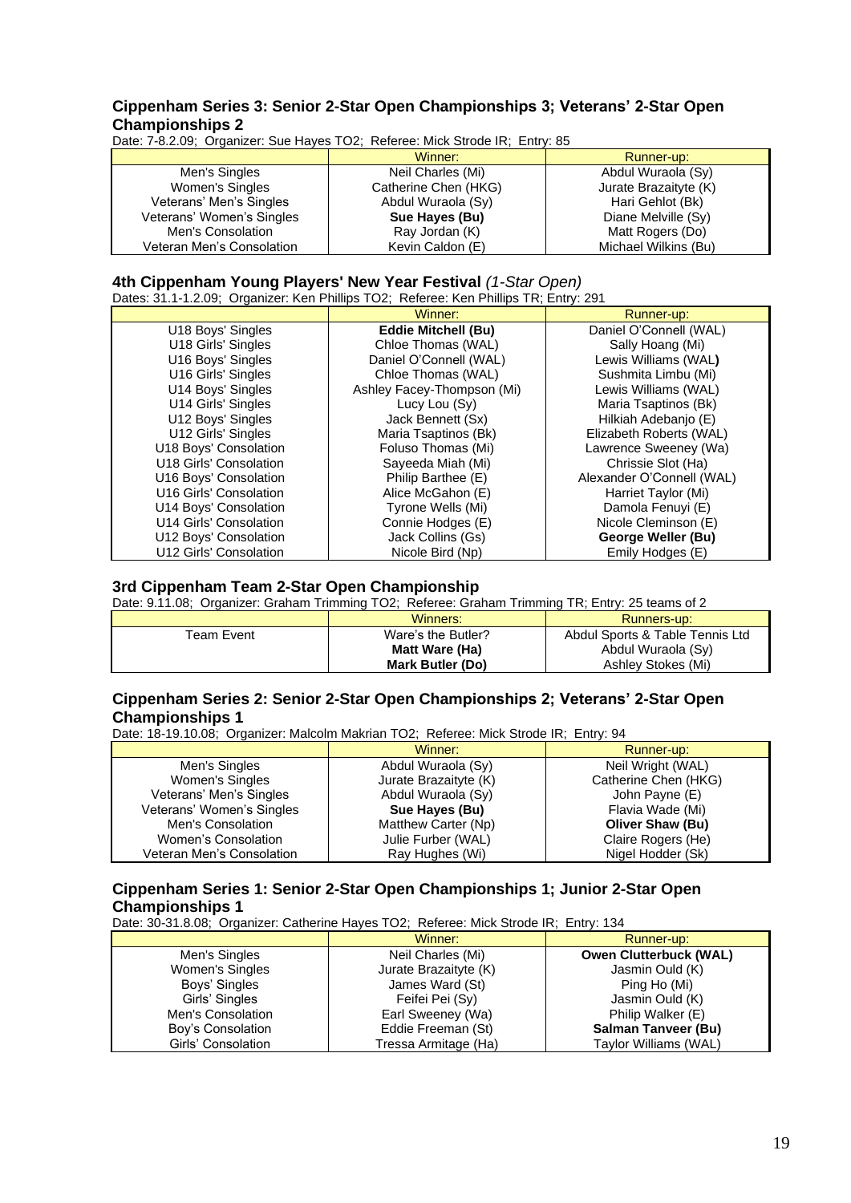### Cippenham Series 3: Senior 2-Star Open Championships 3; Veterans' 2-Star Open Championships 2

Date: 7-8.2.09; Organizer: Sue Hayes TO2; Referee: Mick Strode IR; Entry: 85

| | Winner: | Runner-up: |
|---|---|---|
| Men's Singles | Neil Charles (Mi) | Abdul Wuraola (Sy) |
| Women's Singles | Catherine Chen (HKG) | Jurate Brazaityte (K) |
| Veterans' Men's Singles | Abdul Wuraola (Sy) | Hari Gehlot (Bk) |
| Veterans' Women's Singles | **Sue Hayes (Bu)** | Diane Melville (Sy) |
| Men's Consolation | Ray Jordan (K) | Matt Rogers (Do) |
| Veteran Men's Consolation | Kevin Caldon (E) | Michael Wilkins (Bu) |

### 4th Cippenham Young Players' New Year Festival *(1-Star Open)*

Dates: 31.1-1.2.09; Organizer: Ken Phillips TO2; Referee: Ken Phillips TR; Entry: 291

| | Winner: | Runner-up: |
|---|---|---|
| U18 Boys' Singles | **Eddie Mitchell (Bu)** | Daniel O'Connell (WAL) |
| U18 Girls' Singles | Chloe Thomas (WAL) | Sally Hoang (Mi) |
| U16 Boys' Singles | Daniel O'Connell (WAL) | Lewis Williams (WAL) |
| U16 Girls' Singles | Chloe Thomas (WAL) | Sushmita Limbu (Mi) |
| U14 Boys' Singles | Ashley Facey-Thompson (Mi) | Lewis Williams (WAL) |
| U14 Girls' Singles | Lucy Lou (Sy) | Maria Tsaptinos (Bk) |
| U12 Boys' Singles | Jack Bennett (Sx) | Hilkiah Adebanjo (E) |
| U12 Girls' Singles | Maria Tsaptinos (Bk) | Elizabeth Roberts (WAL) |
| U18 Boys' Consolation | Foluso Thomas (Mi) | Lawrence Sweeney (Wa) |
| U18 Girls' Consolation | Sayeeda Miah (Mi) | Chrissie Slot (Ha) |
| U16 Boys' Consolation | Philip Barthee (E) | Alexander O'Connell (WAL) |
| U16 Girls' Consolation | Alice McGahon (E) | Harriet Taylor (Mi) |
| U14 Boys' Consolation | Tyrone Wells (Mi) | Damola Fenuyi (E) |
| U14 Girls' Consolation | Connie Hodges (E) | Nicole Cleminson (E) |
| U12 Boys' Consolation | Jack Collins (Gs) | **George Weller (Bu)** |
| U12 Girls' Consolation | Nicole Bird (Np) | Emily Hodges (E) |

### 3rd Cippenham Team 2-Star Open Championship

Date: 9.11.08; Organizer: Graham Trimming TO2; Referee: Graham Trimming TR; Entry: 25 teams of 2

| | Winners: | Runners-up: |
|---|---|---|
| Team Event | Ware's the Butler?<br>**Matt Ware (Ha)**<br>**Mark Butler (Do)** | Abdul Sports & Table Tennis Ltd<br>Abdul Wuraola (Sy)<br>Ashley Stokes (Mi) |

### Cippenham Series 2: Senior 2-Star Open Championships 2; Veterans' 2-Star Open Championships 1

Date: 18-19.10.08; Organizer: Malcolm Makrian TO2; Referee: Mick Strode IR; Entry: 94

| | Winner: | Runner-up: |
|---|---|---|
| Men's Singles | Abdul Wuraola (Sy) | Neil Wright (WAL) |
| Women's Singles | Jurate Brazaityte (K) | Catherine Chen (HKG) |
| Veterans' Men's Singles | Abdul Wuraola (Sy) | John Payne (E) |
| Veterans' Women's Singles | **Sue Hayes (Bu)** | Flavia Wade (Mi) |
| Men's Consolation | Matthew Carter (Np) | **Oliver Shaw (Bu)** |
| Women's Consolation | Julie Furber (WAL) | Claire Rogers (He) |
| Veteran Men's Consolation | Ray Hughes (Wi) | Nigel Hodder (Sk) |

### Cippenham Series 1: Senior 2-Star Open Championships 1; Junior 2-Star Open Championships 1

Date: 30-31.8.08; Organizer: Catherine Hayes TO2; Referee: Mick Strode IR; Entry: 134

| | Winner: | Runner-up: |
|---|---|---|
| Men's Singles | Neil Charles (Mi) | **Owen Clutterbuck (WAL)** |
| Women's Singles | Jurate Brazaityte (K) | Jasmin Ould (K) |
| Boys' Singles | James Ward (St) | Ping Ho (Mi) |
| Girls' Singles | Feifei Pei (Sy) | Jasmin Ould (K) |
| Men's Consolation | Earl Sweeney (Wa) | Philip Walker (E) |
| Boy's Consolation | Eddie Freeman (St) | **Salman Tanveer (Bu)** |
| Girls' Consolation | Tressa Armitage (Ha) | Taylor Williams (WAL) |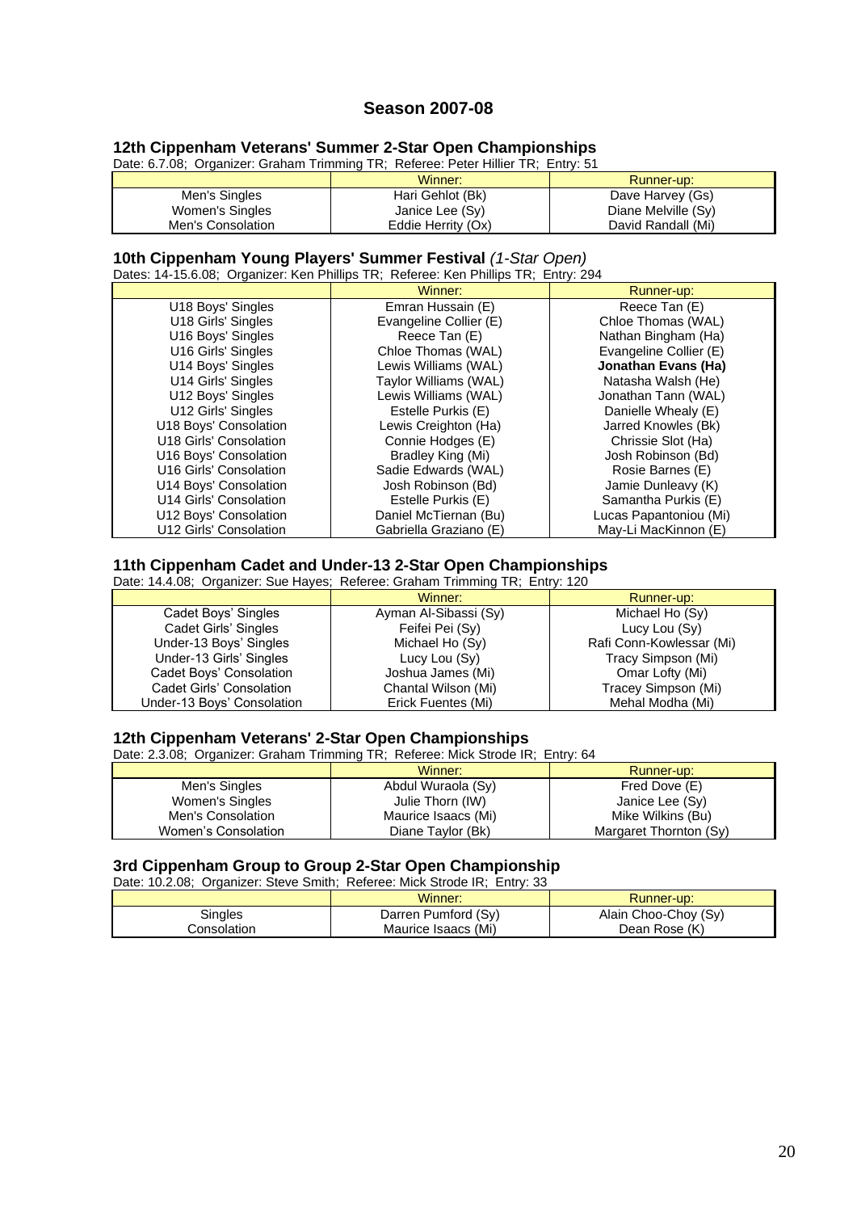## Season 2007-08

### 12th Cippenham Veterans' Summer 2-Star Open Championships

Date: 6.7.08; Organizer: Graham Trimming TR; Referee: Peter Hillier TR; Entry: 51

| | Winner: | Runner-up: |
|---|---|---|
| Men's Singles | Hari Gehlot (Bk) | Dave Harvey (Gs) |
| Women's Singles | Janice Lee (Sy) | Diane Melville (Sy) |
| Men's Consolation | Eddie Herrity (Ox) | David Randall (Mi) |

### 10th Cippenham Young Players' Summer Festival *(1-Star Open)*

Dates: 14-15.6.08; Organizer: Ken Phillips TR; Referee: Ken Phillips TR; Entry: 294

| | Winner: | Runner-up: |
|---|---|---|
| U18 Boys' Singles | Emran Hussain (E) | Reece Tan (E) |
| U18 Girls' Singles | Evangeline Collier (E) | Chloe Thomas (WAL) |
| U16 Boys' Singles | Reece Tan (E) | Nathan Bingham (Ha) |
| U16 Girls' Singles | Chloe Thomas (WAL) | Evangeline Collier (E) |
| U14 Boys' Singles | Lewis Williams (WAL) | **Jonathan Evans (Ha)** |
| U14 Girls' Singles | Taylor Williams (WAL) | Natasha Walsh (He) |
| U12 Boys' Singles | Lewis Williams (WAL) | Jonathan Tann (WAL) |
| U12 Girls' Singles | Estelle Purkis (E) | Danielle Whealy (E) |
| U18 Boys' Consolation | Lewis Creighton (Ha) | Jarred Knowles (Bk) |
| U18 Girls' Consolation | Connie Hodges (E) | Chrissie Slot (Ha) |
| U16 Boys' Consolation | Bradley King (Mi) | Josh Robinson (Bd) |
| U16 Girls' Consolation | Sadie Edwards (WAL) | Rosie Barnes (E) |
| U14 Boys' Consolation | Josh Robinson (Bd) | Jamie Dunleavy (K) |
| U14 Girls' Consolation | Estelle Purkis (E) | Samantha Purkis (E) |
| U12 Boys' Consolation | Daniel McTiernan (Bu) | Lucas Papantoniou (Mi) |
| U12 Girls' Consolation | Gabriella Graziano (E) | May-Li MacKinnon (E) |

### 11th Cippenham Cadet and Under-13 2-Star Open Championships

Date: 14.4.08; Organizer: Sue Hayes; Referee: Graham Trimming TR; Entry: 120

| | Winner: | Runner-up: |
|---|---|---|
| Cadet Boys' Singles | Ayman Al-Sibassi (Sy) | Michael Ho (Sy) |
| Cadet Girls' Singles | Feifei Pei (Sy) | Lucy Lou (Sy) |
| Under-13 Boys' Singles | Michael Ho (Sy) | Rafi Conn-Kowlessar (Mi) |
| Under-13 Girls' Singles | Lucy Lou (Sy) | Tracy Simpson (Mi) |
| Cadet Boys' Consolation | Joshua James (Mi) | Omar Lofty (Mi) |
| Cadet Girls' Consolation | Chantal Wilson (Mi) | Tracey Simpson (Mi) |
| Under-13 Boys' Consolation | Erick Fuentes (Mi) | Mehal Modha (Mi) |

### 12th Cippenham Veterans' 2-Star Open Championships

Date: 2.3.08; Organizer: Graham Trimming TR; Referee: Mick Strode IR; Entry: 64

| | Winner: | Runner-up: |
|---|---|---|
| Men's Singles | Abdul Wuraola (Sy) | Fred Dove (E) |
| Women's Singles | Julie Thorn (IW) | Janice Lee (Sy) |
| Men's Consolation | Maurice Isaacs (Mi) | Mike Wilkins (Bu) |
| Women's Consolation | Diane Taylor (Bk) | Margaret Thornton (Sy) |

### 3rd Cippenham Group to Group 2-Star Open Championship

Date: 10.2.08; Organizer: Steve Smith; Referee: Mick Strode IR; Entry: 33

| | Winner: | Runner-up: |
|---|---|---|
| Singles | Darren Pumford (Sy) | Alain Choo-Choy (Sy) |
| Consolation | Maurice Isaacs (Mi) | Dean Rose (K) |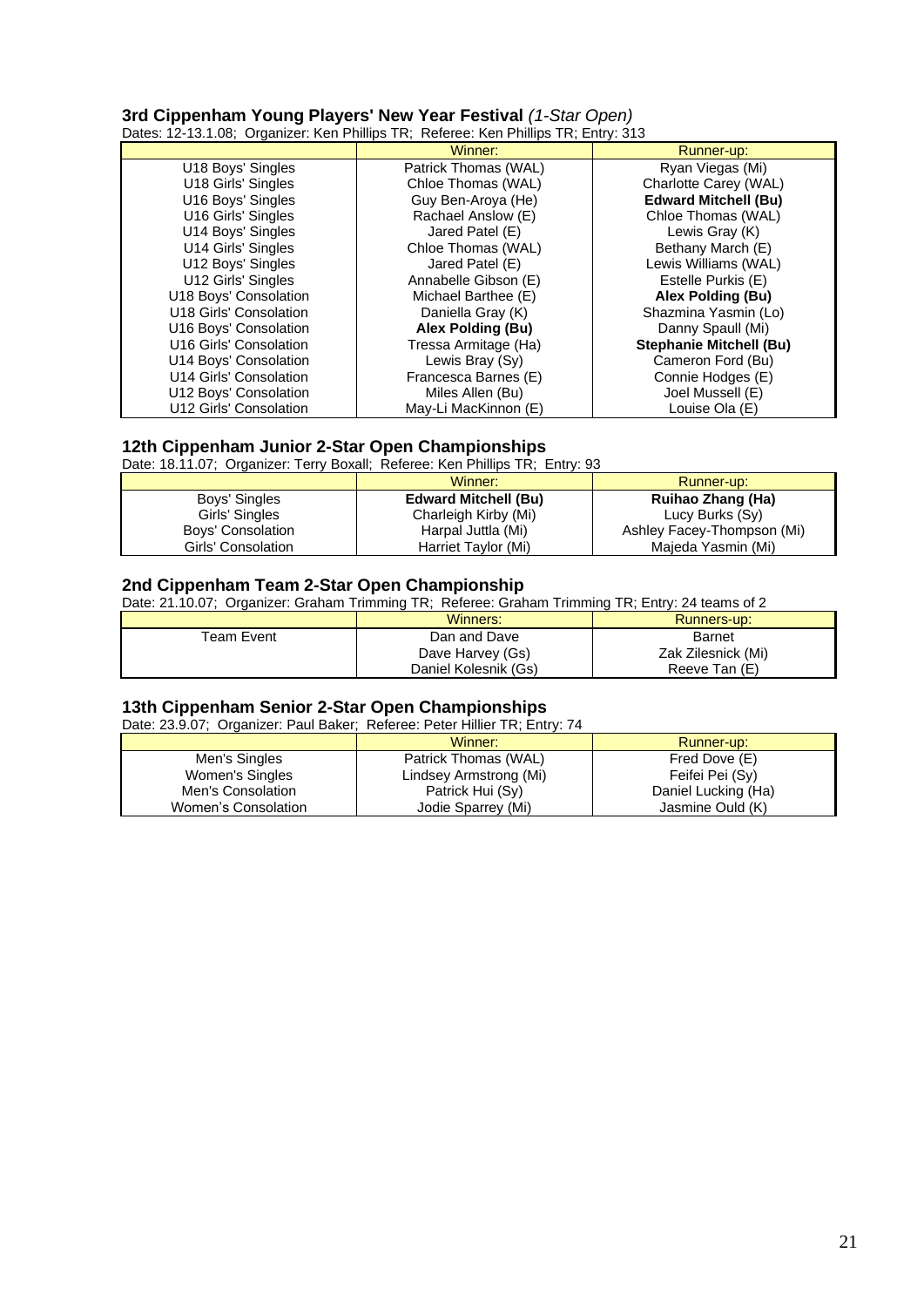### 3rd Cippenham Young Players' New Year Festival *(1-Star Open)*

Dates: 12-13.1.08; Organizer: Ken Phillips TR; Referee: Ken Phillips TR; Entry: 313

| | Winner: | Runner-up: |
|---|---|---|
| U18 Boys' Singles | Patrick Thomas (WAL) | Ryan Viegas (Mi) |
| U18 Girls' Singles | Chloe Thomas (WAL) | Charlotte Carey (WAL) |
| U16 Boys' Singles | Guy Ben-Aroya (He) | **Edward Mitchell (Bu)** |
| U16 Girls' Singles | Rachael Anslow (E) | Chloe Thomas (WAL) |
| U14 Boys' Singles | Jared Patel (E) | Lewis Gray (K) |
| U14 Girls' Singles | Chloe Thomas (WAL) | Bethany March (E) |
| U12 Boys' Singles | Jared Patel (E) | Lewis Williams (WAL) |
| U12 Girls' Singles | Annabelle Gibson (E) | Estelle Purkis (E) |
| U18 Boys' Consolation | Michael Barthee (E) | **Alex Polding (Bu)** |
| U18 Girls' Consolation | Daniella Gray (K) | Shazmina Yasmin (Lo) |
| U16 Boys' Consolation | **Alex Polding (Bu)** | Danny Spaull (Mi) |
| U16 Girls' Consolation | Tressa Armitage (Ha) | **Stephanie Mitchell (Bu)** |
| U14 Boys' Consolation | Lewis Bray (Sy) | Cameron Ford (Bu) |
| U14 Girls' Consolation | Francesca Barnes (E) | Connie Hodges (E) |
| U12 Boys' Consolation | Miles Allen (Bu) | Joel Mussell (E) |
| U12 Girls' Consolation | May-Li MacKinnon (E) | Louise Ola (E) |

### 12th Cippenham Junior 2-Star Open Championships

Date: 18.11.07; Organizer: Terry Boxall; Referee: Ken Phillips TR; Entry: 93

| | Winner: | Runner-up: |
|---|---|---|
| Boys' Singles | **Edward Mitchell (Bu)** | **Ruihao Zhang (Ha)** |
| Girls' Singles | Charleigh Kirby (Mi) | Lucy Burks (Sy) |
| Boys' Consolation | Harpal Juttla (Mi) | Ashley Facey-Thompson (Mi) |
| Girls' Consolation | Harriet Taylor (Mi) | Majeda Yasmin (Mi) |

### 2nd Cippenham Team 2-Star Open Championship

Date: 21.10.07; Organizer: Graham Trimming TR; Referee: Graham Trimming TR; Entry: 24 teams of 2

| | Winners: | Runners-up: |
|---|---|---|
| Team Event | Dan and Dave | Barnet |
| | Dave Harvey (Gs) | Zak Zilesnick (Mi) |
| | Daniel Kolesnik (Gs) | Reeve Tan (E) |

### 13th Cippenham Senior 2-Star Open Championships

Date: 23.9.07; Organizer: Paul Baker; Referee: Peter Hillier TR; Entry: 74

| | Winner: | Runner-up: |
|---|---|---|
| Men's Singles | Patrick Thomas (WAL) | Fred Dove (E) |
| Women's Singles | Lindsey Armstrong (Mi) | Feifei Pei (Sy) |
| Men's Consolation | Patrick Hui (Sy) | Daniel Lucking (Ha) |
| Women's Consolation | Jodie Sparrey (Mi) | Jasmine Ould (K) |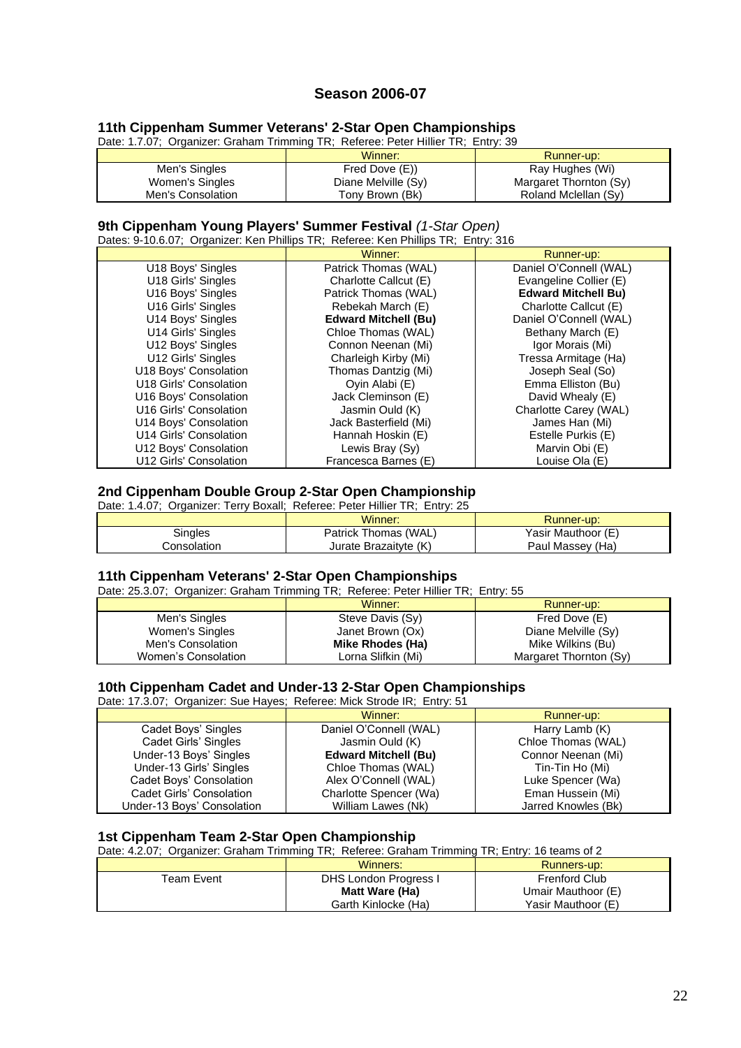## Season 2006-07

### 11th Cippenham Summer Veterans' 2-Star Open Championships

Date: 1.7.07; Organizer: Graham Trimming TR; Referee: Peter Hillier TR; Entry: 39

| | Winner: | Runner-up: |
|---|---|---|
| Men's Singles | Fred Dove (E)) | Ray Hughes (Wi) |
| Women's Singles | Diane Melville (Sy) | Margaret Thornton (Sy) |
| Men's Consolation | Tony Brown (Bk) | Roland Mclellan (Sy) |

### 9th Cippenham Young Players' Summer Festival *(1-Star Open)*

Dates: 9-10.6.07; Organizer: Ken Phillips TR; Referee: Ken Phillips TR; Entry: 316

| | Winner: | Runner-up: |
|---|---|---|
| U18 Boys' Singles | Patrick Thomas (WAL) | Daniel O'Connell (WAL) |
| U18 Girls' Singles | Charlotte Callcut (E) | Evangeline Collier (E) |
| U16 Boys' Singles | Patrick Thomas (WAL) | **Edward Mitchell Bu)** |
| U16 Girls' Singles | Rebekah March (E) | Charlotte Callcut (E) |
| U14 Boys' Singles | **Edward Mitchell (Bu)** | Daniel O'Connell (WAL) |
| U14 Girls' Singles | Chloe Thomas (WAL) | Bethany March (E) |
| U12 Boys' Singles | Connon Neenan (Mi) | Igor Morais (Mi) |
| U12 Girls' Singles | Charleigh Kirby (Mi) | Tressa Armitage (Ha) |
| U18 Boys' Consolation | Thomas Dantzig (Mi) | Joseph Seal (So) |
| U18 Girls' Consolation | Oyin Alabi (E) | Emma Elliston (Bu) |
| U16 Boys' Consolation | Jack Cleminson (E) | David Whealy (E) |
| U16 Girls' Consolation | Jasmin Ould (K) | Charlotte Carey (WAL) |
| U14 Boys' Consolation | Jack Basterfield (Mi) | James Han (Mi) |
| U14 Girls' Consolation | Hannah Hoskin (E) | Estelle Purkis (E) |
| U12 Boys' Consolation | Lewis Bray (Sy) | Marvin Obi (E) |
| U12 Girls' Consolation | Francesca Barnes (E) | Louise Ola (E) |

### 2nd Cippenham Double Group 2-Star Open Championship

Date: 1.4.07; Organizer: Terry Boxall; Referee: Peter Hillier TR; Entry: 25

| | Winner: | Runner-up: |
|---|---|---|
| Singles | Patrick Thomas (WAL) | Yasir Mauthoor (E) |
| Consolation | Jurate Brazaitytе (K) | Paul Massey (Ha) |

### 11th Cippenham Veterans' 2-Star Open Championships

Date: 25.3.07; Organizer: Graham Trimming TR; Referee: Peter Hillier TR; Entry: 55

| | Winner: | Runner-up: |
|---|---|---|
| Men's Singles | Steve Davis (Sy) | Fred Dove (E) |
| Women's Singles | Janet Brown (Ox) | Diane Melville (Sy) |
| Men's Consolation | **Mike Rhodes (Ha)** | Mike Wilkins (Bu) |
| Women's Consolation | Lorna Slifkin (Mi) | Margaret Thornton (Sy) |

### 10th Cippenham Cadet and Under-13 2-Star Open Championships

Date: 17.3.07; Organizer: Sue Hayes; Referee: Mick Strode IR; Entry: 51

| | Winner: | Runner-up: |
|---|---|---|
| Cadet Boys' Singles | Daniel O'Connell (WAL) | Harry Lamb (K) |
| Cadet Girls' Singles | Jasmin Ould (K) | Chloe Thomas (WAL) |
| Under-13 Boys' Singles | **Edward Mitchell (Bu)** | Connor Neenan (Mi) |
| Under-13 Girls' Singles | Chloe Thomas (WAL) | Tin-Tin Ho (Mi) |
| Cadet Boys' Consolation | Alex O'Connell (WAL) | Luke Spencer (Wa) |
| Cadet Girls' Consolation | Charlotte Spencer (Wa) | Eman Hussein (Mi) |
| Under-13 Boys' Consolation | William Lawes (Nk) | Jarred Knowles (Bk) |

### 1st Cippenham Team 2-Star Open Championship

Date: 4.2.07; Organizer: Graham Trimming TR; Referee: Graham Trimming TR; Entry: 16 teams of 2

| | Winners: | Runners-up: |
|---|---|---|
| Team Event | DHS London Progress I | Frenford Club |
| | **Matt Ware (Ha)** | Umair Mauthoor (E) |
| | Garth Kinlocke (Ha) | Yasir Mauthoor (E) |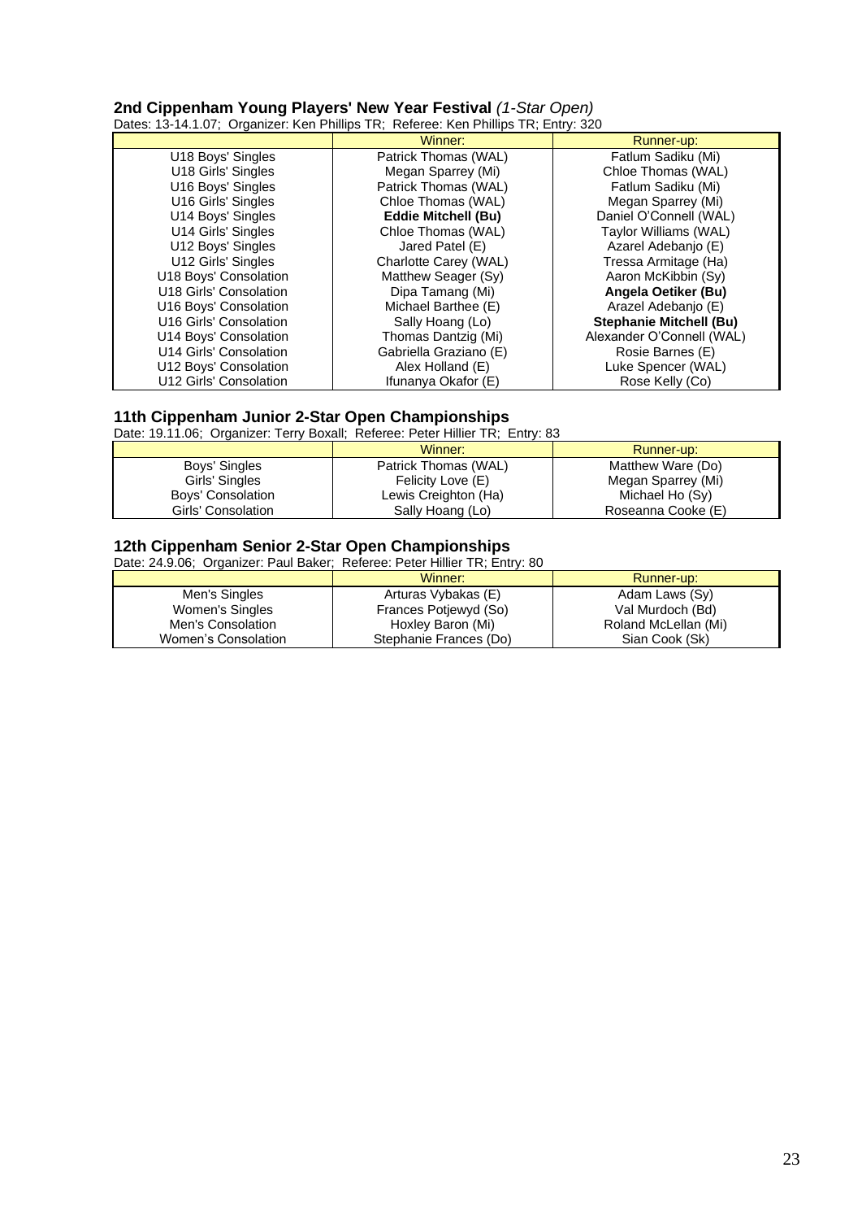### **2nd Cippenham Young Players' New Year Festival** *(1-Star Open)*

Dates: 13-14.1.07; Organizer: Ken Phillips TR; Referee: Ken Phillips TR; Entry: 320

| | Winner: | Runner-up: |
|---|---|---|
| U18 Boys' Singles | Patrick Thomas (WAL) | Fatlum Sadiku (Mi) |
| U18 Girls' Singles | Megan Sparrey (Mi) | Chloe Thomas (WAL) |
| U16 Boys' Singles | Patrick Thomas (WAL) | Fatlum Sadiku (Mi) |
| U16 Girls' Singles | Chloe Thomas (WAL) | Megan Sparrey (Mi) |
| U14 Boys' Singles | **Eddie Mitchell (Bu)** | Daniel O'Connell (WAL) |
| U14 Girls' Singles | Chloe Thomas (WAL) | Taylor Williams (WAL) |
| U12 Boys' Singles | Jared Patel (E) | Azarel Adebanjo (E) |
| U12 Girls' Singles | Charlotte Carey (WAL) | Tressa Armitage (Ha) |
| U18 Boys' Consolation | Matthew Seager (Sy) | Aaron McKibbin (Sy) |
| U18 Girls' Consolation | Dipa Tamang (Mi) | **Angela Oetiker (Bu)** |
| U16 Boys' Consolation | Michael Barthee (E) | Arazel Adebanjo (E) |
| U16 Girls' Consolation | Sally Hoang (Lo) | **Stephanie Mitchell (Bu)** |
| U14 Boys' Consolation | Thomas Dantzig (Mi) | Alexander O'Connell (WAL) |
| U14 Girls' Consolation | Gabriella Graziano (E) | Rosie Barnes (E) |
| U12 Boys' Consolation | Alex Holland (E) | Luke Spencer (WAL) |
| U12 Girls' Consolation | Ifunanya Okafor (E) | Rose Kelly (Co) |

### **11th Cippenham Junior 2-Star Open Championships**

Date: 19.11.06; Organizer: Terry Boxall; Referee: Peter Hillier TR; Entry: 83

| | Winner: | Runner-up: |
|---|---|---|
| Boys' Singles | Patrick Thomas (WAL) | Matthew Ware (Do) |
| Girls' Singles | Felicity Love (E) | Megan Sparrey (Mi) |
| Boys' Consolation | Lewis Creighton (Ha) | Michael Ho (Sy) |
| Girls' Consolation | Sally Hoang (Lo) | Roseanna Cooke (E) |

### **12th Cippenham Senior 2-Star Open Championships**

Date: 24.9.06; Organizer: Paul Baker; Referee: Peter Hillier TR; Entry: 80

| | Winner: | Runner-up: |
|---|---|---|
| Men's Singles | Arturas Vybakas (E) | Adam Laws (Sy) |
| Women's Singles | Frances Potjewyd (So) | Val Murdoch (Bd) |
| Men's Consolation | Hoxley Baron (Mi) | Roland McLellan (Mi) |
| Women's Consolation | Stephanie Frances (Do) | Sian Cook (Sk) |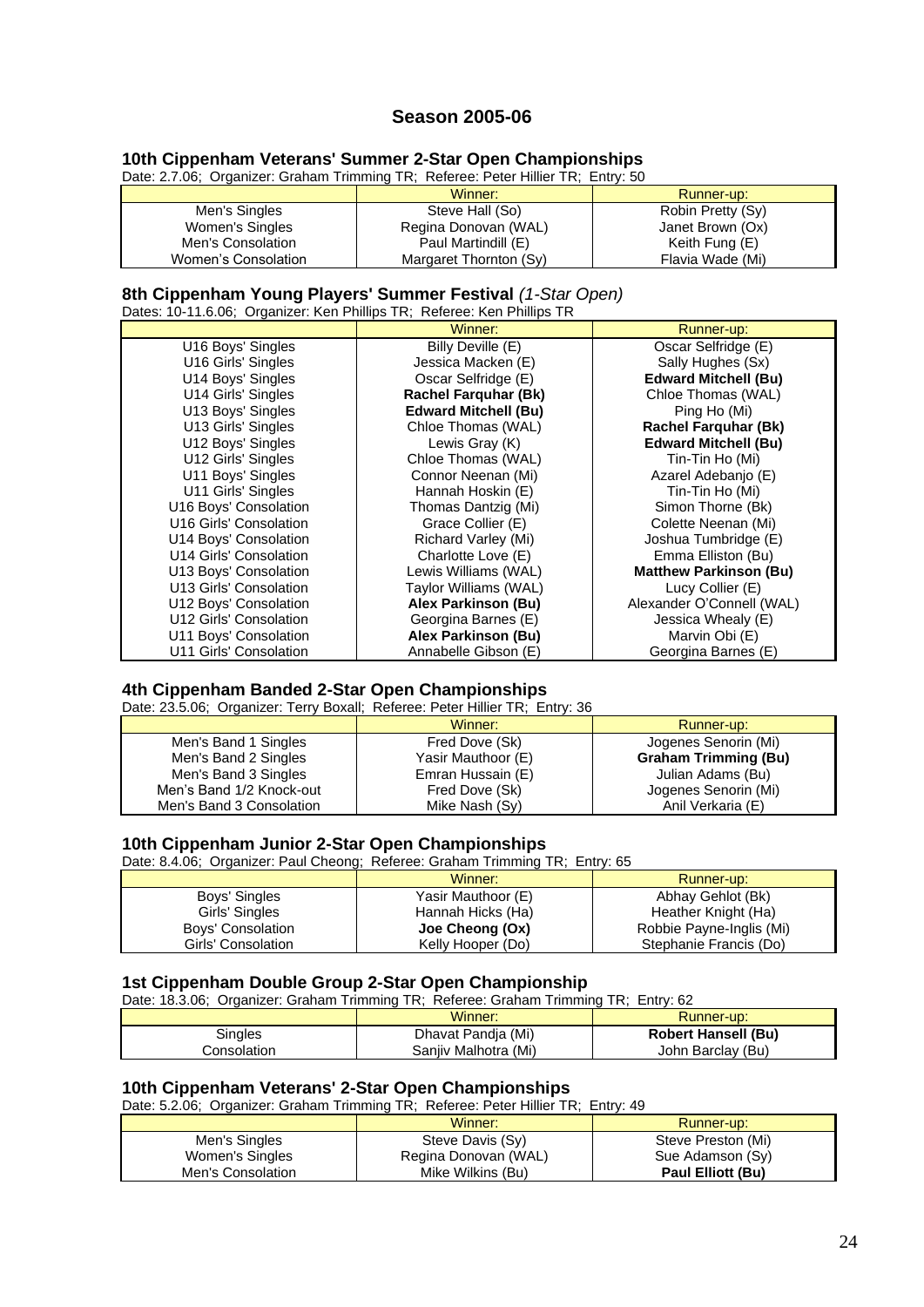## Season 2005-06

### 10th Cippenham Veterans' Summer 2-Star Open Championships

Date: 2.7.06; Organizer: Graham Trimming TR; Referee: Peter Hillier TR; Entry: 50

| | Winner: | Runner-up: |
|---|---|---|
| Men's Singles | Steve Hall (So) | Robin Pretty (Sy) |
| Women's Singles | Regina Donovan (WAL) | Janet Brown (Ox) |
| Men's Consolation | Paul Martindill (E) | Keith Fung (E) |
| Women's Consolation | Margaret Thornton (Sy) | Flavia Wade (Mi) |

### 8th Cippenham Young Players' Summer Festival *(1-Star Open)*

Dates: 10-11.6.06; Organizer: Ken Phillips TR; Referee: Ken Phillips TR

| | Winner: | Runner-up: |
|---|---|---|
| U16 Boys' Singles | Billy Deville (E) | Oscar Selfridge (E) |
| U16 Girls' Singles | Jessica Macken (E) | Sally Hughes (Sx) |
| U14 Boys' Singles | Oscar Selfridge (E) | **Edward Mitchell (Bu)** |
| U14 Girls' Singles | **Rachel Farquhar (Bk)** | Chloe Thomas (WAL) |
| U13 Boys' Singles | **Edward Mitchell (Bu)** | Ping Ho (Mi) |
| U13 Girls' Singles | Chloe Thomas (WAL) | **Rachel Farquhar (Bk)** |
| U12 Boys' Singles | Lewis Gray (K) | **Edward Mitchell (Bu)** |
| U12 Girls' Singles | Chloe Thomas (WAL) | Tin-Tin Ho (Mi) |
| U11 Boys' Singles | Connor Neenan (Mi) | Azarel Adebanjo (E) |
| U11 Girls' Singles | Hannah Hoskin (E) | Tin-Tin Ho (Mi) |
| U16 Boys' Consolation | Thomas Dantzig (Mi) | Simon Thorne (Bk) |
| U16 Girls' Consolation | Grace Collier (E) | Colette Neenan (Mi) |
| U14 Boys' Consolation | Richard Varley (Mi) | Joshua Tumbridge (E) |
| U14 Girls' Consolation | Charlotte Love (E) | Emma Elliston (Bu) |
| U13 Boys' Consolation | Lewis Williams (WAL) | **Matthew Parkinson (Bu)** |
| U13 Girls' Consolation | Taylor Williams (WAL) | Lucy Collier (E) |
| U12 Boys' Consolation | **Alex Parkinson (Bu)** | Alexander O'Connell (WAL) |
| U12 Girls' Consolation | Georgina Barnes (E) | Jessica Whealy (E) |
| U11 Boys' Consolation | **Alex Parkinson (Bu)** | Marvin Obi (E) |
| U11 Girls' Consolation | Annabelle Gibson (E) | Georgina Barnes (E) |

### 4th Cippenham Banded 2-Star Open Championships

Date: 23.5.06; Organizer: Terry Boxall; Referee: Peter Hillier TR; Entry: 36

| | Winner: | Runner-up: |
|---|---|---|
| Men's Band 1 Singles | Fred Dove (Sk) | Jogenes Senorin (Mi) |
| Men's Band 2 Singles | Yasir Mauthoor (E) | **Graham Trimming (Bu)** |
| Men's Band 3 Singles | Emran Hussain (E) | Julian Adams (Bu) |
| Men's Band 1/2 Knock-out | Fred Dove (Sk) | Jogenes Senorin (Mi) |
| Men's Band 3 Consolation | Mike Nash (Sy) | Anil Verkaria (E) |

### 10th Cippenham Junior 2-Star Open Championships

Date: 8.4.06; Organizer: Paul Cheong; Referee: Graham Trimming TR; Entry: 65

| | Winner: | Runner-up: |
|---|---|---|
| Boys' Singles | Yasir Mauthoor (E) | Abhay Gehlot (Bk) |
| Girls' Singles | Hannah Hicks (Ha) | Heather Knight (Ha) |
| Boys' Consolation | **Joe Cheong (Ox)** | Robbie Payne-Inglis (Mi) |
| Girls' Consolation | Kelly Hooper (Do) | Stephanie Francis (Do) |

### 1st Cippenham Double Group 2-Star Open Championship

Date: 18.3.06; Organizer: Graham Trimming TR; Referee: Graham Trimming TR; Entry: 62

| | Winner: | Runner-up: |
|---|---|---|
| Singles | Dhavat Pandja (Mi) | **Robert Hansell (Bu)** |
| Consolation | Sanjiv Malhotra (Mi) | John Barclay (Bu) |

### 10th Cippenham Veterans' 2-Star Open Championships

Date: 5.2.06; Organizer: Graham Trimming TR; Referee: Peter Hillier TR; Entry: 49

| | Winner: | Runner-up: |
|---|---|---|
| Men's Singles | Steve Davis (Sy) | Steve Preston (Mi) |
| Women's Singles | Regina Donovan (WAL) | Sue Adamson (Sy) |
| Men's Consolation | Mike Wilkins (Bu) | **Paul Elliott (Bu)** |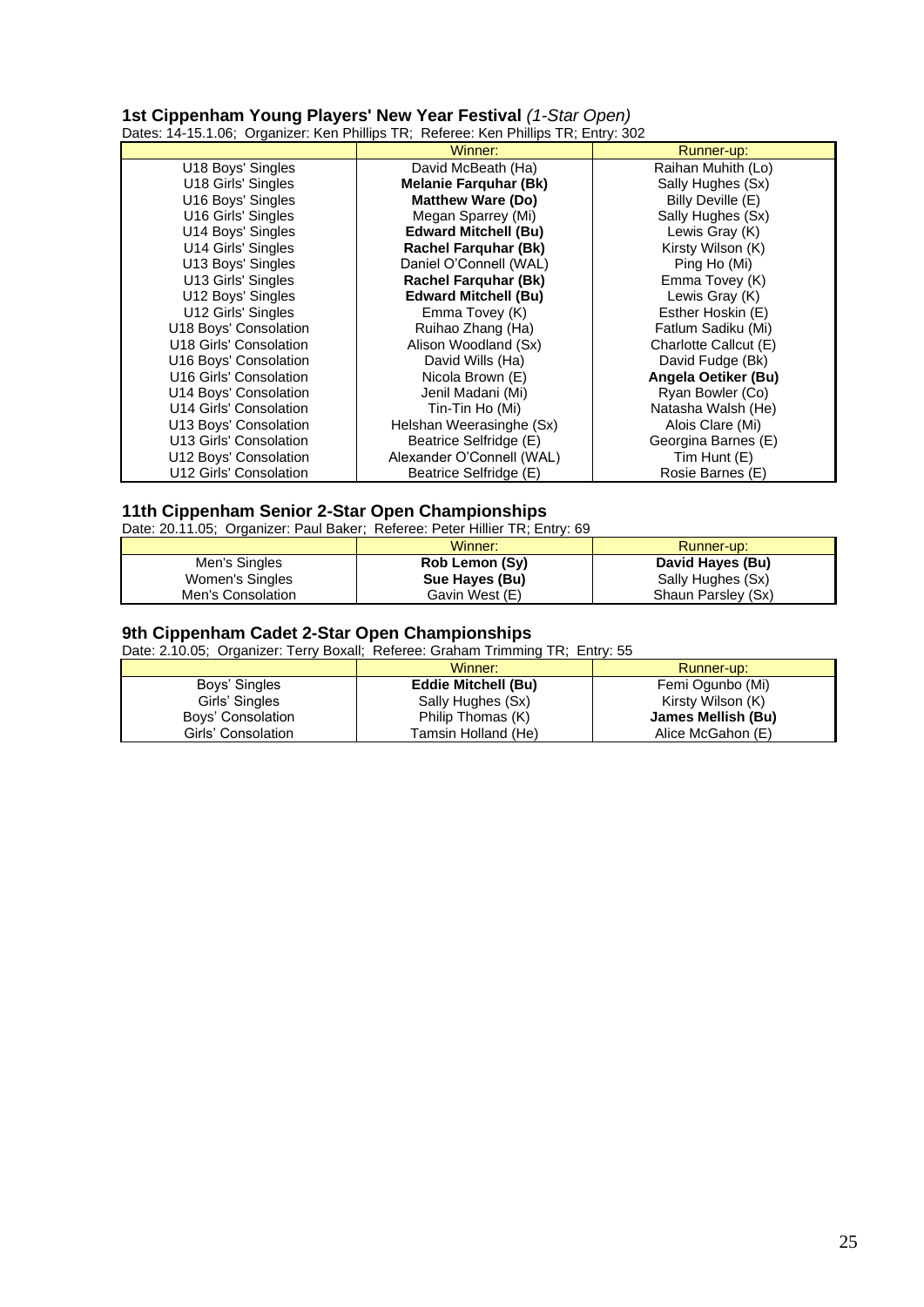### 1st Cippenham Young Players' New Year Festival *(1-Star Open)*

Dates: 14-15.1.06; Organizer: Ken Phillips TR; Referee: Ken Phillips TR; Entry: 302

| | Winner: | Runner-up: |
|---|---|---|
| U18 Boys' Singles | David McBeath (Ha) | Raihan Muhith (Lo) |
| U18 Girls' Singles | **Melanie Farquhar (Bk)** | Sally Hughes (Sx) |
| U16 Boys' Singles | **Matthew Ware (Do)** | Billy Deville (E) |
| U16 Girls' Singles | Megan Sparrey (Mi) | Sally Hughes (Sx) |
| U14 Boys' Singles | **Edward Mitchell (Bu)** | Lewis Gray (K) |
| U14 Girls' Singles | **Rachel Farquhar (Bk)** | Kirsty Wilson (K) |
| U13 Boys' Singles | Daniel O'Connell (WAL) | Ping Ho (Mi) |
| U13 Girls' Singles | **Rachel Farquhar (Bk)** | Emma Tovey (K) |
| U12 Boys' Singles | **Edward Mitchell (Bu)** | Lewis Gray (K) |
| U12 Girls' Singles | Emma Tovey (K) | Esther Hoskin (E) |
| U18 Boys' Consolation | Ruihao Zhang (Ha) | Fatlum Sadiku (Mi) |
| U18 Girls' Consolation | Alison Woodland (Sx) | Charlotte Callcut (E) |
| U16 Boys' Consolation | David Wills (Ha) | David Fudge (Bk) |
| U16 Girls' Consolation | Nicola Brown (E) | **Angela Oetiker (Bu)** |
| U14 Boys' Consolation | Jenil Madani (Mi) | Ryan Bowler (Co) |
| U14 Girls' Consolation | Tin-Tin Ho (Mi) | Natasha Walsh (He) |
| U13 Boys' Consolation | Helshan Weerasinghe (Sx) | Alois Clare (Mi) |
| U13 Girls' Consolation | Beatrice Selfridge (E) | Georgina Barnes (E) |
| U12 Boys' Consolation | Alexander O'Connell (WAL) | Tim Hunt (E) |
| U12 Girls' Consolation | Beatrice Selfridge (E) | Rosie Barnes (E) |

### 11th Cippenham Senior 2-Star Open Championships

Date: 20.11.05; Organizer: Paul Baker; Referee: Peter Hillier TR; Entry: 69

| | Winner: | Runner-up: |
|---|---|---|
| Men's Singles | **Rob Lemon (Sy)** | **David Hayes (Bu)** |
| Women's Singles | **Sue Hayes (Bu)** | Sally Hughes (Sx) |
| Men's Consolation | Gavin West (E) | Shaun Parsley (Sx) |

### 9th Cippenham Cadet 2-Star Open Championships

Date: 2.10.05; Organizer: Terry Boxall; Referee: Graham Trimming TR; Entry: 55

| | Winner: | Runner-up: |
|---|---|---|
| Boys' Singles | **Eddie Mitchell (Bu)** | Femi Ogunbo (Mi) |
| Girls' Singles | Sally Hughes (Sx) | Kirsty Wilson (K) |
| Boys' Consolation | Philip Thomas (K) | **James Mellish (Bu)** |
| Girls' Consolation | Tamsin Holland (He) | Alice McGahon (E) |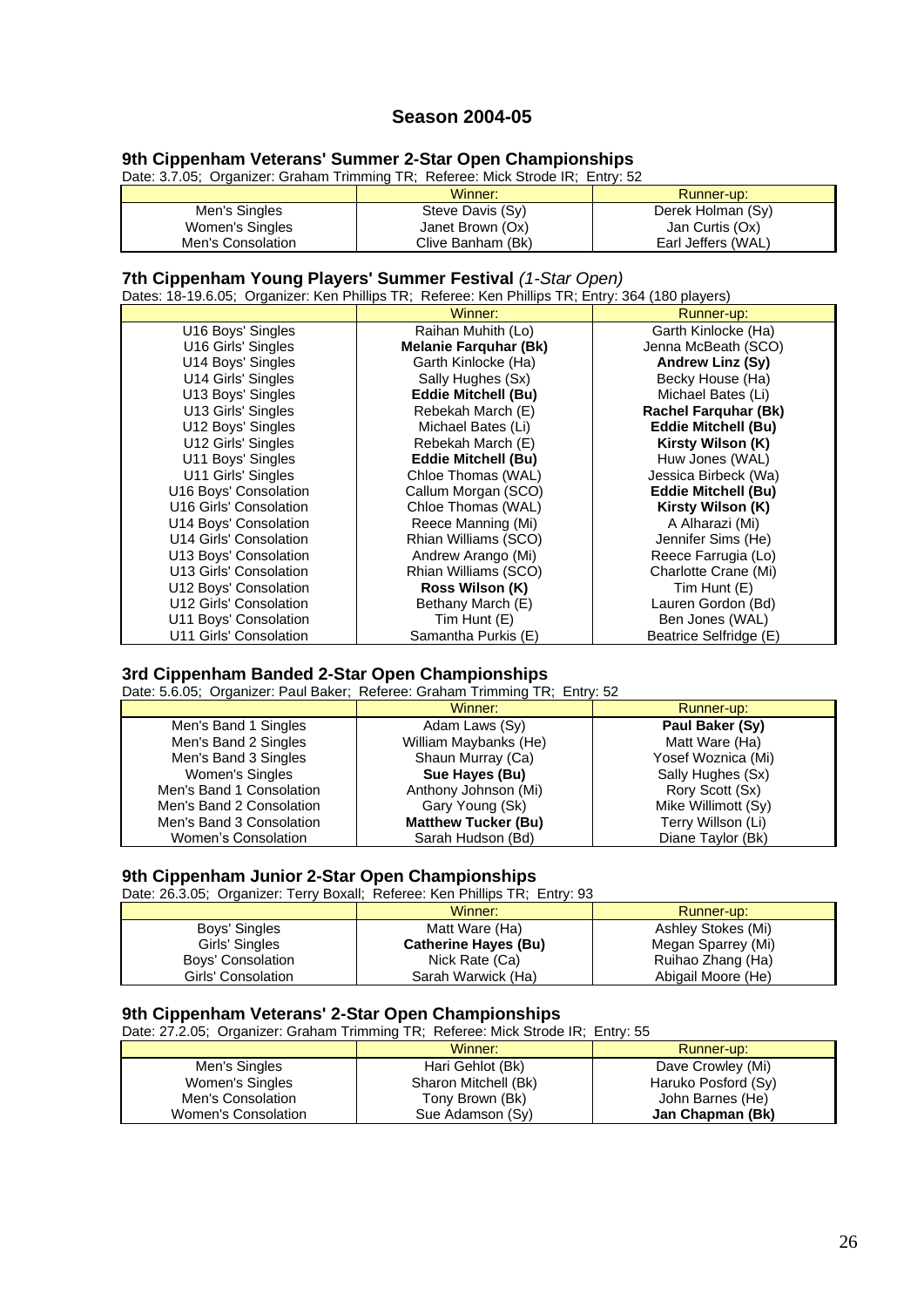## Season 2004-05

### 9th Cippenham Veterans' Summer 2-Star Open Championships

Date: 3.7.05; Organizer: Graham Trimming TR; Referee: Mick Strode IR; Entry: 52

| | Winner: | Runner-up: |
|---|---|---|
| Men's Singles | Steve Davis (Sy) | Derek Holman (Sy) |
| Women's Singles | Janet Brown (Ox) | Jan Curtis (Ox) |
| Men's Consolation | Clive Banham (Bk) | Earl Jeffers (WAL) |

### 7th Cippenham Young Players' Summer Festival *(1-Star Open)*

Dates: 18-19.6.05; Organizer: Ken Phillips TR; Referee: Ken Phillips TR; Entry: 364 (180 players)

| | Winner: | Runner-up: |
|---|---|---|
| U16 Boys' Singles | Raihan Muhith (Lo) | Garth Kinlocke (Ha) |
| U16 Girls' Singles | **Melanie Farquhar (Bk)** | Jenna McBeath (SCO) |
| U14 Boys' Singles | Garth Kinlocke (Ha) | **Andrew Linz (Sy)** |
| U14 Girls' Singles | Sally Hughes (Sx) | Becky House (Ha) |
| U13 Boys' Singles | **Eddie Mitchell (Bu)** | Michael Bates (Li) |
| U13 Girls' Singles | Rebekah March (E) | **Rachel Farquhar (Bk)** |
| U12 Boys' Singles | Michael Bates (Li) | **Eddie Mitchell (Bu)** |
| U12 Girls' Singles | Rebekah March (E) | **Kirsty Wilson (K)** |
| U11 Boys' Singles | **Eddie Mitchell (Bu)** | Huw Jones (WAL) |
| U11 Girls' Singles | Chloe Thomas (WAL) | Jessica Birbeck (Wa) |
| U16 Boys' Consolation | Callum Morgan (SCO) | **Eddie Mitchell (Bu)** |
| U16 Girls' Consolation | Chloe Thomas (WAL) | **Kirsty Wilson (K)** |
| U14 Boys' Consolation | Reece Manning (Mi) | A Alharazi (Mi) |
| U14 Girls' Consolation | Rhian Williams (SCO) | Jennifer Sims (He) |
| U13 Boys' Consolation | Andrew Arango (Mi) | Reece Farrugia (Lo) |
| U13 Girls' Consolation | Rhian Williams (SCO) | Charlotte Crane (Mi) |
| U12 Boys' Consolation | **Ross Wilson (K)** | Tim Hunt (E) |
| U12 Girls' Consolation | Bethany March (E) | Lauren Gordon (Bd) |
| U11 Boys' Consolation | Tim Hunt (E) | Ben Jones (WAL) |
| U11 Girls' Consolation | Samantha Purkis (E) | Beatrice Selfridge (E) |

### 3rd Cippenham Banded 2-Star Open Championships

Date: 5.6.05; Organizer: Paul Baker; Referee: Graham Trimming TR; Entry: 52

| | Winner: | Runner-up: |
|---|---|---|
| Men's Band 1 Singles | Adam Laws (Sy) | **Paul Baker (Sy)** |
| Men's Band 2 Singles | William Maybanks (He) | Matt Ware (Ha) |
| Men's Band 3 Singles | Shaun Murray (Ca) | Yosef Woznica (Mi) |
| Women's Singles | **Sue Hayes (Bu)** | Sally Hughes (Sx) |
| Men's Band 1 Consolation | Anthony Johnson (Mi) | Rory Scott (Sx) |
| Men's Band 2 Consolation | Gary Young (Sk) | Mike Willimott (Sy) |
| Men's Band 3 Consolation | **Matthew Tucker (Bu)** | Terry Willson (Li) |
| Women's Consolation | Sarah Hudson (Bd) | Diane Taylor (Bk) |

### 9th Cippenham Junior 2-Star Open Championships

Date: 26.3.05; Organizer: Terry Boxall; Referee: Ken Phillips TR; Entry: 93

| | Winner: | Runner-up: |
|---|---|---|
| Boys' Singles | Matt Ware (Ha) | Ashley Stokes (Mi) |
| Girls' Singles | **Catherine Hayes (Bu)** | Megan Sparrey (Mi) |
| Boys' Consolation | Nick Rate (Ca) | Ruihao Zhang (Ha) |
| Girls' Consolation | Sarah Warwick (Ha) | Abigail Moore (He) |

### 9th Cippenham Veterans' 2-Star Open Championships

Date: 27.2.05; Organizer: Graham Trimming TR; Referee: Mick Strode IR; Entry: 55

| | Winner: | Runner-up: |
|---|---|---|
| Men's Singles | Hari Gehlot (Bk) | Dave Crowley (Mi) |
| Women's Singles | Sharon Mitchell (Bk) | Haruko Posford (Sy) |
| Men's Consolation | Tony Brown (Bk) | John Barnes (He) |
| Women's Consolation | Sue Adamson (Sy) | **Jan Chapman (Bk)** |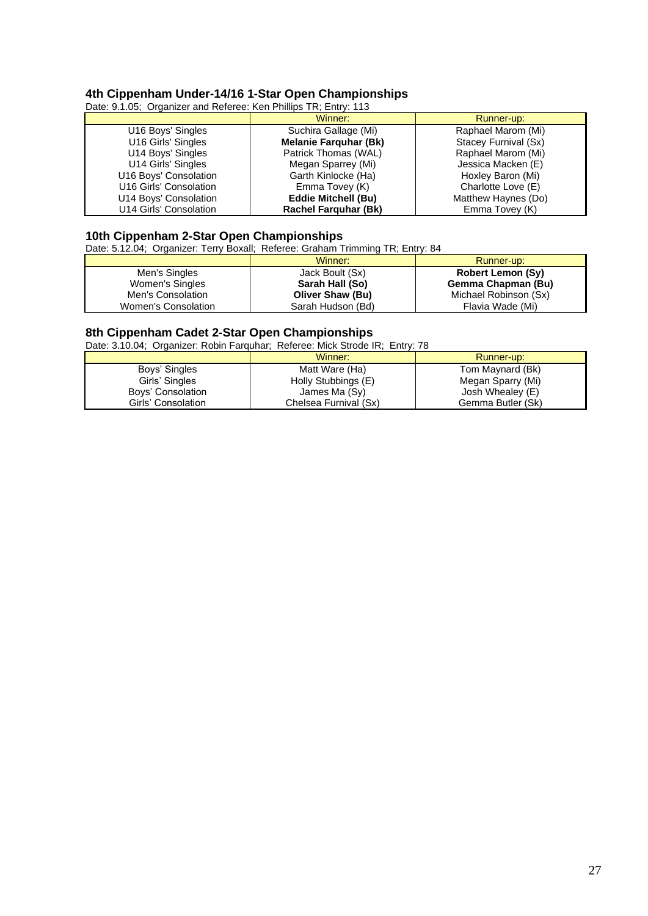### 4th Cippenham Under-14/16 1-Star Open Championships

Date: 9.1.05; Organizer and Referee: Ken Phillips TR; Entry: 113

| | Winner: | Runner-up: |
|---|---|---|
| U16 Boys' Singles | Suchira Gallage (Mi) | Raphael Marom (Mi) |
| U16 Girls' Singles | **Melanie Farquhar (Bk)** | Stacey Furnival (Sx) |
| U14 Boys' Singles | Patrick Thomas (WAL) | Raphael Marom (Mi) |
| U14 Girls' Singles | Megan Sparrey (Mi) | Jessica Macken (E) |
| U16 Boys' Consolation | Garth Kinlocke (Ha) | Hoxley Baron (Mi) |
| U16 Girls' Consolation | Emma Tovey (K) | Charlotte Love (E) |
| U14 Boys' Consolation | **Eddie Mitchell (Bu)** | Matthew Haynes (Do) |
| U14 Girls' Consolation | **Rachel Farquhar (Bk)** | Emma Tovey (K) |

### 10th Cippenham 2-Star Open Championships

Date: 5.12.04; Organizer: Terry Boxall; Referee: Graham Trimming TR; Entry: 84

| | Winner: | Runner-up: |
|---|---|---|
| Men's Singles | Jack Boult (Sx) | **Robert Lemon (Sy)** |
| Women's Singles | **Sarah Hall (So)** | **Gemma Chapman (Bu)** |
| Men's Consolation | **Oliver Shaw (Bu)** | Michael Robinson (Sx) |
| Women's Consolation | Sarah Hudson (Bd) | Flavia Wade (Mi) |

### 8th Cippenham Cadet 2-Star Open Championships

Date: 3.10.04; Organizer: Robin Farquhar; Referee: Mick Strode IR; Entry: 78

| | Winner: | Runner-up: |
|---|---|---|
| Boys' Singles | Matt Ware (Ha) | Tom Maynard (Bk) |
| Girls' Singles | Holly Stubbings (E) | Megan Sparry (Mi) |
| Boys' Consolation | James Ma (Sy) | Josh Whealey (E) |
| Girls' Consolation | Chelsea Furnival (Sx) | Gemma Butler (Sk) |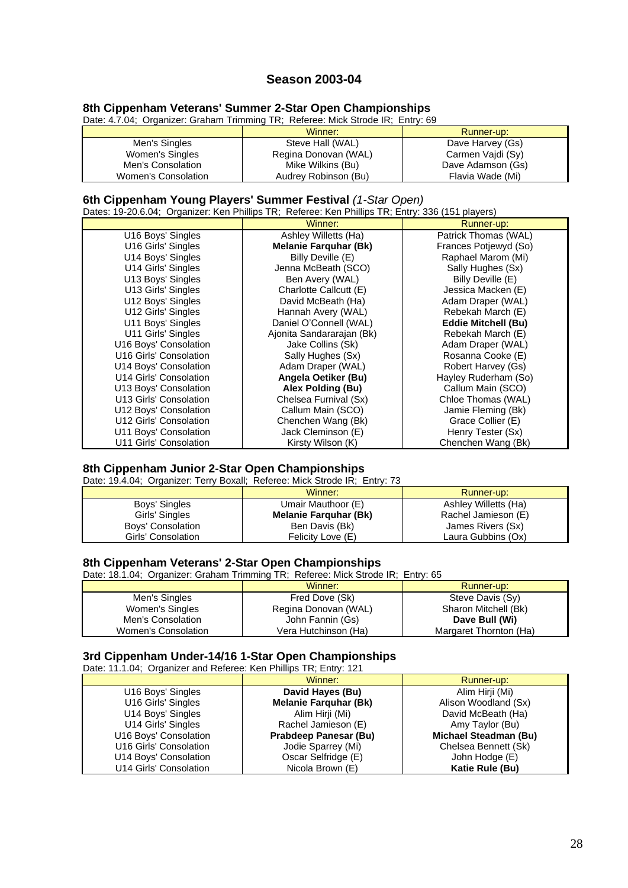## Season 2003-04

### 8th Cippenham Veterans' Summer 2-Star Open Championships

Date: 4.7.04; Organizer: Graham Trimming TR; Referee: Mick Strode IR; Entry: 69

| | Winner: | Runner-up: |
|---|---|---|
| Men's Singles | Steve Hall (WAL) | Dave Harvey (Gs) |
| Women's Singles | Regina Donovan (WAL) | Carmen Vajdi (Sy) |
| Men's Consolation | Mike Wilkins (Bu) | Dave Adamson (Gs) |
| Women's Consolation | Audrey Robinson (Bu) | Flavia Wade (Mi) |

### 6th Cippenham Young Players' Summer Festival *(1-Star Open)*

Dates: 19-20.6.04; Organizer: Ken Phillips TR; Referee: Ken Phillips TR; Entry: 336 (151 players)

| | Winner: | Runner-up: |
|---|---|---|
| U16 Boys' Singles | Ashley Willetts (Ha) | Patrick Thomas (WAL) |
| U16 Girls' Singles | **Melanie Farquhar (Bk)** | Frances Potjewyd (So) |
| U14 Boys' Singles | Billy Deville (E) | Raphael Marom (Mi) |
| U14 Girls' Singles | Jenna McBeath (SCO) | Sally Hughes (Sx) |
| U13 Boys' Singles | Ben Avery (WAL) | Billy Deville (E) |
| U13 Girls' Singles | Charlotte Callcutt (E) | Jessica Macken (E) |
| U12 Boys' Singles | David McBeath (Ha) | Adam Draper (WAL) |
| U12 Girls' Singles | Hannah Avery (WAL) | Rebekah March (E) |
| U11 Boys' Singles | Daniel O'Connell (WAL) | **Eddie Mitchell (Bu)** |
| U11 Girls' Singles | Ajonita Sandararajan (Bk) | Rebekah March (E) |
| U16 Boys' Consolation | Jake Collins (Sk) | Adam Draper (WAL) |
| U16 Girls' Consolation | Sally Hughes (Sx) | Rosanna Cooke (E) |
| U14 Boys' Consolation | Adam Draper (WAL) | Robert Harvey (Gs) |
| U14 Girls' Consolation | **Angela Oetiker (Bu)** | Hayley Ruderham (So) |
| U13 Boys' Consolation | **Alex Polding (Bu)** | Callum Main (SCO) |
| U13 Girls' Consolation | Chelsea Furnival (Sx) | Chloe Thomas (WAL) |
| U12 Boys' Consolation | Callum Main (SCO) | Jamie Fleming (Bk) |
| U12 Girls' Consolation | Chenchen Wang (Bk) | Grace Collier (E) |
| U11 Boys' Consolation | Jack Cleminson (E) | Henry Tester (Sx) |
| U11 Girls' Consolation | Kirsty Wilson (K) | Chenchen Wang (Bk) |

### 8th Cippenham Junior 2-Star Open Championships

Date: 19.4.04; Organizer: Terry Boxall; Referee: Mick Strode IR; Entry: 73

| | Winner: | Runner-up: |
|---|---|---|
| Boys' Singles | Umair Mauthoor (E) | Ashley Willetts (Ha) |
| Girls' Singles | **Melanie Farquhar (Bk)** | Rachel Jamieson (E) |
| Boys' Consolation | Ben Davis (Bk) | James Rivers (Sx) |
| Girls' Consolation | Felicity Love (E) | Laura Gubbins (Ox) |

### 8th Cippenham Veterans' 2-Star Open Championships

Date: 18.1.04; Organizer: Graham Trimming TR; Referee: Mick Strode IR; Entry: 65

| | Winner: | Runner-up: |
|---|---|---|
| Men's Singles | Fred Dove (Sk) | Steve Davis (Sy) |
| Women's Singles | Regina Donovan (WAL) | Sharon Mitchell (Bk) |
| Men's Consolation | John Fannin (Gs) | **Dave Bull (Wi)** |
| Women's Consolation | Vera Hutchinson (Ha) | Margaret Thornton (Ha) |

### 3rd Cippenham Under-14/16 1-Star Open Championships

Date: 11.1.04; Organizer and Referee: Ken Phillips TR; Entry: 121

| | Winner: | Runner-up: |
|---|---|---|
| U16 Boys' Singles | **David Hayes (Bu)** | Alim Hirji (Mi) |
| U16 Girls' Singles | **Melanie Farquhar (Bk)** | Alison Woodland (Sx) |
| U14 Boys' Singles | Alim Hirji (Mi) | David McBeath (Ha) |
| U14 Girls' Singles | Rachel Jamieson (E) | Amy Taylor (Bu) |
| U16 Boys' Consolation | **Prabdeep Panesar (Bu)** | **Michael Steadman (Bu)** |
| U16 Girls' Consolation | Jodie Sparrey (Mi) | Chelsea Bennett (Sk) |
| U14 Boys' Consolation | Oscar Selfridge (E) | John Hodge (E) |
| U14 Girls' Consolation | Nicola Brown (E) | **Katie Rule (Bu)** |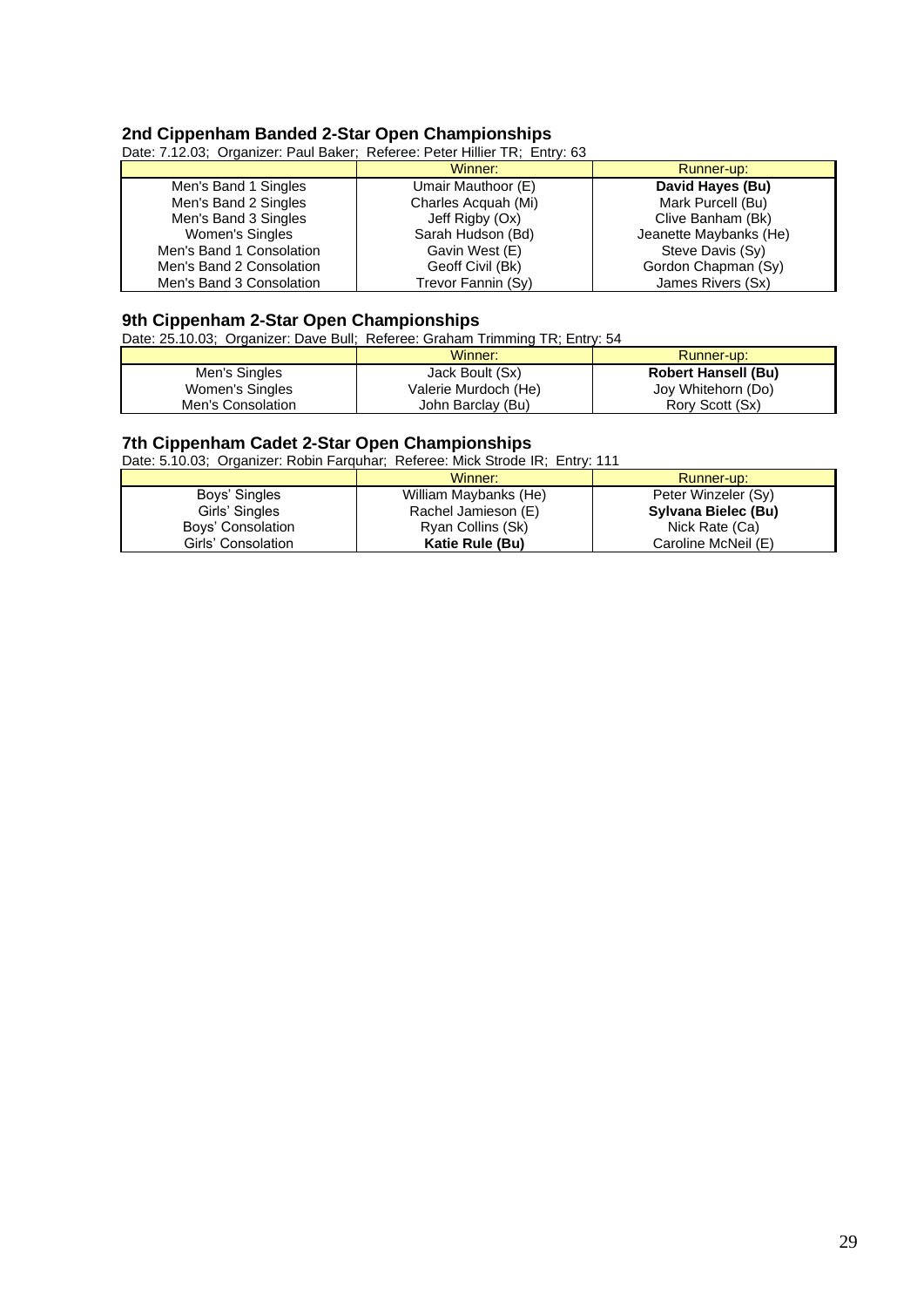## 2nd Cippenham Banded 2-Star Open Championships

Date: 7.12.03; Organizer: Paul Baker; Referee: Peter Hillier TR; Entry: 63

| | Winner: | Runner-up: |
|---|---|---|
| Men's Band 1 Singles | Umair Mauthoor (E) | **David Hayes (Bu)** |
| Men's Band 2 Singles | Charles Acquah (Mi) | Mark Purcell (Bu) |
| Men's Band 3 Singles | Jeff Rigby (Ox) | Clive Banham (Bk) |
| Women's Singles | Sarah Hudson (Bd) | Jeanette Maybanks (He) |
| Men's Band 1 Consolation | Gavin West (E) | Steve Davis (Sy) |
| Men's Band 2 Consolation | Geoff Civil (Bk) | Gordon Chapman (Sy) |
| Men's Band 3 Consolation | Trevor Fannin (Sy) | James Rivers (Sx) |

## 9th Cippenham 2-Star Open Championships

Date: 25.10.03; Organizer: Dave Bull; Referee: Graham Trimming TR; Entry: 54

| | Winner: | Runner-up: |
|---|---|---|
| Men's Singles | Jack Boult (Sx) | **Robert Hansell (Bu)** |
| Women's Singles | Valerie Murdoch (He) | Joy Whitehorn (Do) |
| Men's Consolation | John Barclay (Bu) | Rory Scott (Sx) |

## 7th Cippenham Cadet 2-Star Open Championships

Date: 5.10.03; Organizer: Robin Farquhar; Referee: Mick Strode IR; Entry: 111

| | Winner: | Runner-up: |
|---|---|---|
| Boys' Singles | William Maybanks (He) | Peter Winzeler (Sy) |
| Girls' Singles | Rachel Jamieson (E) | **Sylvana Bielec (Bu)** |
| Boys' Consolation | Ryan Collins (Sk) | Nick Rate (Ca) |
| Girls' Consolation | **Katie Rule (Bu)** | Caroline McNeil (E) |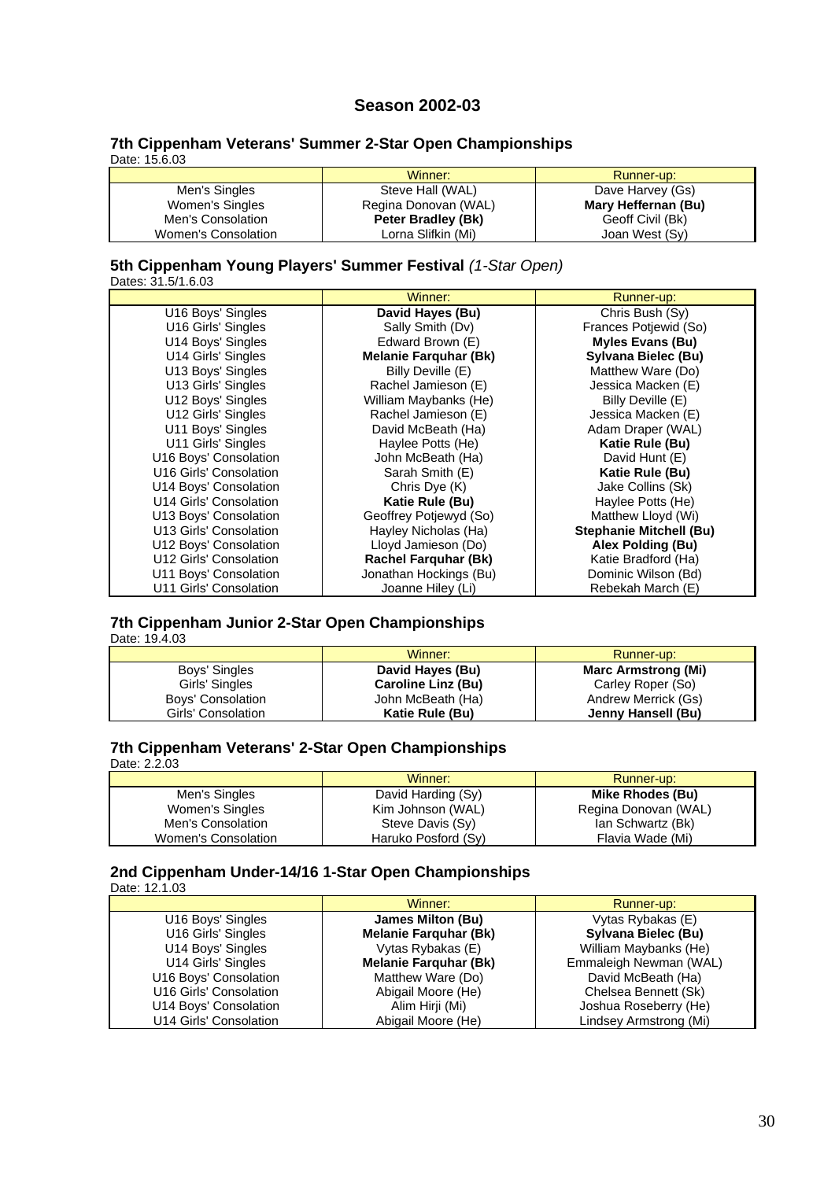# Season 2002-03

## 7th Cippenham Veterans' Summer 2-Star Open Championships

Date: 15.6.03

| | Winner: | Runner-up: |
|---|---|---|
| Men's Singles | Steve Hall (WAL) | Dave Harvey (Gs) |
| Women's Singles | Regina Donovan (WAL) | **Mary Heffernan (Bu)** |
| Men's Consolation | **Peter Bradley (Bk)** | Geoff Civil (Bk) |
| Women's Consolation | Lorna Slifkin (Mi) | Joan West (Sy) |

## 5th Cippenham Young Players' Summer Festival *(1-Star Open)*

Dates: 31.5/1.6.03

| | Winner: | Runner-up: |
|---|---|---|
| U16 Boys' Singles | **David Hayes (Bu)** | Chris Bush (Sy) |
| U16 Girls' Singles | Sally Smith (Dv) | Frances Potjewid (So) |
| U14 Boys' Singles | Edward Brown (E) | **Myles Evans (Bu)** |
| U14 Girls' Singles | **Melanie Farquhar (Bk)** | **Sylvana Bielec (Bu)** |
| U13 Boys' Singles | Billy Deville (E) | Matthew Ware (Do) |
| U13 Girls' Singles | Rachel Jamieson (E) | Jessica Macken (E) |
| U12 Boys' Singles | William Maybanks (He) | Billy Deville (E) |
| U12 Girls' Singles | Rachel Jamieson (E) | Jessica Macken (E) |
| U11 Boys' Singles | David McBeath (Ha) | Adam Draper (WAL) |
| U11 Girls' Singles | Haylee Potts (He) | **Katie Rule (Bu)** |
| U16 Boys' Consolation | John McBeath (Ha) | David Hunt (E) |
| U16 Girls' Consolation | Sarah Smith (E) | **Katie Rule (Bu)** |
| U14 Boys' Consolation | Chris Dye (K) | Jake Collins (Sk) |
| U14 Girls' Consolation | **Katie Rule (Bu)** | Haylee Potts (He) |
| U13 Boys' Consolation | Geoffrey Potjewyd (So) | Matthew Lloyd (Wi) |
| U13 Girls' Consolation | Hayley Nicholas (Ha) | **Stephanie Mitchell (Bu)** |
| U12 Boys' Consolation | Lloyd Jamieson (Do) | **Alex Polding (Bu)** |
| U12 Girls' Consolation | **Rachel Farquhar (Bk)** | Katie Bradford (Ha) |
| U11 Boys' Consolation | Jonathan Hockings (Bu) | Dominic Wilson (Bd) |
| U11 Girls' Consolation | Joanne Hiley (Li) | Rebekah March (E) |

## 7th Cippenham Junior 2-Star Open Championships

Date: 19.4.03

| | Winner: | Runner-up: |
|---|---|---|
| Boys' Singles | **David Hayes (Bu)** | **Marc Armstrong (Mi)** |
| Girls' Singles | **Caroline Linz (Bu)** | Carley Roper (So) |
| Boys' Consolation | John McBeath (Ha) | Andrew Merrick (Gs) |
| Girls' Consolation | **Katie Rule (Bu)** | **Jenny Hansell (Bu)** |

## 7th Cippenham Veterans' 2-Star Open Championships

Date: 2.2.03

| | Winner: | Runner-up: |
|---|---|---|
| Men's Singles | David Harding (Sy) | **Mike Rhodes (Bu)** |
| Women's Singles | Kim Johnson (WAL) | Regina Donovan (WAL) |
| Men's Consolation | Steve Davis (Sy) | Ian Schwartz (Bk) |
| Women's Consolation | Haruko Posford (Sy) | Flavia Wade (Mi) |

## 2nd Cippenham Under-14/16 1-Star Open Championships

Date: 12.1.03

| | Winner: | Runner-up: |
|---|---|---|
| U16 Boys' Singles | **James Milton (Bu)** | Vytas Rybakas (E) |
| U16 Girls' Singles | **Melanie Farquhar (Bk)** | **Sylvana Bielec (Bu)** |
| U14 Boys' Singles | Vytas Rybakas (E) | William Maybanks (He) |
| U14 Girls' Singles | **Melanie Farquhar (Bk)** | Emmaleigh Newman (WAL) |
| U16 Boys' Consolation | Matthew Ware (Do) | David McBeath (Ha) |
| U16 Girls' Consolation | Abigail Moore (He) | Chelsea Bennett (Sk) |
| U14 Boys' Consolation | Alim Hirji (Mi) | Joshua Roseberry (He) |
| U14 Girls' Consolation | Abigail Moore (He) | Lindsey Armstrong (Mi) |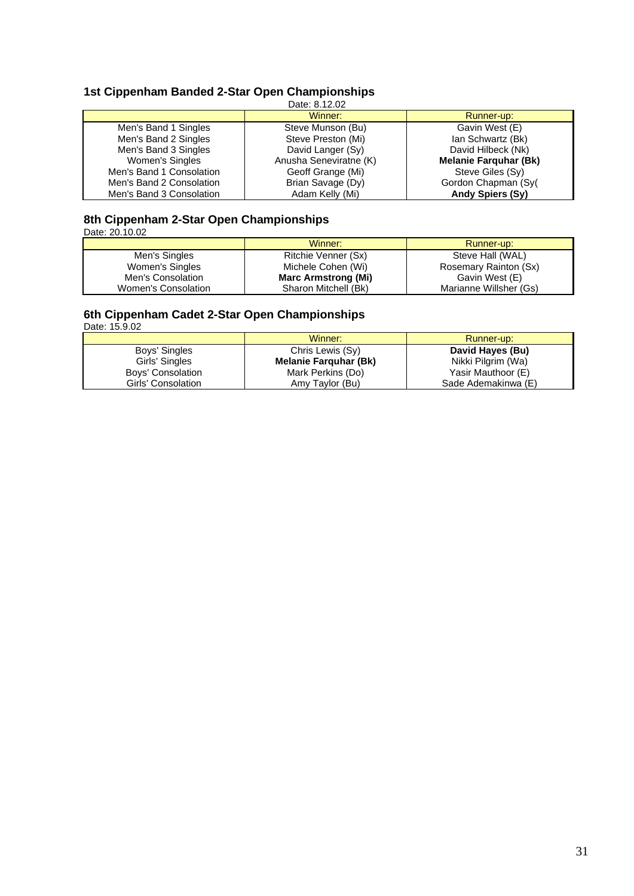### 1st Cippenham Banded 2-Star Open Championships

Date: 8.12.02

| | Winner: | Runner-up: |
|---|---|---|
| Men's Band 1 Singles | Steve Munson (Bu) | Gavin West (E) |
| Men's Band 2 Singles | Steve Preston (Mi) | Ian Schwartz (Bk) |
| Men's Band 3 Singles | David Langer (Sy) | David Hilbeck (Nk) |
| Women's Singles | Anusha Seneviratne (K) | **Melanie Farquhar (Bk)** |
| Men's Band 1 Consolation | Geoff Grange (Mi) | Steve Giles (Sy) |
| Men's Band 2 Consolation | Brian Savage (Dy) | Gordon Chapman (Sy( |
| Men's Band 3 Consolation | Adam Kelly (Mi) | **Andy Spiers (Sy)** |

### 8th Cippenham 2-Star Open Championships

Date: 20.10.02

| | Winner: | Runner-up: |
|---|---|---|
| Men's Singles | Ritchie Venner (Sx) | Steve Hall (WAL) |
| Women's Singles | Michele Cohen (Wi) | Rosemary Rainton (Sx) |
| Men's Consolation | **Marc Armstrong (Mi)** | Gavin West (E) |
| Women's Consolation | Sharon Mitchell (Bk) | Marianne Willsher (Gs) |

### 6th Cippenham Cadet 2-Star Open Championships

Date: 15.9.02

| | Winner: | Runner-up: |
|---|---|---|
| Boys' Singles | Chris Lewis (Sy) | **David Hayes (Bu)** |
| Girls' Singles | **Melanie Farquhar (Bk)** | Nikki Pilgrim (Wa) |
| Boys' Consolation | Mark Perkins (Do) | Yasir Mauthoor (E) |
| Girls' Consolation | Amy Taylor (Bu) | Sade Ademakinwa (E) |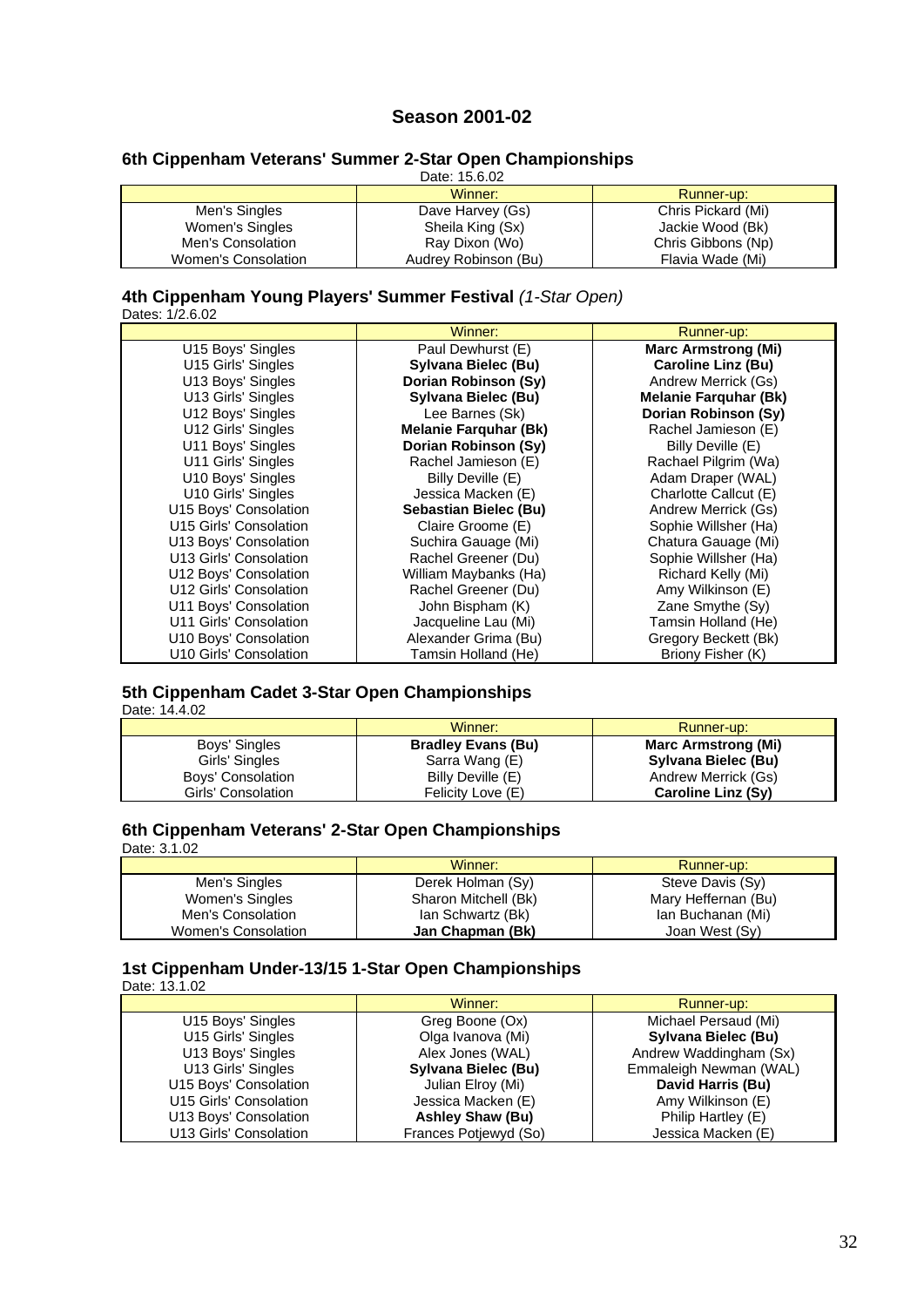# Season 2001-02

## 6th Cippenham Veterans' Summer 2-Star Open Championships

Date: 15.6.02

| | Winner: | Runner-up: |
|---|---|---|
| Men's Singles | Dave Harvey (Gs) | Chris Pickard (Mi) |
| Women's Singles | Sheila King (Sx) | Jackie Wood (Bk) |
| Men's Consolation | Ray Dixon (Wo) | Chris Gibbons (Np) |
| Women's Consolation | Audrey Robinson (Bu) | Flavia Wade (Mi) |

## 4th Cippenham Young Players' Summer Festival *(1-Star Open)*

Dates: 1/2.6.02

| | Winner: | Runner-up: |
|---|---|---|
| U15 Boys' Singles | Paul Dewhurst (E) | **Marc Armstrong (Mi)** |
| U15 Girls' Singles | **Sylvana Bielec (Bu)** | **Caroline Linz (Bu)** |
| U13 Boys' Singles | **Dorian Robinson (Sy)** | Andrew Merrick (Gs) |
| U13 Girls' Singles | **Sylvana Bielec (Bu)** | **Melanie Farquhar (Bk)** |
| U12 Boys' Singles | Lee Barnes (Sk) | **Dorian Robinson (Sy)** |
| U12 Girls' Singles | **Melanie Farquhar (Bk)** | Rachel Jamieson (E) |
| U11 Boys' Singles | **Dorian Robinson (Sy)** | Billy Deville (E) |
| U11 Girls' Singles | Rachel Jamieson (E) | Rachael Pilgrim (Wa) |
| U10 Boys' Singles | Billy Deville (E) | Adam Draper (WAL) |
| U10 Girls' Singles | Jessica Macken (E) | Charlotte Callcut (E) |
| U15 Boys' Consolation | **Sebastian Bielec (Bu)** | Andrew Merrick (Gs) |
| U15 Girls' Consolation | Claire Groome (E) | Sophie Willsher (Ha) |
| U13 Boys' Consolation | Suchira Gauage (Mi) | Chatura Gauage (Mi) |
| U13 Girls' Consolation | Rachel Greener (Du) | Sophie Willsher (Ha) |
| U12 Boys' Consolation | William Maybanks (Ha) | Richard Kelly (Mi) |
| U12 Girls' Consolation | Rachel Greener (Du) | Amy Wilkinson (E) |
| U11 Boys' Consolation | John Bispham (K) | Zane Smythe (Sy) |
| U11 Girls' Consolation | Jacqueline Lau (Mi) | Tamsin Holland (He) |
| U10 Boys' Consolation | Alexander Grima (Bu) | Gregory Beckett (Bk) |
| U10 Girls' Consolation | Tamsin Holland (He) | Briony Fisher (K) |

## 5th Cippenham Cadet 3-Star Open Championships

Date: 14.4.02

| | Winner: | Runner-up: |
|---|---|---|
| Boys' Singles | **Bradley Evans (Bu)** | **Marc Armstrong (Mi)** |
| Girls' Singles | Sarra Wang (E) | **Sylvana Bielec (Bu)** |
| Boys' Consolation | Billy Deville (E) | Andrew Merrick (Gs) |
| Girls' Consolation | Felicity Love (E) | **Caroline Linz (Sy)** |

## 6th Cippenham Veterans' 2-Star Open Championships

Date: 3.1.02

| | Winner: | Runner-up: |
|---|---|---|
| Men's Singles | Derek Holman (Sy) | Steve Davis (Sy) |
| Women's Singles | Sharon Mitchell (Bk) | Mary Heffernan (Bu) |
| Men's Consolation | Ian Schwartz (Bk) | Ian Buchanan (Mi) |
| Women's Consolation | **Jan Chapman (Bk)** | Joan West (Sy) |

## 1st Cippenham Under-13/15 1-Star Open Championships

Date: 13.1.02

| | Winner: | Runner-up: |
|---|---|---|
| U15 Boys' Singles | Greg Boone (Ox) | Michael Persaud (Mi) |
| U15 Girls' Singles | Olga Ivanova (Mi) | **Sylvana Bielec (Bu)** |
| U13 Boys' Singles | Alex Jones (WAL) | Andrew Waddingham (Sx) |
| U13 Girls' Singles | **Sylvana Bielec (Bu)** | Emmaleigh Newman (WAL) |
| U15 Boys' Consolation | Julian Elroy (Mi) | **David Harris (Bu)** |
| U15 Girls' Consolation | Jessica Macken (E) | Amy Wilkinson (E) |
| U13 Boys' Consolation | **Ashley Shaw (Bu)** | Philip Hartley (E) |
| U13 Girls' Consolation | Frances Potjewyd (So) | Jessica Macken (E) |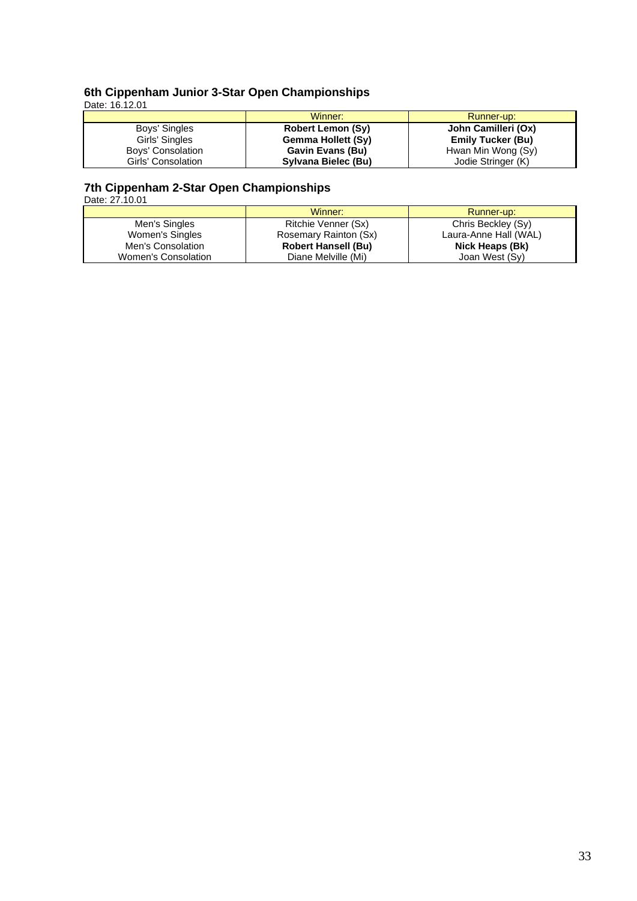### 6th Cippenham Junior 3-Star Open Championships

Date: 16.12.01

| | Winner: | Runner-up: |
|---|---|---|
| Boys' Singles | **Robert Lemon (Sy)** | **John Camilleri (Ox)** |
| Girls' Singles | **Gemma Hollett (Sy)** | **Emily Tucker (Bu)** |
| Boys' Consolation | **Gavin Evans (Bu)** | Hwan Min Wong (Sy) |
| Girls' Consolation | **Sylvana Bielec (Bu)** | Jodie Stringer (K) |

### 7th Cippenham 2-Star Open Championships

Date: 27.10.01

| | Winner: | Runner-up: |
|---|---|---|
| Men's Singles | Ritchie Venner (Sx) | Chris Beckley (Sy) |
| Women's Singles | Rosemary Rainton (Sx) | Laura-Anne Hall (WAL) |
| Men's Consolation | **Robert Hansell (Bu)** | **Nick Heaps (Bk)** |
| Women's Consolation | Diane Melville (Mi) | Joan West (Sy) |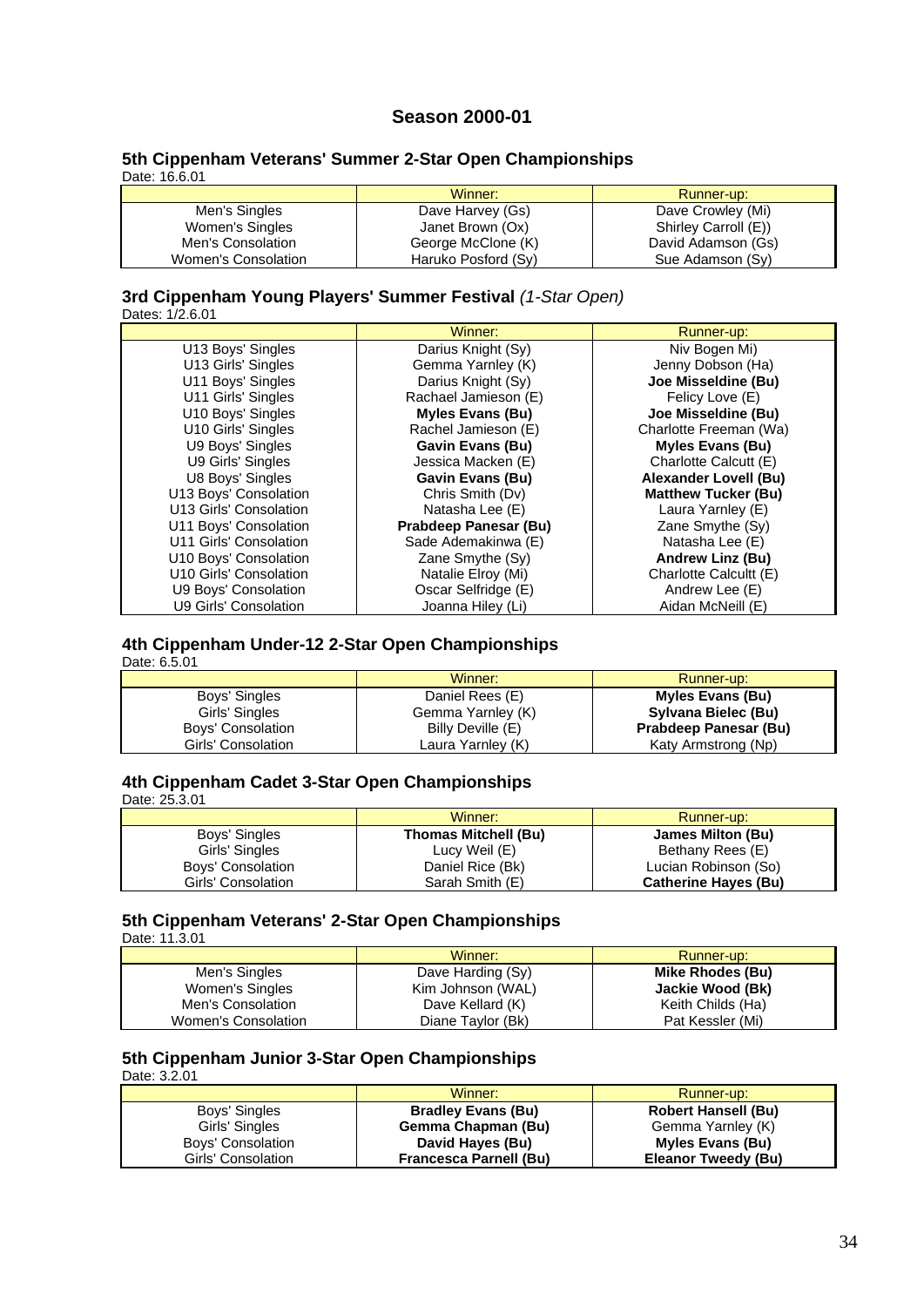## Season 2000-01

### 5th Cippenham Veterans' Summer 2-Star Open Championships

Date: 16.6.01

| | Winner: | Runner-up: |
|---|---|---|
| Men's Singles | Dave Harvey (Gs) | Dave Crowley (Mi) |
| Women's Singles | Janet Brown (Ox) | Shirley Carroll (E)) |
| Men's Consolation | George McClone (K) | David Adamson (Gs) |
| Women's Consolation | Haruko Posford (Sy) | Sue Adamson (Sy) |

### 3rd Cippenham Young Players' Summer Festival *(1-Star Open)*

Dates: 1/2.6.01

| | Winner: | Runner-up: |
|---|---|---|
| U13 Boys' Singles | Darius Knight (Sy) | Niv Bogen Mi) |
| U13 Girls' Singles | Gemma Yarnley (K) | Jenny Dobson (Ha) |
| U11 Boys' Singles | Darius Knight (Sy) | **Joe Misseldine (Bu)** |
| U11 Girls' Singles | Rachael Jamieson (E) | Felicy Love (E) |
| U10 Boys' Singles | **Myles Evans (Bu)** | **Joe Misseldine (Bu)** |
| U10 Girls' Singles | Rachel Jamieson (E) | Charlotte Freeman (Wa) |
| U9 Boys' Singles | **Gavin Evans (Bu)** | **Myles Evans (Bu)** |
| U9 Girls' Singles | Jessica Macken (E) | Charlotte Calcutt (E) |
| U8 Boys' Singles | **Gavin Evans (Bu)** | **Alexander Lovell (Bu)** |
| U13 Boys' Consolation | Chris Smith (Dv) | **Matthew Tucker (Bu)** |
| U13 Girls' Consolation | Natasha Lee (E) | Laura Yarnley (E) |
| U11 Boys' Consolation | **Prabdeep Panesar (Bu)** | Zane Smythe (Sy) |
| U11 Girls' Consolation | Sade Ademakinwa (E) | Natasha Lee (E) |
| U10 Boys' Consolation | Zane Smythe (Sy) | **Andrew Linz (Bu)** |
| U10 Girls' Consolation | Natalie Elroy (Mi) | Charlotte Calcultt (E) |
| U9 Boys' Consolation | Oscar Selfridge (E) | Andrew Lee (E) |
| U9 Girls' Consolation | Joanna Hiley (Li) | Aidan McNeill (E) |

### 4th Cippenham Under-12 2-Star Open Championships

Date: 6.5.01

| | Winner: | Runner-up: |
|---|---|---|
| Boys' Singles | Daniel Rees (E) | **Myles Evans (Bu)** |
| Girls' Singles | Gemma Yarnley (K) | **Sylvana Bielec (Bu)** |
| Boys' Consolation | Billy Deville (E) | **Prabdeep Panesar (Bu)** |
| Girls' Consolation | Laura Yarnley (K) | Katy Armstrong (Np) |

### 4th Cippenham Cadet 3-Star Open Championships

Date: 25.3.01

| | Winner: | Runner-up: |
|---|---|---|
| Boys' Singles | **Thomas Mitchell (Bu)** | **James Milton (Bu)** |
| Girls' Singles | Lucy Weil (E) | Bethany Rees (E) |
| Boys' Consolation | Daniel Rice (Bk) | Lucian Robinson (So) |
| Girls' Consolation | Sarah Smith (E) | **Catherine Hayes (Bu)** |

### 5th Cippenham Veterans' 2-Star Open Championships

Date: 11.3.01

| | Winner: | Runner-up: |
|---|---|---|
| Men's Singles | Dave Harding (Sy) | **Mike Rhodes (Bu)** |
| Women's Singles | Kim Johnson (WAL) | **Jackie Wood (Bk)** |
| Men's Consolation | Dave Kellard (K) | Keith Childs (Ha) |
| Women's Consolation | Diane Taylor (Bk) | Pat Kessler (Mi) |

### 5th Cippenham Junior 3-Star Open Championships

Date: 3.2.01

| | Winner: | Runner-up: |
|---|---|---|
| Boys' Singles | **Bradley Evans (Bu)** | **Robert Hansell (Bu)** |
| Girls' Singles | **Gemma Chapman (Bu)** | Gemma Yarnley (K) |
| Boys' Consolation | **David Hayes (Bu)** | **Myles Evans (Bu)** |
| Girls' Consolation | **Francesca Parnell (Bu)** | **Eleanor Tweedy (Bu)** |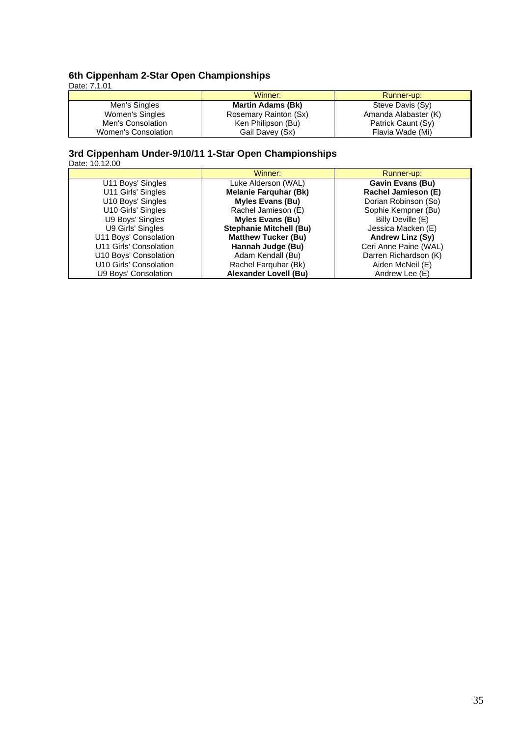### 6th Cippenham 2-Star Open Championships

Date: 7.1.01

| | Winner: | Runner-up: |
|---|---|---|
| Men's Singles | **Martin Adams (Bk)** | Steve Davis (Sy) |
| Women's Singles | Rosemary Rainton (Sx) | Amanda Alabaster (K) |
| Men's Consolation | Ken Philipson (Bu) | Patrick Caunt (Sy) |
| Women's Consolation | Gail Davey (Sx) | Flavia Wade (Mi) |

### 3rd Cippenham Under-9/10/11 1-Star Open Championships

Date: 10.12.00

| | Winner: | Runner-up: |
|---|---|---|
| U11 Boys' Singles | Luke Alderson (WAL) | **Gavin Evans (Bu)** |
| U11 Girls' Singles | **Melanie Farquhar (Bk)** | **Rachel Jamieson (E)** |
| U10 Boys' Singles | **Myles Evans (Bu)** | Dorian Robinson (So) |
| U10 Girls' Singles | Rachel Jamieson (E) | Sophie Kempner (Bu) |
| U9 Boys' Singles | **Myles Evans (Bu)** | Billy Deville (E) |
| U9 Girls' Singles | **Stephanie Mitchell (Bu)** | Jessica Macken (E) |
| U11 Boys' Consolation | **Matthew Tucker (Bu)** | **Andrew Linz (Sy)** |
| U11 Girls' Consolation | **Hannah Judge (Bu)** | Ceri Anne Paine (WAL) |
| U10 Boys' Consolation | Adam Kendall (Bu) | Darren Richardson (K) |
| U10 Girls' Consolation | Rachel Farquhar (Bk) | Aiden McNeil (E) |
| U9 Boys' Consolation | **Alexander Lovell (Bu)** | Andrew Lee (E) |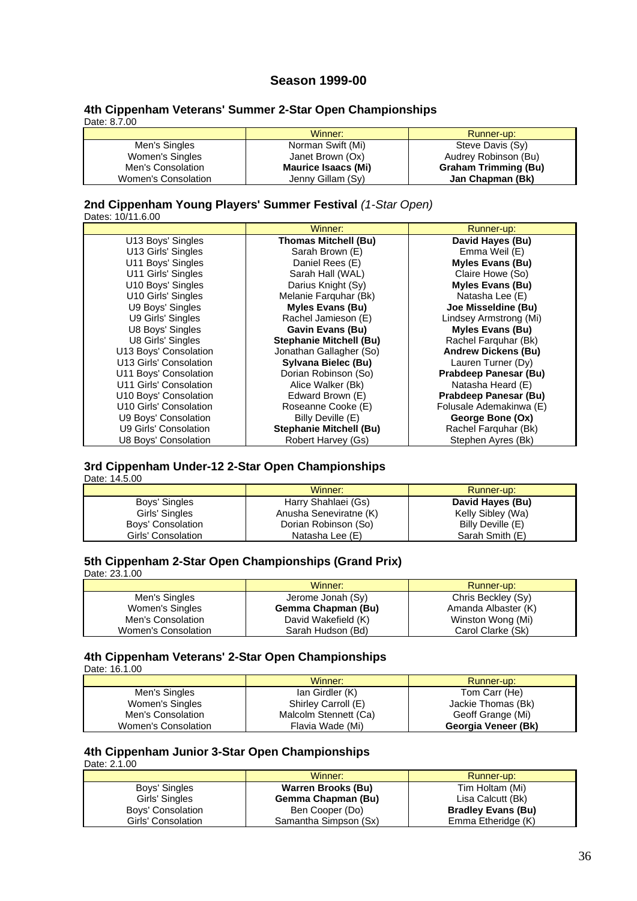## Season 1999-00

### 4th Cippenham Veterans' Summer 2-Star Open Championships

Date: 8.7.00

| | Winner: | Runner-up: |
|---|---|---|
| Men's Singles | Norman Swift (Mi) | Steve Davis (Sy) |
| Women's Singles | Janet Brown (Ox) | Audrey Robinson (Bu) |
| Men's Consolation | **Maurice Isaacs (Mi)** | **Graham Trimming (Bu)** |
| Women's Consolation | Jenny Gillam (Sy) | **Jan Chapman (Bk)** |

### 2nd Cippenham Young Players' Summer Festival *(1-Star Open)*

Dates: 10/11.6.00

| | Winner: | Runner-up: |
|---|---|---|
| U13 Boys' Singles | **Thomas Mitchell (Bu)** | **David Hayes (Bu)** |
| U13 Girls' Singles | Sarah Brown (E) | Emma Weil (E) |
| U11 Boys' Singles | Daniel Rees (E) | **Myles Evans (Bu)** |
| U11 Girls' Singles | Sarah Hall (WAL) | Claire Howe (So) |
| U10 Boys' Singles | Darius Knight (Sy) | **Myles Evans (Bu)** |
| U10 Girls' Singles | Melanie Farquhar (Bk) | Natasha Lee (E) |
| U9 Boys' Singles | **Myles Evans (Bu)** | **Joe Misseldine (Bu)** |
| U9 Girls' Singles | Rachel Jamieson (E) | Lindsey Armstrong (Mi) |
| U8 Boys' Singles | **Gavin Evans (Bu)** | **Myles Evans (Bu)** |
| U8 Girls' Singles | **Stephanie Mitchell (Bu)** | Rachel Farquhar (Bk) |
| U13 Boys' Consolation | Jonathan Gallagher (So) | **Andrew Dickens (Bu)** |
| U13 Girls' Consolation | **Sylvana Bielec (Bu)** | Lauren Turner (Dy) |
| U11 Boys' Consolation | Dorian Robinson (So) | **Prabdeep Panesar (Bu)** |
| U11 Girls' Consolation | Alice Walker (Bk) | Natasha Heard (E) |
| U10 Boys' Consolation | Edward Brown (E) | **Prabdeep Panesar (Bu)** |
| U10 Girls' Consolation | Roseanne Cooke (E) | Folusale Ademakinwa (E) |
| U9 Boys' Consolation | Billy Deville (E) | **George Bone (Ox)** |
| U9 Girls' Consolation | **Stephanie Mitchell (Bu)** | Rachel Farquhar (Bk) |
| U8 Boys' Consolation | Robert Harvey (Gs) | Stephen Ayres (Bk) |

### 3rd Cippenham Under-12 2-Star Open Championships

Date: 14.5.00

| | Winner: | Runner-up: |
|---|---|---|
| Boys' Singles | Harry Shahlaei (Gs) | **David Hayes (Bu)** |
| Girls' Singles | Anusha Seneviratne (K) | Kelly Sibley (Wa) |
| Boys' Consolation | Dorian Robinson (So) | Billy Deville (E) |
| Girls' Consolation | Natasha Lee (E) | Sarah Smith (E) |

### 5th Cippenham 2-Star Open Championships (Grand Prix)

Date: 23.1.00

| | Winner: | Runner-up: |
|---|---|---|
| Men's Singles | Jerome Jonah (Sy) | Chris Beckley (Sy) |
| Women's Singles | **Gemma Chapman (Bu)** | Amanda Albaster (K) |
| Men's Consolation | David Wakefield (K) | Winston Wong (Mi) |
| Women's Consolation | Sarah Hudson (Bd) | Carol Clarke (Sk) |

### 4th Cippenham Veterans' 2-Star Open Championships

Date: 16.1.00

| | Winner: | Runner-up: |
|---|---|---|
| Men's Singles | Ian Girdler (K) | Tom Carr (He) |
| Women's Singles | Shirley Carroll (E) | Jackie Thomas (Bk) |
| Men's Consolation | Malcolm Stennett (Ca) | Geoff Grange (Mi) |
| Women's Consolation | Flavia Wade (Mi) | **Georgia Veneer (Bk)** |

### 4th Cippenham Junior 3-Star Open Championships

Date: 2.1.00

| | Winner: | Runner-up: |
|---|---|---|
| Boys' Singles | **Warren Brooks (Bu)** | Tim Holtam (Mi) |
| Girls' Singles | **Gemma Chapman (Bu)** | Lisa Calcutt (Bk) |
| Boys' Consolation | Ben Cooper (Do) | **Bradley Evans (Bu)** |
| Girls' Consolation | Samantha Simpson (Sx) | Emma Etheridge (K) |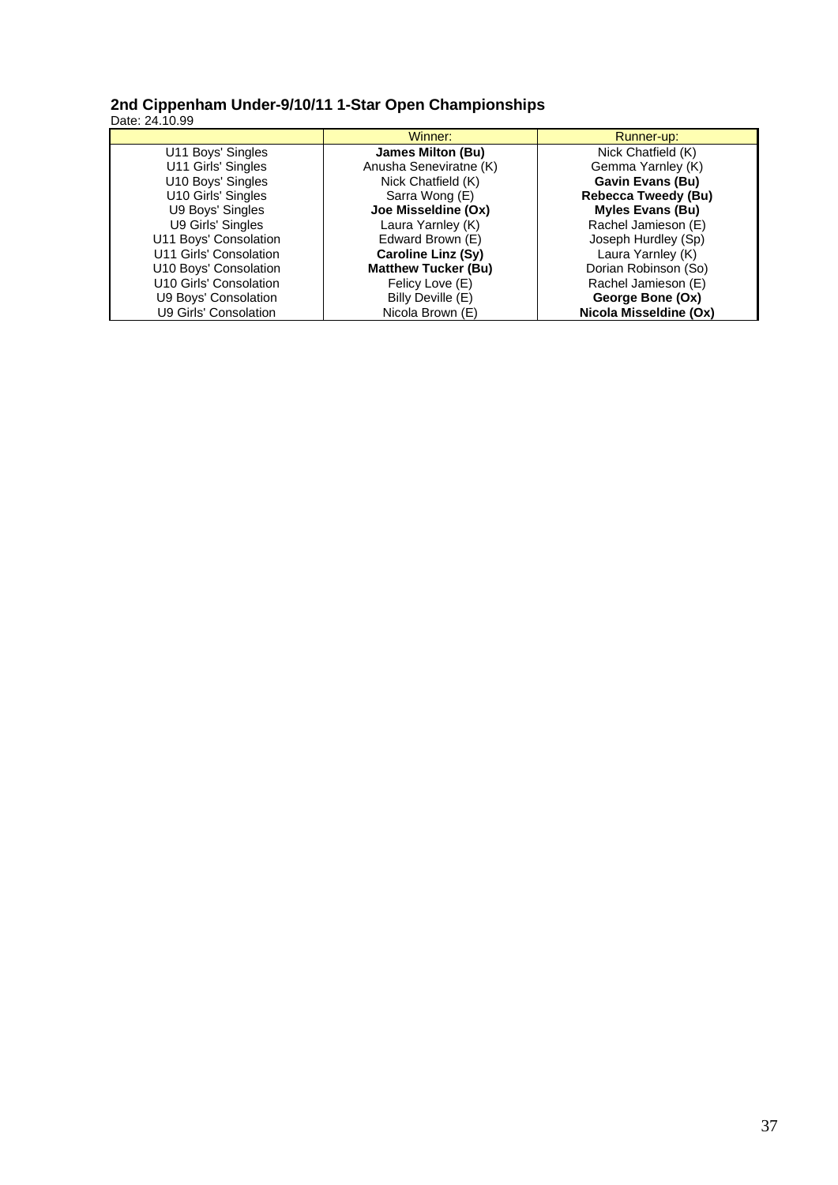## 2nd Cippenham Under-9/10/11 1-Star Open Championships

Date: 24.10.99

| | Winner: | Runner-up: |
|---|---|---|
| U11 Boys' Singles | **James Milton (Bu)** | Nick Chatfield (K) |
| U11 Girls' Singles | Anusha Seneviratne (K) | Gemma Yarnley (K) |
| U10 Boys' Singles | Nick Chatfield (K) | **Gavin Evans (Bu)** |
| U10 Girls' Singles | Sarra Wong (E) | **Rebecca Tweedy (Bu)** |
| U9 Boys' Singles | **Joe Misseldine (Ox)** | **Myles Evans (Bu)** |
| U9 Girls' Singles | Laura Yarnley (K) | Rachel Jamieson (E) |
| U11 Boys' Consolation | Edward Brown (E) | Joseph Hurdley (Sp) |
| U11 Girls' Consolation | **Caroline Linz (Sy)** | Laura Yarnley (K) |
| U10 Boys' Consolation | **Matthew Tucker (Bu)** | Dorian Robinson (So) |
| U10 Girls' Consolation | Felicy Love (E) | Rachel Jamieson (E) |
| U9 Boys' Consolation | Billy Deville (E) | **George Bone (Ox)** |
| U9 Girls' Consolation | Nicola Brown (E) | **Nicola Misseldine (Ox)** |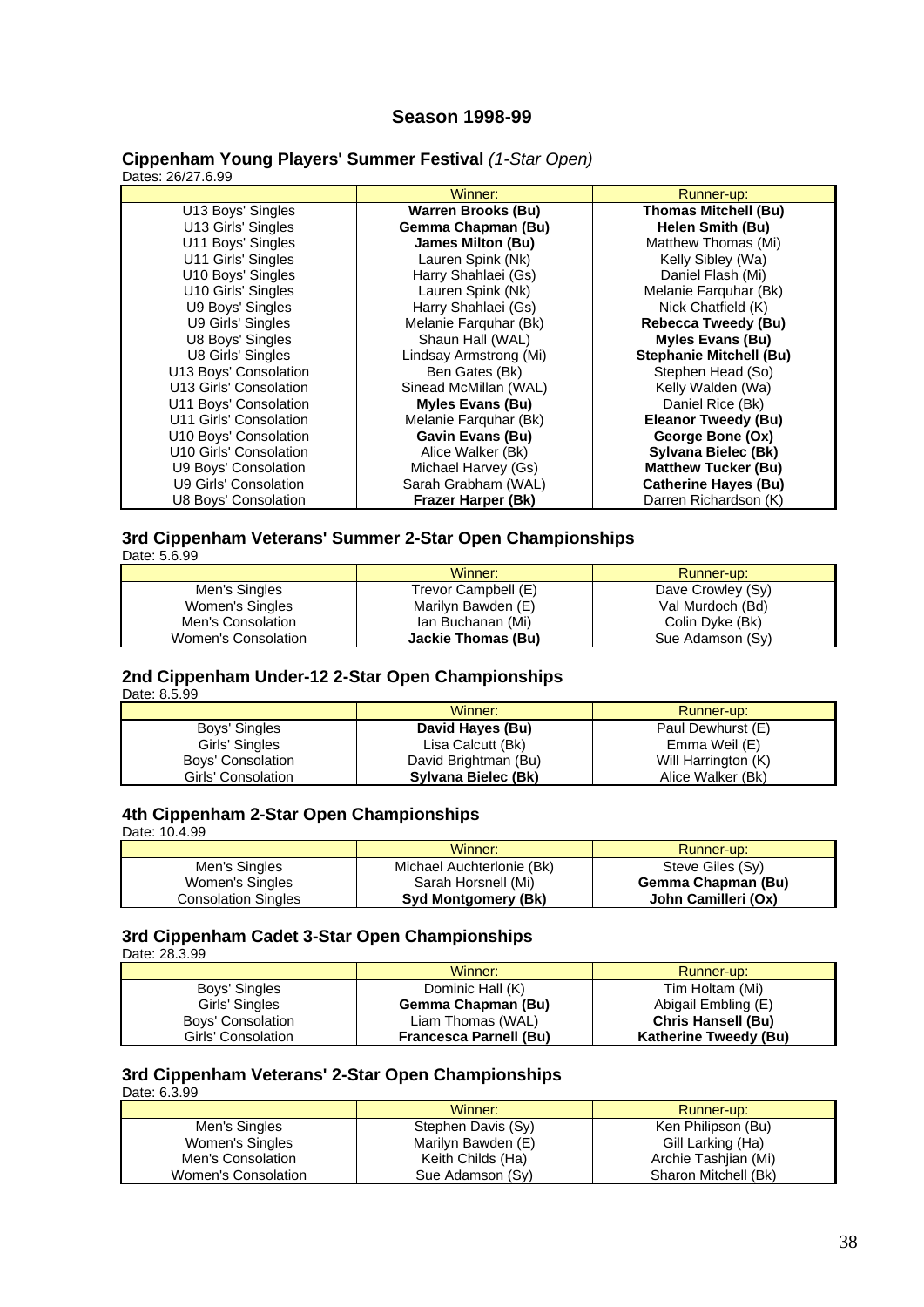# Season 1998-99

## Cippenham Young Players' Summer Festival *(1-Star Open)*

Dates: 26/27.6.99

| | Winner: | Runner-up: |
|---|---|---|
| U13 Boys' Singles | **Warren Brooks (Bu)** | **Thomas Mitchell (Bu)** |
| U13 Girls' Singles | **Gemma Chapman (Bu)** | **Helen Smith (Bu)** |
| U11 Boys' Singles | **James Milton (Bu)** | Matthew Thomas (Mi) |
| U11 Girls' Singles | Lauren Spink (Nk) | Kelly Sibley (Wa) |
| U10 Boys' Singles | Harry Shahlaei (Gs) | Daniel Flash (Mi) |
| U10 Girls' Singles | Lauren Spink (Nk) | Melanie Farquhar (Bk) |
| U9 Boys' Singles | Harry Shahlaei (Gs) | Nick Chatfield (K) |
| U9 Girls' Singles | Melanie Farquhar (Bk) | **Rebecca Tweedy (Bu)** |
| U8 Boys' Singles | Shaun Hall (WAL) | **Myles Evans (Bu)** |
| U8 Girls' Singles | Lindsay Armstrong (Mi) | **Stephanie Mitchell (Bu)** |
| U13 Boys' Consolation | Ben Gates (Bk) | Stephen Head (So) |
| U13 Girls' Consolation | Sinead McMillan (WAL) | Kelly Walden (Wa) |
| U11 Boys' Consolation | **Myles Evans (Bu)** | Daniel Rice (Bk) |
| U11 Girls' Consolation | Melanie Farquhar (Bk) | **Eleanor Tweedy (Bu)** |
| U10 Boys' Consolation | **Gavin Evans (Bu)** | **George Bone (Ox)** |
| U10 Girls' Consolation | Alice Walker (Bk) | **Sylvana Bielec (Bk)** |
| U9 Boys' Consolation | Michael Harvey (Gs) | **Matthew Tucker (Bu)** |
| U9 Girls' Consolation | Sarah Grabham (WAL) | **Catherine Hayes (Bu)** |
| U8 Boys' Consolation | **Frazer Harper (Bk)** | Darren Richardson (K) |

## 3rd Cippenham Veterans' Summer 2-Star Open Championships

Date: 5.6.99

| | Winner: | Runner-up: |
|---|---|---|
| Men's Singles | Trevor Campbell (E) | Dave Crowley (Sy) |
| Women's Singles | Marilyn Bawden (E) | Val Murdoch (Bd) |
| Men's Consolation | Ian Buchanan (Mi) | Colin Dyke (Bk) |
| Women's Consolation | **Jackie Thomas (Bu)** | Sue Adamson (Sy) |

## 2nd Cippenham Under-12 2-Star Open Championships

Date: 8.5.99

| | Winner: | Runner-up: |
|---|---|---|
| Boys' Singles | **David Hayes (Bu)** | Paul Dewhurst (E) |
| Girls' Singles | Lisa Calcutt (Bk) | Emma Weil (E) |
| Boys' Consolation | David Brightman (Bu) | Will Harrington (K) |
| Girls' Consolation | **Sylvana Bielec (Bk)** | Alice Walker (Bk) |

## 4th Cippenham 2-Star Open Championships

Date: 10.4.99

| | Winner: | Runner-up: |
|---|---|---|
| Men's Singles | Michael Auchterlonie (Bk) | Steve Giles (Sy) |
| Women's Singles | Sarah Horsnell (Mi) | **Gemma Chapman (Bu)** |
| Consolation Singles | **Syd Montgomery (Bk)** | **John Camilleri (Ox)** |

## 3rd Cippenham Cadet 3-Star Open Championships

Date: 28.3.99

| | Winner: | Runner-up: |
|---|---|---|
| Boys' Singles | Dominic Hall (K) | Tim Holtam (Mi) |
| Girls' Singles | **Gemma Chapman (Bu)** | Abigail Embling (E) |
| Boys' Consolation | Liam Thomas (WAL) | **Chris Hansell (Bu)** |
| Girls' Consolation | **Francesca Parnell (Bu)** | **Katherine Tweedy (Bu)** |

## 3rd Cippenham Veterans' 2-Star Open Championships

Date: 6.3.99

| | Winner: | Runner-up: |
|---|---|---|
| Men's Singles | Stephen Davis (Sy) | Ken Philipson (Bu) |
| Women's Singles | Marilyn Bawden (E) | Gill Larking (Ha) |
| Men's Consolation | Keith Childs (Ha) | Archie Tashjian (Mi) |
| Women's Consolation | Sue Adamson (Sy) | Sharon Mitchell (Bk) |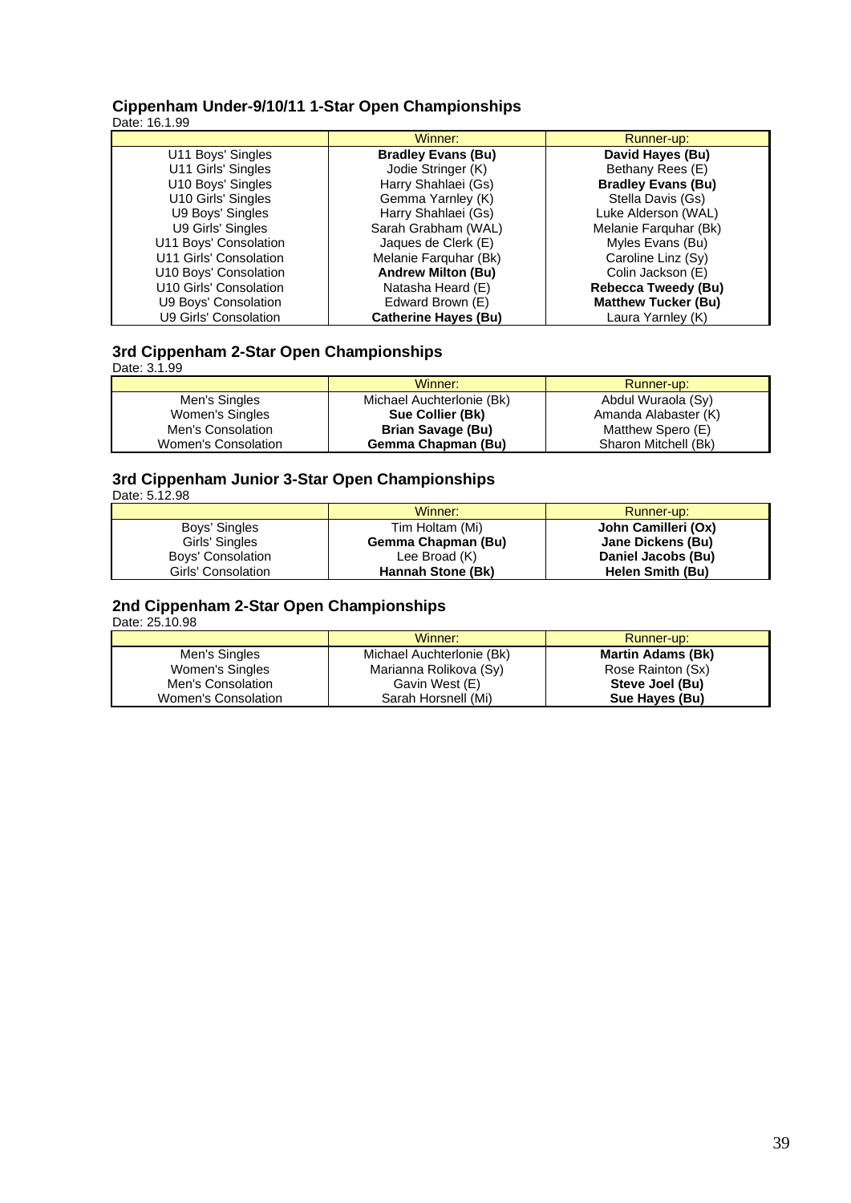### Cippenham Under-9/10/11 1-Star Open Championships

Date: 16.1.99

| | Winner: | Runner-up: |
|---|---|---|
| U11 Boys' Singles | **Bradley Evans (Bu)** | **David Hayes (Bu)** |
| U11 Girls' Singles | Jodie Stringer (K) | Bethany Rees (E) |
| U10 Boys' Singles | Harry Shahlaei (Gs) | **Bradley Evans (Bu)** |
| U10 Girls' Singles | Gemma Yarnley (K) | Stella Davis (Gs) |
| U9 Boys' Singles | Harry Shahlaei (Gs) | Luke Alderson (WAL) |
| U9 Girls' Singles | Sarah Grabham (WAL) | Melanie Farquhar (Bk) |
| U11 Boys' Consolation | Jaques de Clerk (E) | Myles Evans (Bu) |
| U11 Girls' Consolation | Melanie Farquhar (Bk) | Caroline Linz (Sy) |
| U10 Boys' Consolation | **Andrew Milton (Bu)** | Colin Jackson (E) |
| U10 Girls' Consolation | Natasha Heard (E) | **Rebecca Tweedy (Bu)** |
| U9 Boys' Consolation | Edward Brown (E) | **Matthew Tucker (Bu)** |
| U9 Girls' Consolation | **Catherine Hayes (Bu)** | Laura Yarnley (K) |

### 3rd Cippenham 2-Star Open Championships

Date: 3.1.99

| | Winner: | Runner-up: |
|---|---|---|
| Men's Singles | Michael Auchterlonie (Bk) | Abdul Wuraola (Sy) |
| Women's Singles | **Sue Collier (Bk)** | Amanda Alabaster (K) |
| Men's Consolation | **Brian Savage (Bu)** | Matthew Spero (E) |
| Women's Consolation | **Gemma Chapman (Bu)** | Sharon Mitchell (Bk) |

### 3rd Cippenham Junior 3-Star Open Championships

Date: 5.12.98

| | Winner: | Runner-up: |
|---|---|---|
| Boys' Singles | Tim Holtam (Mi) | **John Camilleri (Ox)** |
| Girls' Singles | **Gemma Chapman (Bu)** | **Jane Dickens (Bu)** |
| Boys' Consolation | Lee Broad (K) | **Daniel Jacobs (Bu)** |
| Girls' Consolation | **Hannah Stone (Bk)** | **Helen Smith (Bu)** |

### 2nd Cippenham 2-Star Open Championships

Date: 25.10.98

| | Winner: | Runner-up: |
|---|---|---|
| Men's Singles | Michael Auchterlonie (Bk) | **Martin Adams (Bk)** |
| Women's Singles | Marianna Rolikova (Sy) | Rose Rainton (Sx) |
| Men's Consolation | Gavin West (E) | **Steve Joel (Bu)** |
| Women's Consolation | Sarah Horsnell (Mi) | **Sue Hayes (Bu)** |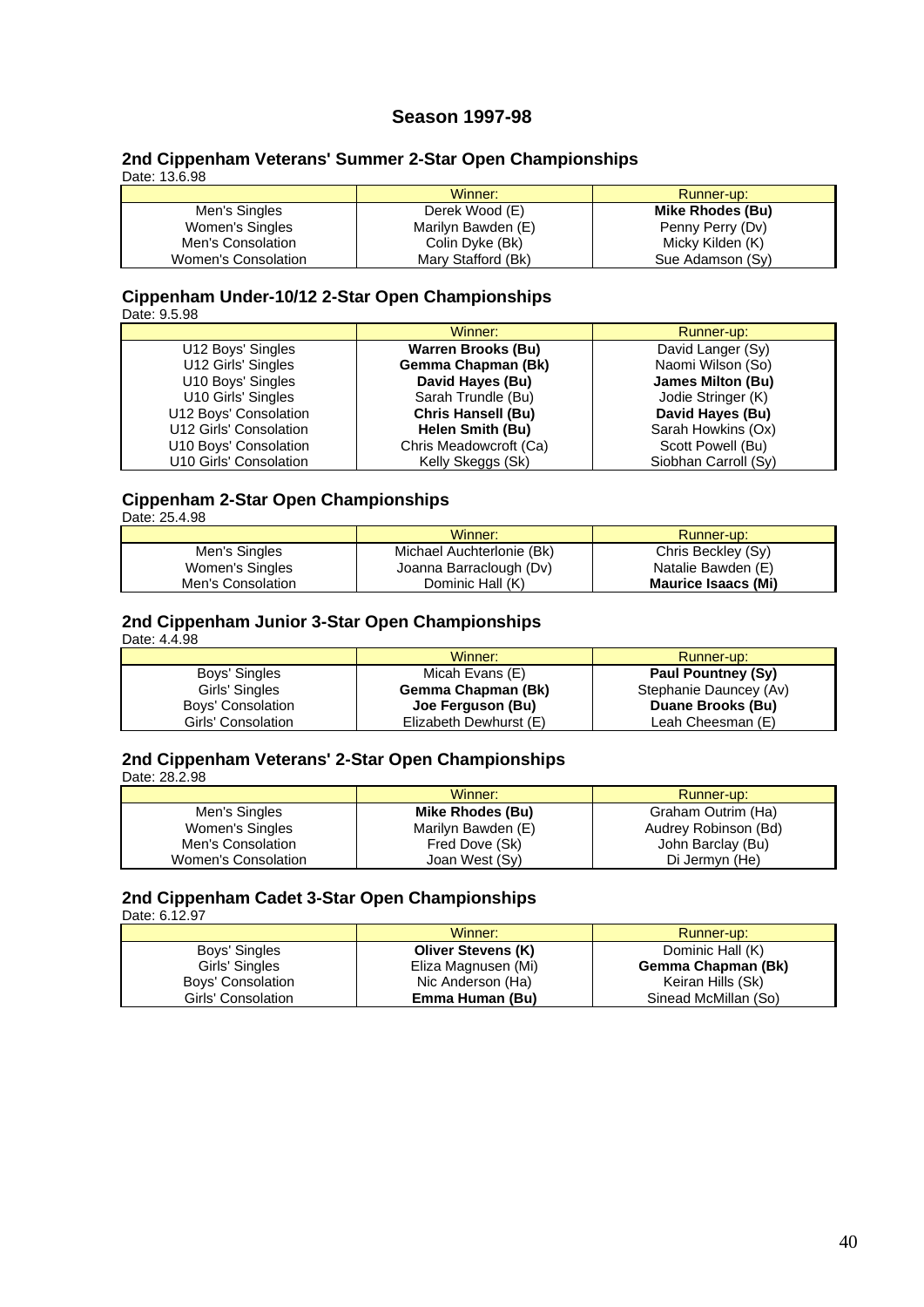## Season 1997-98

### 2nd Cippenham Veterans' Summer 2-Star Open Championships

Date: 13.6.98

| | Winner: | Runner-up: |
|---|---|---|
| Men's Singles | Derek Wood (E) | **Mike Rhodes (Bu)** |
| Women's Singles | Marilyn Bawden (E) | Penny Perry (Dv) |
| Men's Consolation | Colin Dyke (Bk) | Micky Kilden (K) |
| Women's Consolation | Mary Stafford (Bk) | Sue Adamson (Sy) |

### Cippenham Under-10/12 2-Star Open Championships

Date: 9.5.98

| | Winner: | Runner-up: |
|---|---|---|
| U12 Boys' Singles | **Warren Brooks (Bu)** | David Langer (Sy) |
| U12 Girls' Singles | **Gemma Chapman (Bk)** | Naomi Wilson (So) |
| U10 Boys' Singles | **David Hayes (Bu)** | **James Milton (Bu)** |
| U10 Girls' Singles | Sarah Trundle (Bu) | Jodie Stringer (K) |
| U12 Boys' Consolation | **Chris Hansell (Bu)** | **David Hayes (Bu)** |
| U12 Girls' Consolation | **Helen Smith (Bu)** | Sarah Howkins (Ox) |
| U10 Boys' Consolation | Chris Meadowcroft (Ca) | Scott Powell (Bu) |
| U10 Girls' Consolation | Kelly Skeggs (Sk) | Siobhan Carroll (Sy) |

### Cippenham 2-Star Open Championships

Date: 25.4.98

| | Winner: | Runner-up: |
|---|---|---|
| Men's Singles | Michael Auchterlonie (Bk) | Chris Beckley (Sy) |
| Women's Singles | Joanna Barraclough (Dv) | Natalie Bawden (E) |
| Men's Consolation | Dominic Hall (K) | **Maurice Isaacs (Mi)** |

### 2nd Cippenham Junior 3-Star Open Championships

Date: 4.4.98

| | Winner: | Runner-up: |
|---|---|---|
| Boys' Singles | Micah Evans (E) | **Paul Pountney (Sy)** |
| Girls' Singles | **Gemma Chapman (Bk)** | Stephanie Dauncey (Av) |
| Boys' Consolation | **Joe Ferguson (Bu)** | **Duane Brooks (Bu)** |
| Girls' Consolation | Elizabeth Dewhurst (E) | Leah Cheesman (E) |

### 2nd Cippenham Veterans' 2-Star Open Championships

Date: 28.2.98

| | Winner: | Runner-up: |
|---|---|---|
| Men's Singles | **Mike Rhodes (Bu)** | Graham Outrim (Ha) |
| Women's Singles | Marilyn Bawden (E) | Audrey Robinson (Bd) |
| Men's Consolation | Fred Dove (Sk) | John Barclay (Bu) |
| Women's Consolation | Joan West (Sy) | Di Jermyn (He) |

### 2nd Cippenham Cadet 3-Star Open Championships

Date: 6.12.97

| | Winner: | Runner-up: |
|---|---|---|
| Boys' Singles | **Oliver Stevens (K)** | Dominic Hall (K) |
| Girls' Singles | Eliza Magnusen (Mi) | **Gemma Chapman (Bk)** |
| Boys' Consolation | Nic Anderson (Ha) | Keiran Hills (Sk) |
| Girls' Consolation | **Emma Human (Bu)** | Sinead McMillan (So) |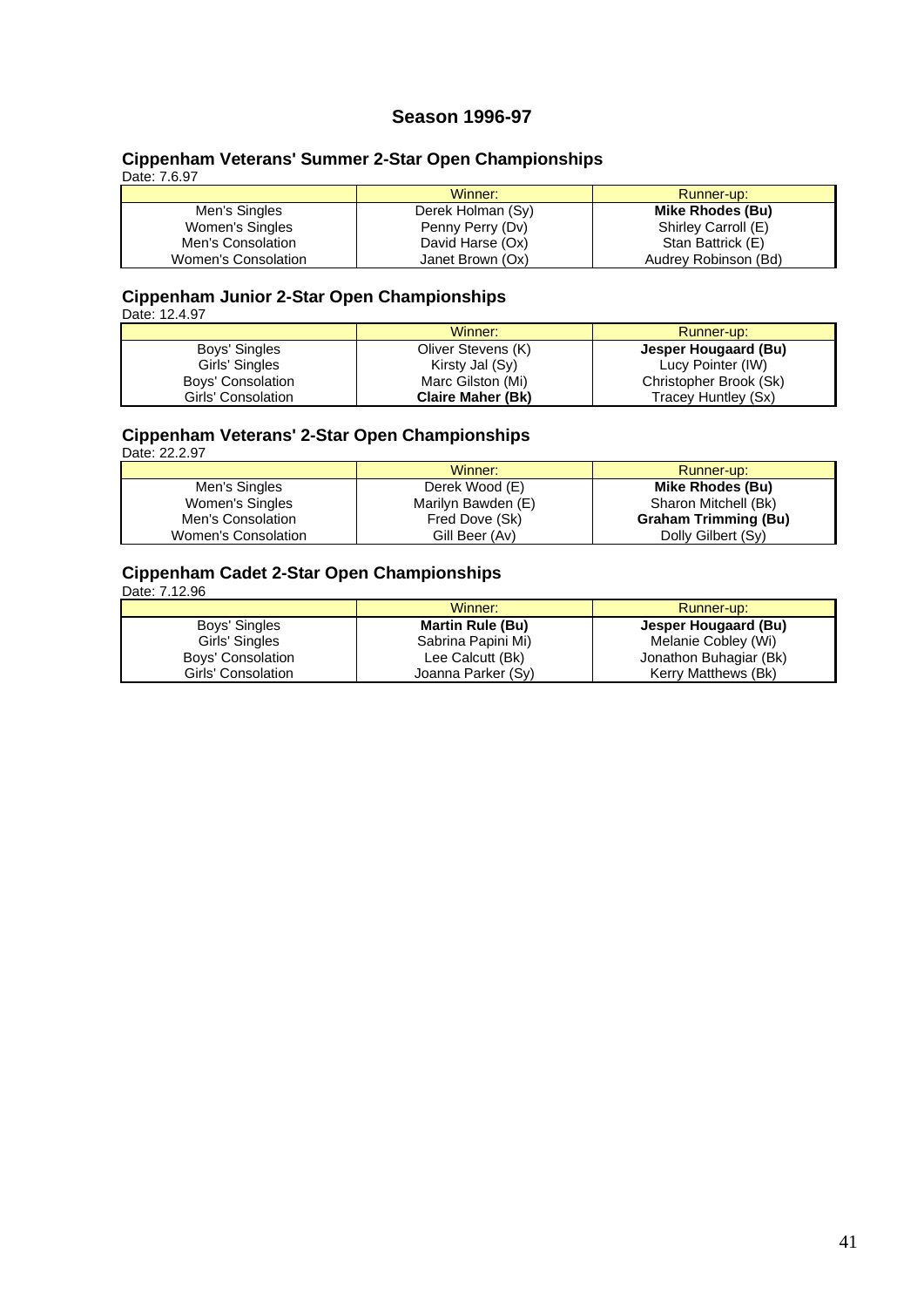# Season 1996-97

## Cippenham Veterans' Summer 2-Star Open Championships

Date: 7.6.97

| | Winner: | Runner-up: |
|---|---|---|
| Men's Singles | Derek Holman (Sy) | **Mike Rhodes (Bu)** |
| Women's Singles | Penny Perry (Dv) | Shirley Carroll (E) |
| Men's Consolation | David Harse (Ox) | Stan Battrick (E) |
| Women's Consolation | Janet Brown (Ox) | Audrey Robinson (Bd) |

## Cippenham Junior 2-Star Open Championships

Date: 12.4.97

| | Winner: | Runner-up: |
|---|---|---|
| Boys' Singles | Oliver Stevens (K) | **Jesper Hougaard (Bu)** |
| Girls' Singles | Kirsty Jal (Sy) | Lucy Pointer (IW) |
| Boys' Consolation | Marc Gilston (Mi) | Christopher Brook (Sk) |
| Girls' Consolation | **Claire Maher (Bk)** | Tracey Huntley (Sx) |

## Cippenham Veterans' 2-Star Open Championships

Date: 22.2.97

| | Winner: | Runner-up: |
|---|---|---|
| Men's Singles | Derek Wood (E) | **Mike Rhodes (Bu)** |
| Women's Singles | Marilyn Bawden (E) | Sharon Mitchell (Bk) |
| Men's Consolation | Fred Dove (Sk) | **Graham Trimming (Bu)** |
| Women's Consolation | Gill Beer (Av) | Dolly Gilbert (Sy) |

## Cippenham Cadet 2-Star Open Championships

Date: 7.12.96

| | Winner: | Runner-up: |
|---|---|---|
| Boys' Singles | **Martin Rule (Bu)** | **Jesper Hougaard (Bu)** |
| Girls' Singles | Sabrina Papini Mi) | Melanie Cobley (Wi) |
| Boys' Consolation | Lee Calcutt (Bk) | Jonathon Buhagiar (Bk) |
| Girls' Consolation | Joanna Parker (Sy) | Kerry Matthews (Bk) |